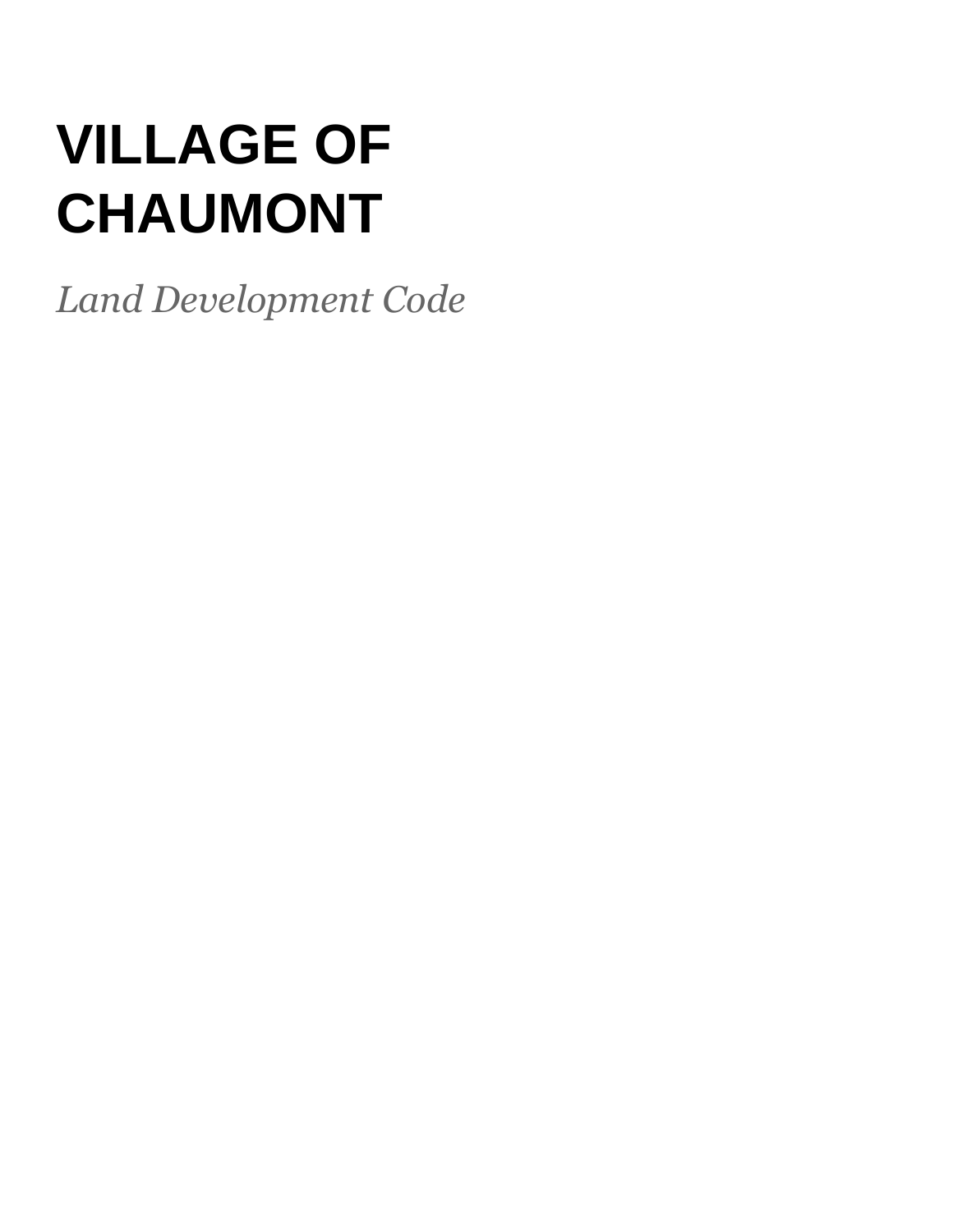# VILLAGE OF CHAUMONT

*Land Development Code*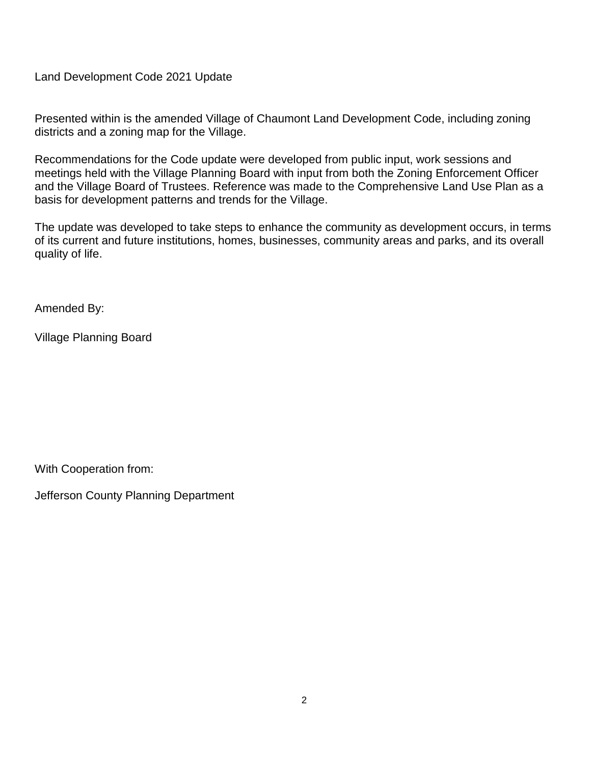Land Development Code 2021 Update

Presented within is the amended Village of Chaumont Land Development Code, including zoning districts and a zoning map for the Village.

Recommendations for the Code update were developed from public input, work sessions and meetings held with the Village Planning Board with input from both the Zoning Enforcement Officer and the Village Board of Trustees. Reference was made to the Comprehensive Land Use Plan as a basis for development patterns and trends for the Village.

The update was developed to take steps to enhance the community as development occurs, in terms of its current and future institutions, homes, businesses, community areas and parks, and its overall quality of life.

Amended By:

Village Planning Board

With Cooperation from:

Jefferson County Planning Department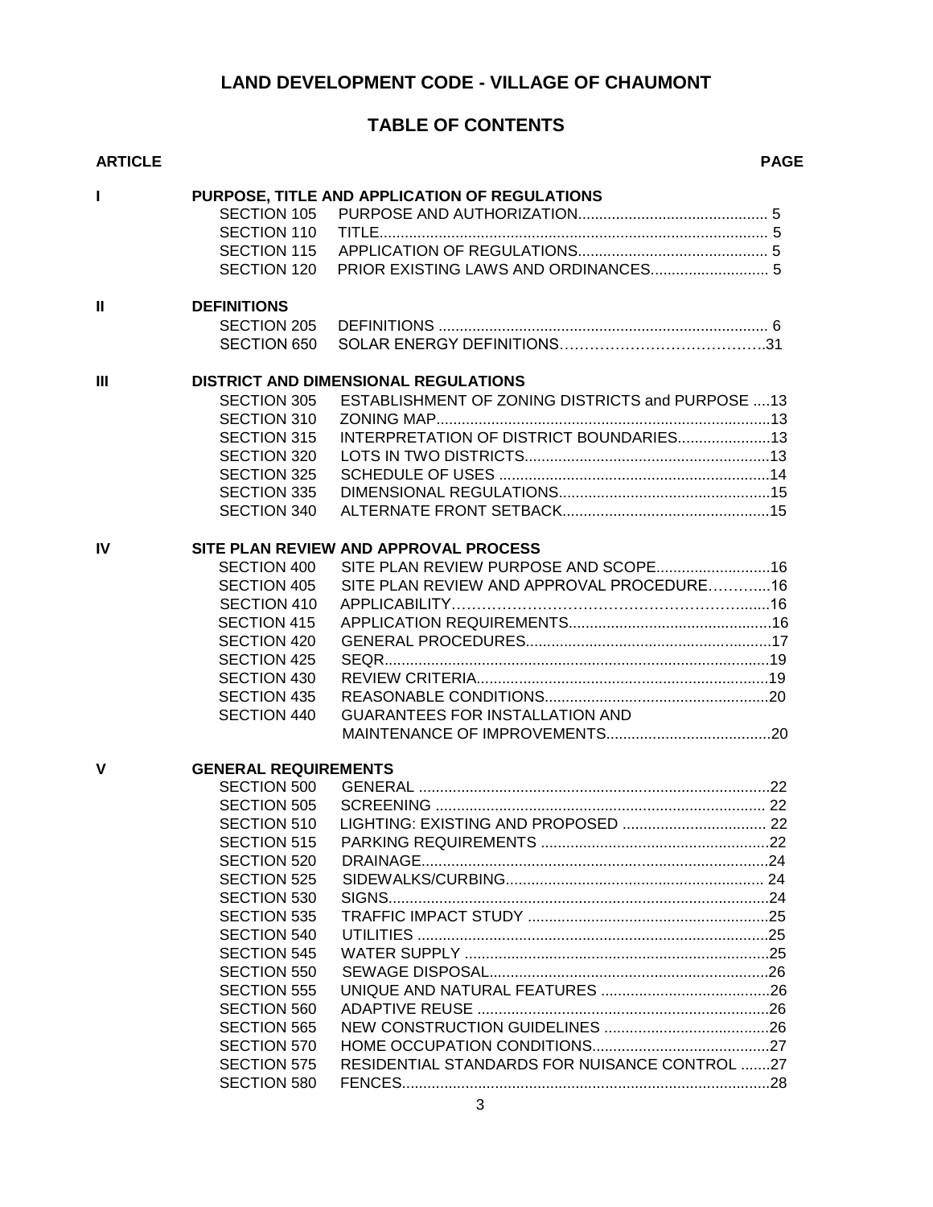# LAND DEVELOPMENT CODE - VILLAGE OF CHAUMONT

## TABLE OF CONTENTS

| ARTICLE | | | PAGE |
|---|---|---|---|
| I | **PURPOSE, TITLE AND APPLICATION OF REGULATIONS** | | |
| | SECTION 105 | PURPOSE AND AUTHORIZATION | 5 |
| | SECTION 110 | TITLE | 5 |
| | SECTION 115 | APPLICATION OF REGULATIONS | 5 |
| | SECTION 120 | PRIOR EXISTING LAWS AND ORDINANCES | 5 |
| II | **DEFINITIONS** | | |
| | SECTION 205 | DEFINITIONS | 6 |
| | SECTION 650 | SOLAR ENERGY DEFINITIONS | 31 |
| III | **DISTRICT AND DIMENSIONAL REGULATIONS** | | |
| | SECTION 305 | ESTABLISHMENT OF ZONING DISTRICTS and PURPOSE | 13 |
| | SECTION 310 | ZONING MAP | 13 |
| | SECTION 315 | INTERPRETATION OF DISTRICT BOUNDARIES | 13 |
| | SECTION 320 | LOTS IN TWO DISTRICTS | 13 |
| | SECTION 325 | SCHEDULE OF USES | 14 |
| | SECTION 335 | DIMENSIONAL REGULATIONS | 15 |
| | SECTION 340 | ALTERNATE FRONT SETBACK | 15 |
| IV | **SITE PLAN REVIEW AND APPROVAL PROCESS** | | |
| | SECTION 400 | SITE PLAN REVIEW PURPOSE AND SCOPE | 16 |
| | SECTION 405 | SITE PLAN REVIEW AND APPROVAL PROCEDURE | 16 |
| | SECTION 410 | APPLICABILITY | 16 |
| | SECTION 415 | APPLICATION REQUIREMENTS | 16 |
| | SECTION 420 | GENERAL PROCEDURES | 17 |
| | SECTION 425 | SEQR | 19 |
| | SECTION 430 | REVIEW CRITERIA | 19 |
| | SECTION 435 | REASONABLE CONDITIONS | 20 |
| | SECTION 440 | GUARANTEES FOR INSTALLATION AND MAINTENANCE OF IMPROVEMENTS | 20 |
| V | **GENERAL REQUIREMENTS** | | |
| | SECTION 500 | GENERAL | 22 |
| | SECTION 505 | SCREENING | 22 |
| | SECTION 510 | LIGHTING: EXISTING AND PROPOSED | 22 |
| | SECTION 515 | PARKING REQUIREMENTS | 22 |
| | SECTION 520 | DRAINAGE | 24 |
| | SECTION 525 | SIDEWALKS/CURBING | 24 |
| | SECTION 530 | SIGNS | 24 |
| | SECTION 535 | TRAFFIC IMPACT STUDY | 25 |
| | SECTION 540 | UTILITIES | 25 |
| | SECTION 545 | WATER SUPPLY | 25 |
| | SECTION 550 | SEWAGE DISPOSAL | 26 |
| | SECTION 555 | UNIQUE AND NATURAL FEATURES | 26 |
| | SECTION 560 | ADAPTIVE REUSE | 26 |
| | SECTION 565 | NEW CONSTRUCTION GUIDELINES | 26 |
| | SECTION 570 | HOME OCCUPATION CONDITIONS | 27 |
| | SECTION 575 | RESIDENTIAL STANDARDS FOR NUISANCE CONTROL | 27 |
| | SECTION 580 | FENCES | 28 |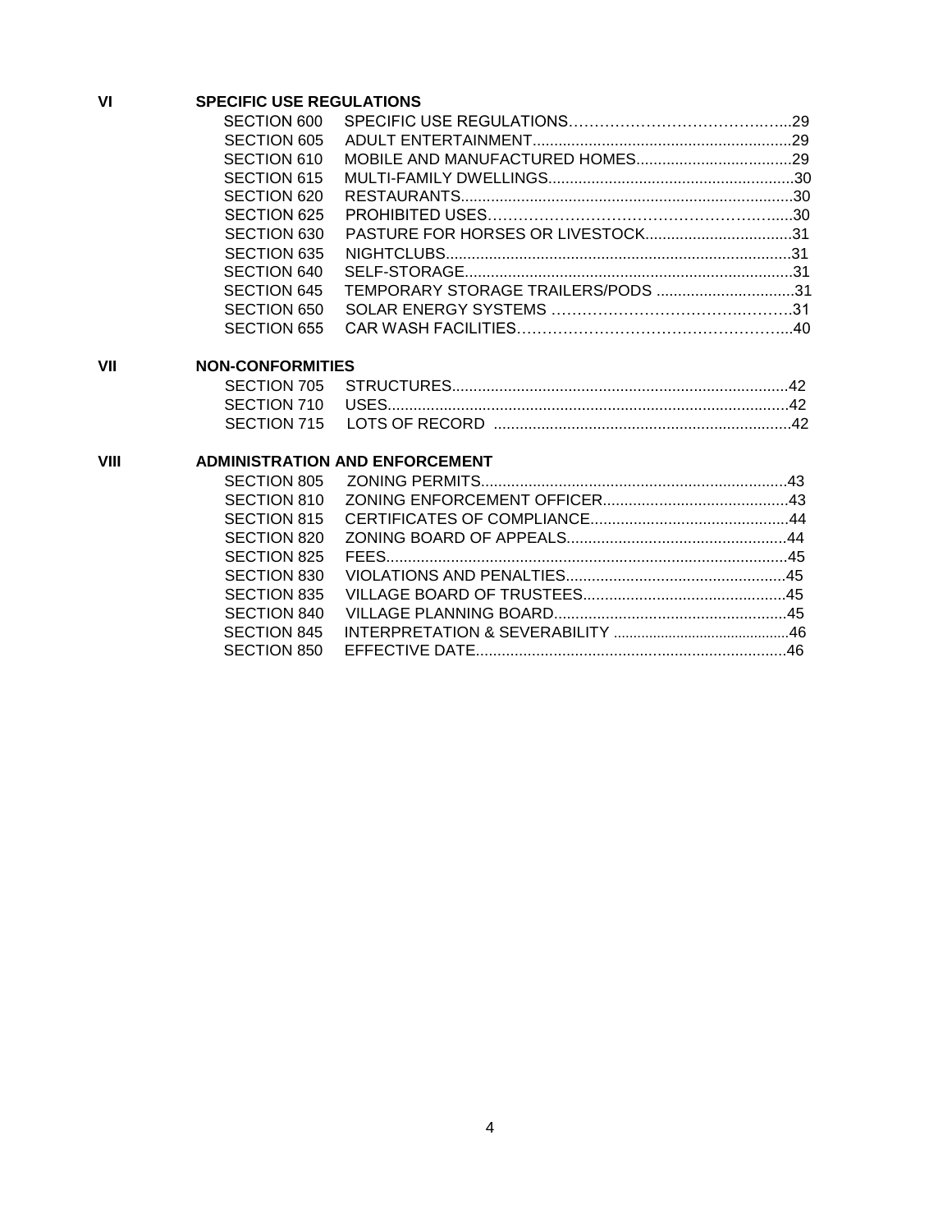**VI SPECIFIC USE REGULATIONS**

| | | |
|---|---|---|
| SECTION 600 | SPECIFIC USE REGULATIONS | 29 |
| SECTION 605 | ADULT ENTERTAINMENT | 29 |
| SECTION 610 | MOBILE AND MANUFACTURED HOMES | 29 |
| SECTION 615 | MULTI-FAMILY DWELLINGS | 30 |
| SECTION 620 | RESTAURANTS | 30 |
| SECTION 625 | PROHIBITED USES | 30 |
| SECTION 630 | PASTURE FOR HORSES OR LIVESTOCK | 31 |
| SECTION 635 | NIGHTCLUBS | 31 |
| SECTION 640 | SELF-STORAGE | 31 |
| SECTION 645 | TEMPORARY STORAGE TRAILERS/PODS | 31 |
| SECTION 650 | SOLAR ENERGY SYSTEMS | 31 |
| SECTION 655 | CAR WASH FACILITIES | 40 |

**VII NON-CONFORMITIES**

| | | |
|---|---|---|
| SECTION 705 | STRUCTURES | 42 |
| SECTION 710 | USES | 42 |
| SECTION 715 | LOTS OF RECORD | 42 |

**VIII ADMINISTRATION AND ENFORCEMENT**

| | | |
|---|---|---|
| SECTION 805 | ZONING PERMITS | 43 |
| SECTION 810 | ZONING ENFORCEMENT OFFICER | 43 |
| SECTION 815 | CERTIFICATES OF COMPLIANCE | 44 |
| SECTION 820 | ZONING BOARD OF APPEALS | 44 |
| SECTION 825 | FEES | 45 |
| SECTION 830 | VIOLATIONS AND PENALTIES | 45 |
| SECTION 835 | VILLAGE BOARD OF TRUSTEES | 45 |
| SECTION 840 | VILLAGE PLANNING BOARD | 45 |
| SECTION 845 | INTERPRETATION & SEVERABILITY | 46 |
| SECTION 850 | EFFECTIVE DATE | 46 |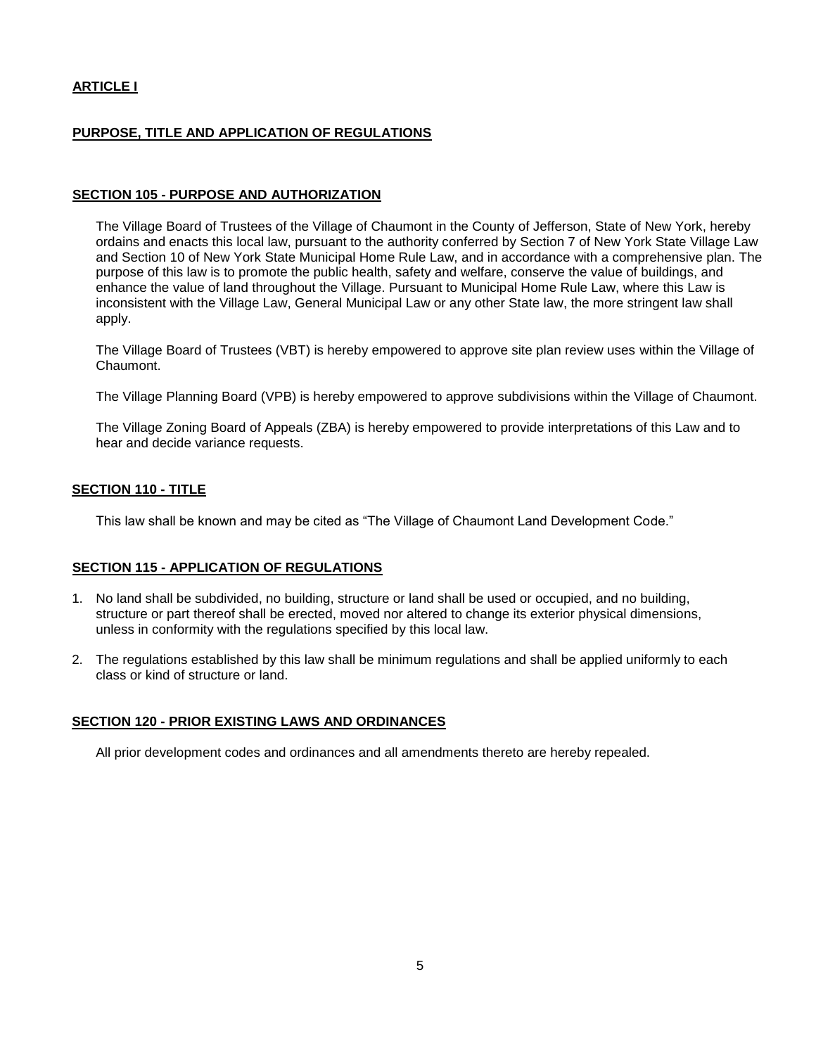## ARTICLE I

## PURPOSE, TITLE AND APPLICATION OF REGULATIONS

### SECTION 105 - PURPOSE AND AUTHORIZATION

The Village Board of Trustees of the Village of Chaumont in the County of Jefferson, State of New York, hereby ordains and enacts this local law, pursuant to the authority conferred by Section 7 of New York State Village Law and Section 10 of New York State Municipal Home Rule Law, and in accordance with a comprehensive plan. The purpose of this law is to promote the public health, safety and welfare, conserve the value of buildings, and enhance the value of land throughout the Village. Pursuant to Municipal Home Rule Law, where this Law is inconsistent with the Village Law, General Municipal Law or any other State law, the more stringent law shall apply.

The Village Board of Trustees (VBT) is hereby empowered to approve site plan review uses within the Village of Chaumont.

The Village Planning Board (VPB) is hereby empowered to approve subdivisions within the Village of Chaumont.

The Village Zoning Board of Appeals (ZBA) is hereby empowered to provide interpretations of this Law and to hear and decide variance requests.

### SECTION 110 - TITLE

This law shall be known and may be cited as "The Village of Chaumont Land Development Code."

### SECTION 115 - APPLICATION OF REGULATIONS

1. No land shall be subdivided, no building, structure or land shall be used or occupied, and no building, structure or part thereof shall be erected, moved nor altered to change its exterior physical dimensions, unless in conformity with the regulations specified by this local law.
2. The regulations established by this law shall be minimum regulations and shall be applied uniformly to each class or kind of structure or land.

### SECTION 120 - PRIOR EXISTING LAWS AND ORDINANCES

All prior development codes and ordinances and all amendments thereto are hereby repealed.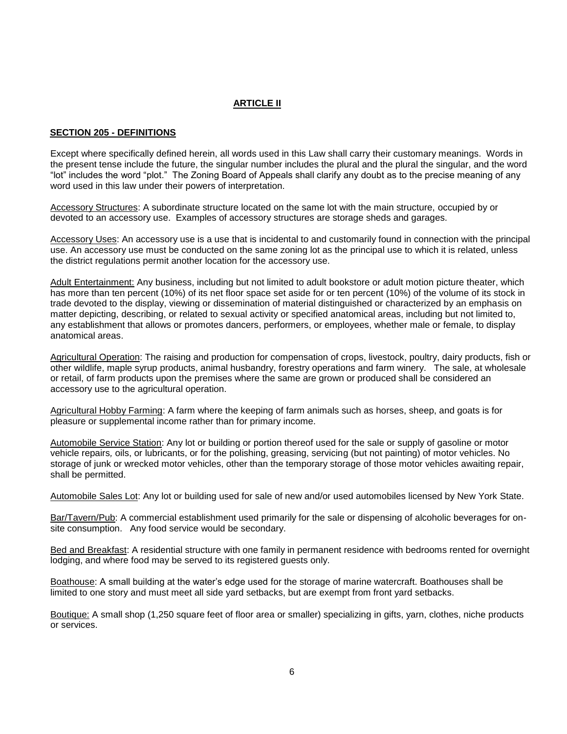## ARTICLE II

### SECTION 205 - DEFINITIONS

Except where specifically defined herein, all words used in this Law shall carry their customary meanings. Words in the present tense include the future, the singular number includes the plural and the plural the singular, and the word "lot" includes the word "plot." The Zoning Board of Appeals shall clarify any doubt as to the precise meaning of any word used in this law under their powers of interpretation.

Accessory Structures: A subordinate structure located on the same lot with the main structure, occupied by or devoted to an accessory use. Examples of accessory structures are storage sheds and garages.

Accessory Uses: An accessory use is a use that is incidental to and customarily found in connection with the principal use. An accessory use must be conducted on the same zoning lot as the principal use to which it is related, unless the district regulations permit another location for the accessory use.

Adult Entertainment: Any business, including but not limited to adult bookstore or adult motion picture theater, which has more than ten percent (10%) of its net floor space set aside for or ten percent (10%) of the volume of its stock in trade devoted to the display, viewing or dissemination of material distinguished or characterized by an emphasis on matter depicting, describing, or related to sexual activity or specified anatomical areas, including but not limited to, any establishment that allows or promotes dancers, performers, or employees, whether male or female, to display anatomical areas.

Agricultural Operation: The raising and production for compensation of crops, livestock, poultry, dairy products, fish or other wildlife, maple syrup products, animal husbandry, forestry operations and farm winery. The sale, at wholesale or retail, of farm products upon the premises where the same are grown or produced shall be considered an accessory use to the agricultural operation.

Agricultural Hobby Farming: A farm where the keeping of farm animals such as horses, sheep, and goats is for pleasure or supplemental income rather than for primary income.

Automobile Service Station: Any lot or building or portion thereof used for the sale or supply of gasoline or motor vehicle repairs, oils, or lubricants, or for the polishing, greasing, servicing (but not painting) of motor vehicles. No storage of junk or wrecked motor vehicles, other than the temporary storage of those motor vehicles awaiting repair, shall be permitted.

Automobile Sales Lot: Any lot or building used for sale of new and/or used automobiles licensed by New York State.

Bar/Tavern/Pub: A commercial establishment used primarily for the sale or dispensing of alcoholic beverages for on-site consumption. Any food service would be secondary.

Bed and Breakfast: A residential structure with one family in permanent residence with bedrooms rented for overnight lodging, and where food may be served to its registered guests only.

Boathouse: A small building at the water's edge used for the storage of marine watercraft. Boathouses shall be limited to one story and must meet all side yard setbacks, but are exempt from front yard setbacks.

Boutique: A small shop (1,250 square feet of floor area or smaller) specializing in gifts, yarn, clothes, niche products or services.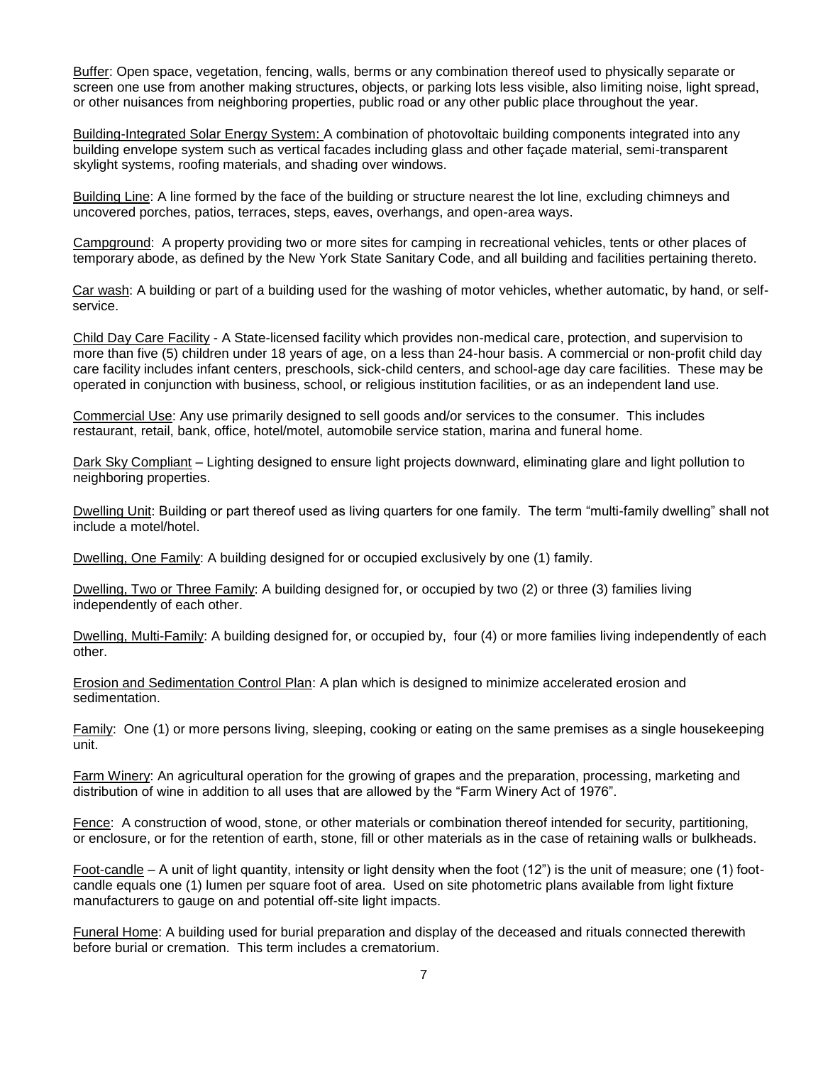Buffer: Open space, vegetation, fencing, walls, berms or any combination thereof used to physically separate or screen one use from another making structures, objects, or parking lots less visible, also limiting noise, light spread, or other nuisances from neighboring properties, public road or any other public place throughout the year.

Building-Integrated Solar Energy System: A combination of photovoltaic building components integrated into any building envelope system such as vertical facades including glass and other façade material, semi-transparent skylight systems, roofing materials, and shading over windows.

Building Line: A line formed by the face of the building or structure nearest the lot line, excluding chimneys and uncovered porches, patios, terraces, steps, eaves, overhangs, and open-area ways.

Campground: A property providing two or more sites for camping in recreational vehicles, tents or other places of temporary abode, as defined by the New York State Sanitary Code, and all building and facilities pertaining thereto.

Car wash: A building or part of a building used for the washing of motor vehicles, whether automatic, by hand, or self-service.

Child Day Care Facility - A State-licensed facility which provides non-medical care, protection, and supervision to more than five (5) children under 18 years of age, on a less than 24-hour basis. A commercial or non-profit child day care facility includes infant centers, preschools, sick-child centers, and school-age day care facilities. These may be operated in conjunction with business, school, or religious institution facilities, or as an independent land use.

Commercial Use: Any use primarily designed to sell goods and/or services to the consumer. This includes restaurant, retail, bank, office, hotel/motel, automobile service station, marina and funeral home.

Dark Sky Compliant – Lighting designed to ensure light projects downward, eliminating glare and light pollution to neighboring properties.

Dwelling Unit: Building or part thereof used as living quarters for one family. The term "multi-family dwelling" shall not include a motel/hotel.

Dwelling, One Family: A building designed for or occupied exclusively by one (1) family.

Dwelling, Two or Three Family: A building designed for, or occupied by two (2) or three (3) families living independently of each other.

Dwelling, Multi-Family: A building designed for, or occupied by, four (4) or more families living independently of each other.

Erosion and Sedimentation Control Plan: A plan which is designed to minimize accelerated erosion and sedimentation.

Family: One (1) or more persons living, sleeping, cooking or eating on the same premises as a single housekeeping unit.

Farm Winery: An agricultural operation for the growing of grapes and the preparation, processing, marketing and distribution of wine in addition to all uses that are allowed by the "Farm Winery Act of 1976".

Fence: A construction of wood, stone, or other materials or combination thereof intended for security, partitioning, or enclosure, or for the retention of earth, stone, fill or other materials as in the case of retaining walls or bulkheads.

Foot-candle – A unit of light quantity, intensity or light density when the foot (12") is the unit of measure; one (1) foot-candle equals one (1) lumen per square foot of area. Used on site photometric plans available from light fixture manufacturers to gauge on and potential off-site light impacts.

Funeral Home: A building used for burial preparation and display of the deceased and rituals connected therewith before burial or cremation. This term includes a crematorium.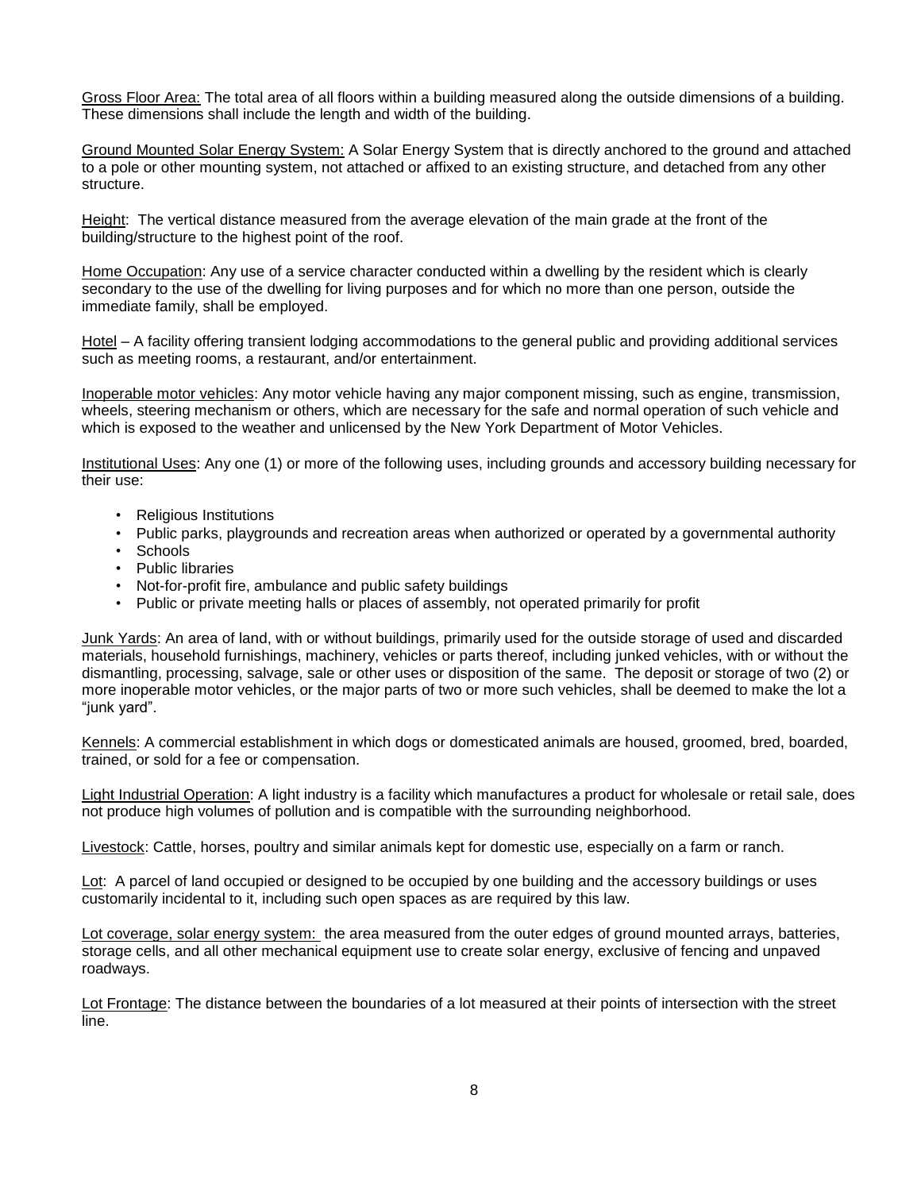Gross Floor Area: The total area of all floors within a building measured along the outside dimensions of a building. These dimensions shall include the length and width of the building.

Ground Mounted Solar Energy System: A Solar Energy System that is directly anchored to the ground and attached to a pole or other mounting system, not attached or affixed to an existing structure, and detached from any other structure.

Height: The vertical distance measured from the average elevation of the main grade at the front of the building/structure to the highest point of the roof.

Home Occupation: Any use of a service character conducted within a dwelling by the resident which is clearly secondary to the use of the dwelling for living purposes and for which no more than one person, outside the immediate family, shall be employed.

Hotel – A facility offering transient lodging accommodations to the general public and providing additional services such as meeting rooms, a restaurant, and/or entertainment.

Inoperable motor vehicles: Any motor vehicle having any major component missing, such as engine, transmission, wheels, steering mechanism or others, which are necessary for the safe and normal operation of such vehicle and which is exposed to the weather and unlicensed by the New York Department of Motor Vehicles.

Institutional Uses: Any one (1) or more of the following uses, including grounds and accessory building necessary for their use:

- Religious Institutions
- Public parks, playgrounds and recreation areas when authorized or operated by a governmental authority
- Schools
- Public libraries
- Not-for-profit fire, ambulance and public safety buildings
- Public or private meeting halls or places of assembly, not operated primarily for profit

Junk Yards: An area of land, with or without buildings, primarily used for the outside storage of used and discarded materials, household furnishings, machinery, vehicles or parts thereof, including junked vehicles, with or without the dismantling, processing, salvage, sale or other uses or disposition of the same. The deposit or storage of two (2) or more inoperable motor vehicles, or the major parts of two or more such vehicles, shall be deemed to make the lot a "junk yard".

Kennels: A commercial establishment in which dogs or domesticated animals are housed, groomed, bred, boarded, trained, or sold for a fee or compensation.

Light Industrial Operation: A light industry is a facility which manufactures a product for wholesale or retail sale, does not produce high volumes of pollution and is compatible with the surrounding neighborhood.

Livestock: Cattle, horses, poultry and similar animals kept for domestic use, especially on a farm or ranch.

Lot: A parcel of land occupied or designed to be occupied by one building and the accessory buildings or uses customarily incidental to it, including such open spaces as are required by this law.

Lot coverage, solar energy system: the area measured from the outer edges of ground mounted arrays, batteries, storage cells, and all other mechanical equipment use to create solar energy, exclusive of fencing and unpaved roadways.

Lot Frontage: The distance between the boundaries of a lot measured at their points of intersection with the street line.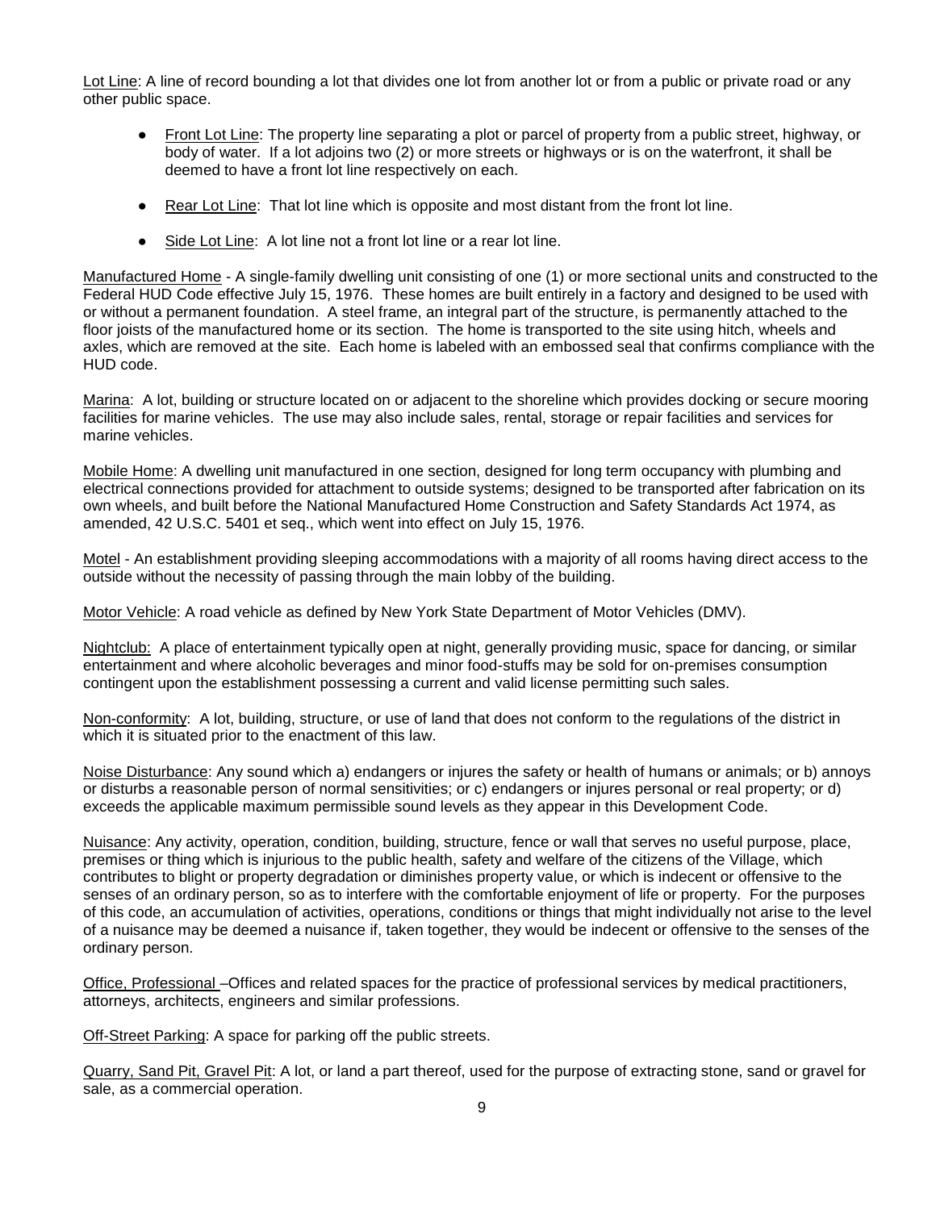Lot Line: A line of record bounding a lot that divides one lot from another lot or from a public or private road or any other public space.

- Front Lot Line: The property line separating a plot or parcel of property from a public street, highway, or body of water. If a lot adjoins two (2) or more streets or highways or is on the waterfront, it shall be deemed to have a front lot line respectively on each.

- Rear Lot Line: That lot line which is opposite and most distant from the front lot line.

- Side Lot Line: A lot line not a front lot line or a rear lot line.

Manufactured Home - A single-family dwelling unit consisting of one (1) or more sectional units and constructed to the Federal HUD Code effective July 15, 1976. These homes are built entirely in a factory and designed to be used with or without a permanent foundation. A steel frame, an integral part of the structure, is permanently attached to the floor joists of the manufactured home or its section. The home is transported to the site using hitch, wheels and axles, which are removed at the site. Each home is labeled with an embossed seal that confirms compliance with the HUD code.

Marina: A lot, building or structure located on or adjacent to the shoreline which provides docking or secure mooring facilities for marine vehicles. The use may also include sales, rental, storage or repair facilities and services for marine vehicles.

Mobile Home: A dwelling unit manufactured in one section, designed for long term occupancy with plumbing and electrical connections provided for attachment to outside systems; designed to be transported after fabrication on its own wheels, and built before the National Manufactured Home Construction and Safety Standards Act 1974, as amended, 42 U.S.C. 5401 et seq., which went into effect on July 15, 1976.

Motel - An establishment providing sleeping accommodations with a majority of all rooms having direct access to the outside without the necessity of passing through the main lobby of the building.

Motor Vehicle: A road vehicle as defined by New York State Department of Motor Vehicles (DMV).

Nightclub: A place of entertainment typically open at night, generally providing music, space for dancing, or similar entertainment and where alcoholic beverages and minor food-stuffs may be sold for on-premises consumption contingent upon the establishment possessing a current and valid license permitting such sales.

Non-conformity: A lot, building, structure, or use of land that does not conform to the regulations of the district in which it is situated prior to the enactment of this law.

Noise Disturbance: Any sound which a) endangers or injures the safety or health of humans or animals; or b) annoys or disturbs a reasonable person of normal sensitivities; or c) endangers or injures personal or real property; or d) exceeds the applicable maximum permissible sound levels as they appear in this Development Code.

Nuisance: Any activity, operation, condition, building, structure, fence or wall that serves no useful purpose, place, premises or thing which is injurious to the public health, safety and welfare of the citizens of the Village, which contributes to blight or property degradation or diminishes property value, or which is indecent or offensive to the senses of an ordinary person, so as to interfere with the comfortable enjoyment of life or property. For the purposes of this code, an accumulation of activities, operations, conditions or things that might individually not arise to the level of a nuisance may be deemed a nuisance if, taken together, they would be indecent or offensive to the senses of the ordinary person.

Office, Professional –Offices and related spaces for the practice of professional services by medical practitioners, attorneys, architects, engineers and similar professions.

Off-Street Parking: A space for parking off the public streets.

Quarry, Sand Pit, Gravel Pit: A lot, or land a part thereof, used for the purpose of extracting stone, sand or gravel for sale, as a commercial operation.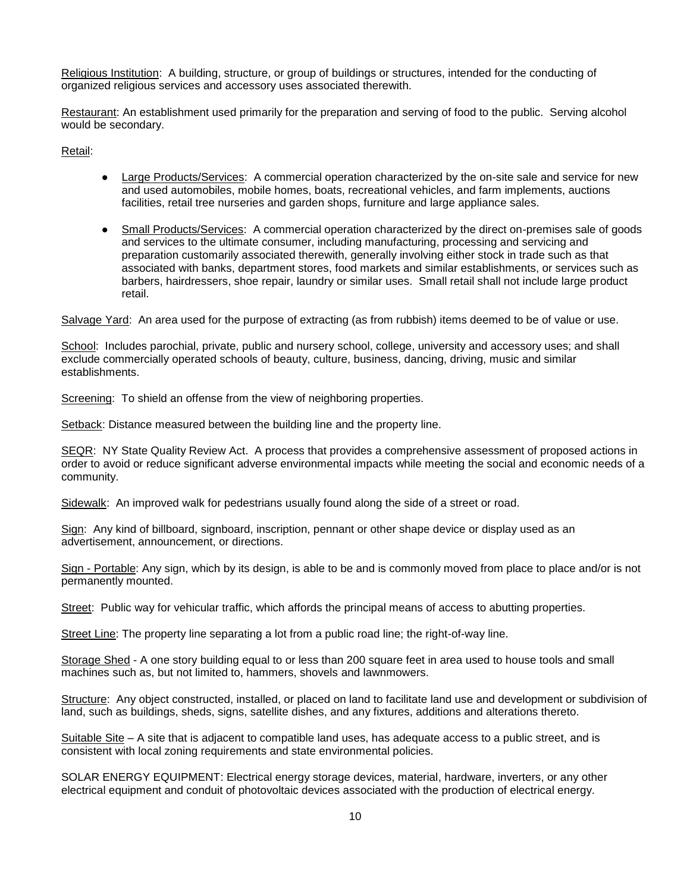<u>Religious Institution</u>: A building, structure, or group of buildings or structures, intended for the conducting of organized religious services and accessory uses associated therewith.

<u>Restaurant</u>: An establishment used primarily for the preparation and serving of food to the public. Serving alcohol would be secondary.

<u>Retail</u>:

- <u>Large Products/Services</u>: A commercial operation characterized by the on-site sale and service for new and used automobiles, mobile homes, boats, recreational vehicles, and farm implements, auctions facilities, retail tree nurseries and garden shops, furniture and large appliance sales.

- <u>Small Products/Services</u>: A commercial operation characterized by the direct on-premises sale of goods and services to the ultimate consumer, including manufacturing, processing and servicing and preparation customarily associated therewith, generally involving either stock in trade such as that associated with banks, department stores, food markets and similar establishments, or services such as barbers, hairdressers, shoe repair, laundry or similar uses. Small retail shall not include large product retail.

<u>Salvage Yard</u>: An area used for the purpose of extracting (as from rubbish) items deemed to be of value or use.

<u>School</u>: Includes parochial, private, public and nursery school, college, university and accessory uses; and shall exclude commercially operated schools of beauty, culture, business, dancing, driving, music and similar establishments.

<u>Screening</u>: To shield an offense from the view of neighboring properties.

<u>Setback</u>: Distance measured between the building line and the property line.

<u>SEQR</u>: NY State Quality Review Act. A process that provides a comprehensive assessment of proposed actions in order to avoid or reduce significant adverse environmental impacts while meeting the social and economic needs of a community.

<u>Sidewalk</u>: An improved walk for pedestrians usually found along the side of a street or road.

<u>Sign</u>: Any kind of billboard, signboard, inscription, pennant or other shape device or display used as an advertisement, announcement, or directions.

<u>Sign - Portable</u>: Any sign, which by its design, is able to be and is commonly moved from place to place and/or is not permanently mounted.

<u>Street</u>: Public way for vehicular traffic, which affords the principal means of access to abutting properties.

<u>Street Line</u>: The property line separating a lot from a public road line; the right-of-way line.

<u>Storage Shed</u> - A one story building equal to or less than 200 square feet in area used to house tools and small machines such as, but not limited to, hammers, shovels and lawnmowers.

<u>Structure</u>: Any object constructed, installed, or placed on land to facilitate land use and development or subdivision of land, such as buildings, sheds, signs, satellite dishes, and any fixtures, additions and alterations thereto.

<u>Suitable Site</u> – A site that is adjacent to compatible land uses, has adequate access to a public street, and is consistent with local zoning requirements and state environmental policies.

SOLAR ENERGY EQUIPMENT: Electrical energy storage devices, material, hardware, inverters, or any other electrical equipment and conduit of photovoltaic devices associated with the production of electrical energy.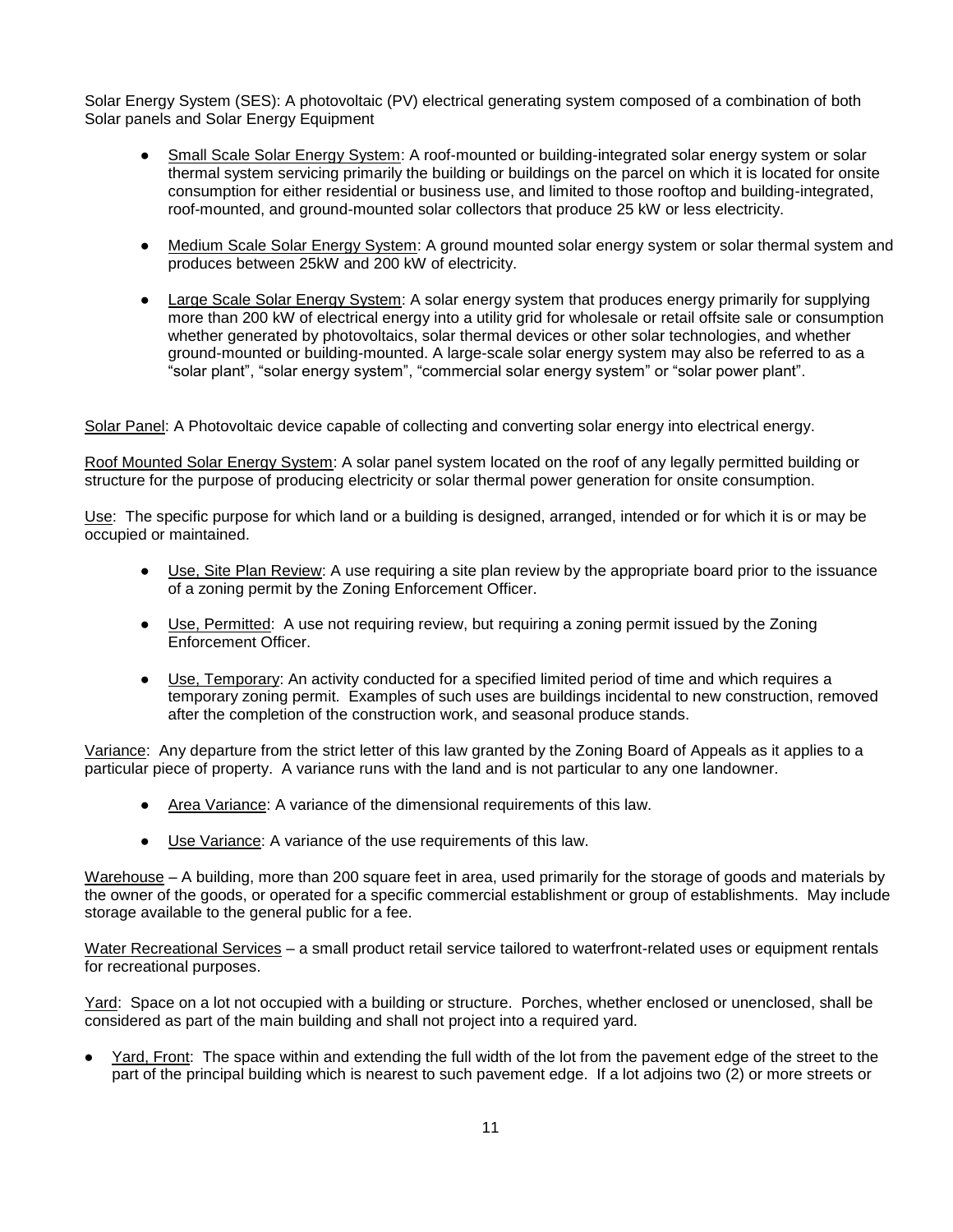Solar Energy System (SES): A photovoltaic (PV) electrical generating system composed of a combination of both Solar panels and Solar Energy Equipment

- Small Scale Solar Energy System: A roof-mounted or building-integrated solar energy system or solar thermal system servicing primarily the building or buildings on the parcel on which it is located for onsite consumption for either residential or business use, and limited to those rooftop and building-integrated, roof-mounted, and ground-mounted solar collectors that produce 25 kW or less electricity.

- Medium Scale Solar Energy System: A ground mounted solar energy system or solar thermal system and produces between 25kW and 200 kW of electricity.

- Large Scale Solar Energy System: A solar energy system that produces energy primarily for supplying more than 200 kW of electrical energy into a utility grid for wholesale or retail offsite sale or consumption whether generated by photovoltaics, solar thermal devices or other solar technologies, and whether ground-mounted or building-mounted. A large-scale solar energy system may also be referred to as a "solar plant", "solar energy system", "commercial solar energy system" or "solar power plant".

Solar Panel: A Photovoltaic device capable of collecting and converting solar energy into electrical energy.

Roof Mounted Solar Energy System: A solar panel system located on the roof of any legally permitted building or structure for the purpose of producing electricity or solar thermal power generation for onsite consumption.

Use: The specific purpose for which land or a building is designed, arranged, intended or for which it is or may be occupied or maintained.

- Use, Site Plan Review: A use requiring a site plan review by the appropriate board prior to the issuance of a zoning permit by the Zoning Enforcement Officer.

- Use, Permitted: A use not requiring review, but requiring a zoning permit issued by the Zoning Enforcement Officer.

- Use, Temporary: An activity conducted for a specified limited period of time and which requires a temporary zoning permit. Examples of such uses are buildings incidental to new construction, removed after the completion of the construction work, and seasonal produce stands.

Variance: Any departure from the strict letter of this law granted by the Zoning Board of Appeals as it applies to a particular piece of property. A variance runs with the land and is not particular to any one landowner.

- Area Variance: A variance of the dimensional requirements of this law.

- Use Variance: A variance of the use requirements of this law.

Warehouse – A building, more than 200 square feet in area, used primarily for the storage of goods and materials by the owner of the goods, or operated for a specific commercial establishment or group of establishments. May include storage available to the general public for a fee.

Water Recreational Services – a small product retail service tailored to waterfront-related uses or equipment rentals for recreational purposes.

Yard: Space on a lot not occupied with a building or structure. Porches, whether enclosed or unenclosed, shall be considered as part of the main building and shall not project into a required yard.

- Yard, Front: The space within and extending the full width of the lot from the pavement edge of the street to the part of the principal building which is nearest to such pavement edge. If a lot adjoins two (2) or more streets or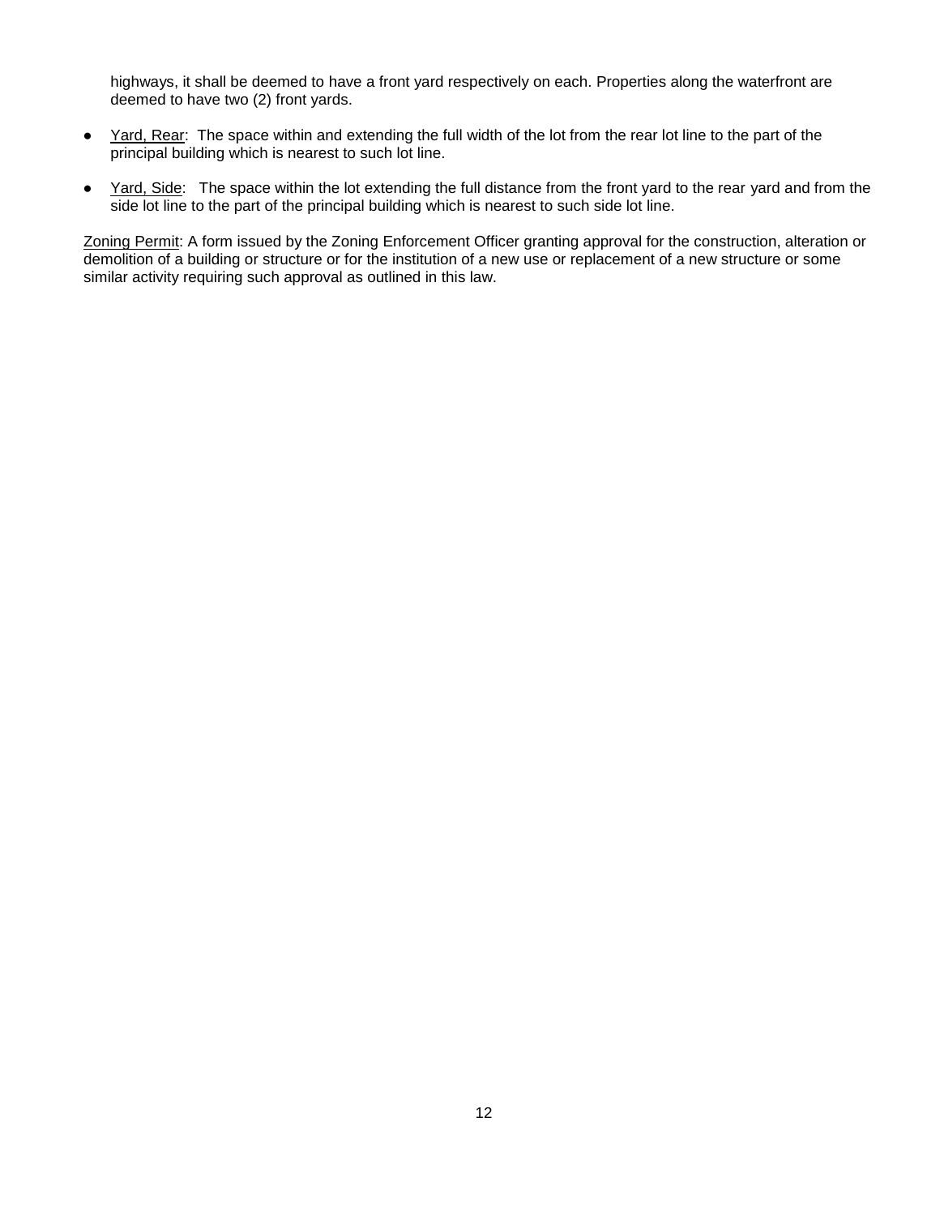highways, it shall be deemed to have a front yard respectively on each. Properties along the waterfront are deemed to have two (2) front yards.

- Yard, Rear: The space within and extending the full width of the lot from the rear lot line to the part of the principal building which is nearest to such lot line.

- Yard, Side: The space within the lot extending the full distance from the front yard to the rear yard and from the side lot line to the part of the principal building which is nearest to such side lot line.

Zoning Permit: A form issued by the Zoning Enforcement Officer granting approval for the construction, alteration or demolition of a building or structure or for the institution of a new use or replacement of a new structure or some similar activity requiring such approval as outlined in this law.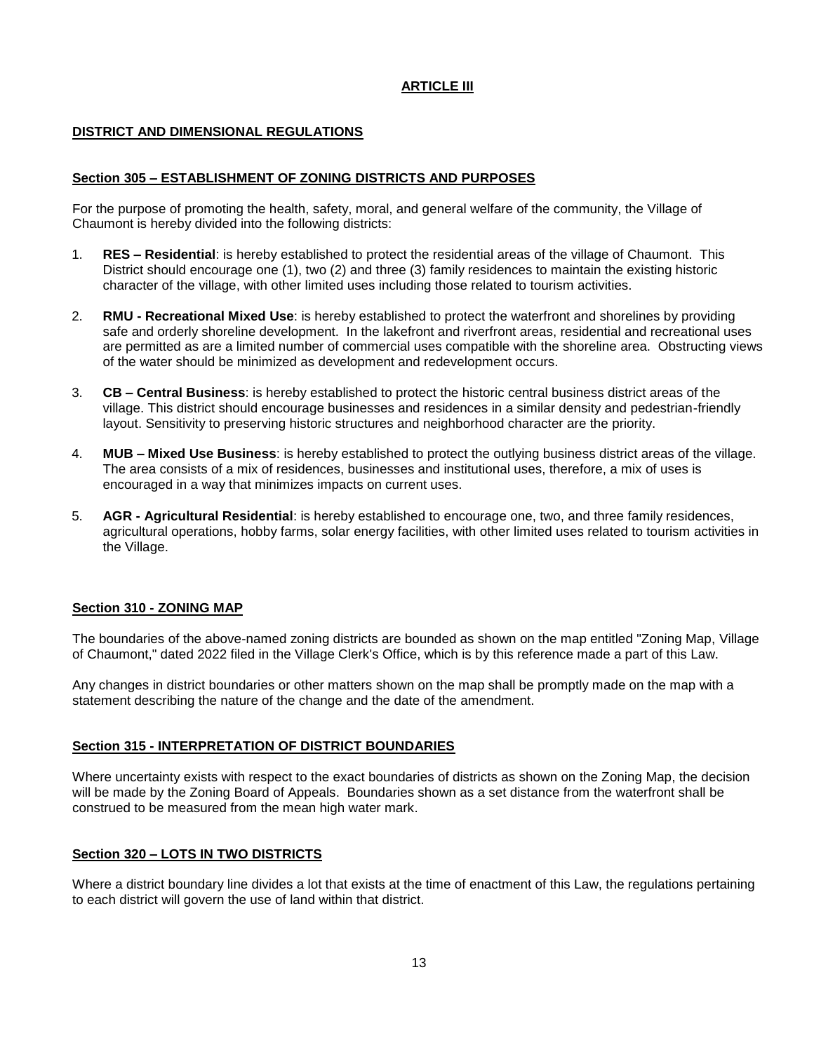# ARTICLE III

## DISTRICT AND DIMENSIONAL REGULATIONS

### Section 305 – ESTABLISHMENT OF ZONING DISTRICTS AND PURPOSES

For the purpose of promoting the health, safety, moral, and general welfare of the community, the Village of Chaumont is hereby divided into the following districts:

1. **RES – Residential**: is hereby established to protect the residential areas of the village of Chaumont. This District should encourage one (1), two (2) and three (3) family residences to maintain the existing historic character of the village, with other limited uses including those related to tourism activities.

2. **RMU - Recreational Mixed Use**: is hereby established to protect the waterfront and shorelines by providing safe and orderly shoreline development. In the lakefront and riverfront areas, residential and recreational uses are permitted as are a limited number of commercial uses compatible with the shoreline area. Obstructing views of the water should be minimized as development and redevelopment occurs.

3. **CB – Central Business**: is hereby established to protect the historic central business district areas of the village. This district should encourage businesses and residences in a similar density and pedestrian-friendly layout. Sensitivity to preserving historic structures and neighborhood character are the priority.

4. **MUB – Mixed Use Business**: is hereby established to protect the outlying business district areas of the village. The area consists of a mix of residences, businesses and institutional uses, therefore, a mix of uses is encouraged in a way that minimizes impacts on current uses.

5. **AGR - Agricultural Residential**: is hereby established to encourage one, two, and three family residences, agricultural operations, hobby farms, solar energy facilities, with other limited uses related to tourism activities in the Village.

### Section 310 - ZONING MAP

The boundaries of the above-named zoning districts are bounded as shown on the map entitled "Zoning Map, Village of Chaumont," dated 2022 filed in the Village Clerk's Office, which is by this reference made a part of this Law.

Any changes in district boundaries or other matters shown on the map shall be promptly made on the map with a statement describing the nature of the change and the date of the amendment.

### Section 315 - INTERPRETATION OF DISTRICT BOUNDARIES

Where uncertainty exists with respect to the exact boundaries of districts as shown on the Zoning Map, the decision will be made by the Zoning Board of Appeals. Boundaries shown as a set distance from the waterfront shall be construed to be measured from the mean high water mark.

### Section 320 – LOTS IN TWO DISTRICTS

Where a district boundary line divides a lot that exists at the time of enactment of this Law, the regulations pertaining to each district will govern the use of land within that district.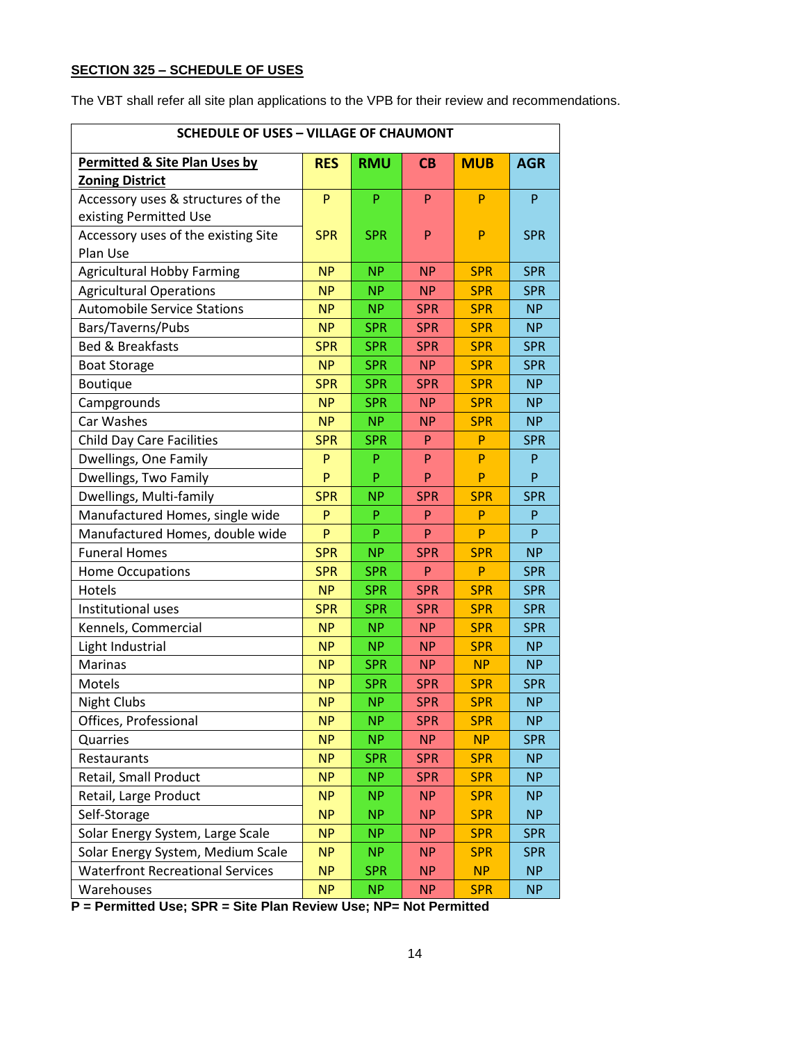## SECTION 325 – SCHEDULE OF USES

The VBT shall refer all site plan applications to the VPB for their review and recommendations.

| SCHEDULE OF USES – VILLAGE OF CHAUMONT | | | | | |
|---|---|---|---|---|---|
| **Permitted & Site Plan Uses by Zoning District** | **RES** | **RMU** | **CB** | **MUB** | **AGR** |
| Accessory uses & structures of the existing Permitted Use | P | P | P | P | P |
| Accessory uses of the existing Site Plan Use | SPR | SPR | P | P | SPR |
| Agricultural Hobby Farming | NP | NP | NP | SPR | SPR |
| Agricultural Operations | NP | NP | NP | SPR | SPR |
| Automobile Service Stations | NP | NP | SPR | SPR | NP |
| Bars/Taverns/Pubs | NP | SPR | SPR | SPR | NP |
| Bed & Breakfasts | SPR | SPR | SPR | SPR | SPR |
| Boat Storage | NP | SPR | NP | SPR | SPR |
| Boutique | SPR | SPR | SPR | SPR | NP |
| Campgrounds | NP | SPR | NP | SPR | NP |
| Car Washes | NP | NP | NP | SPR | NP |
| Child Day Care Facilities | SPR | SPR | P | P | SPR |
| Dwellings, One Family | P | P | P | P | P |
| Dwellings, Two Family | P | P | P | P | P |
| Dwellings, Multi-family | SPR | NP | SPR | SPR | SPR |
| Manufactured Homes, single wide | P | P | P | P | P |
| Manufactured Homes, double wide | P | P | P | P | P |
| Funeral Homes | SPR | NP | SPR | SPR | NP |
| Home Occupations | SPR | SPR | P | P | SPR |
| Hotels | NP | SPR | SPR | SPR | SPR |
| Institutional uses | SPR | SPR | SPR | SPR | SPR |
| Kennels, Commercial | NP | NP | NP | SPR | SPR |
| Light Industrial | NP | NP | NP | SPR | NP |
| Marinas | NP | SPR | NP | NP | NP |
| Motels | NP | SPR | SPR | SPR | SPR |
| Night Clubs | NP | NP | SPR | SPR | NP |
| Offices, Professional | NP | NP | SPR | SPR | NP |
| Quarries | NP | NP | NP | NP | SPR |
| Restaurants | NP | SPR | SPR | SPR | NP |
| Retail, Small Product | NP | NP | SPR | SPR | NP |
| Retail, Large Product | NP | NP | NP | SPR | NP |
| Self-Storage | NP | NP | NP | SPR | NP |
| Solar Energy System, Large Scale | NP | NP | NP | SPR | SPR |
| Solar Energy System, Medium Scale | NP | NP | NP | SPR | SPR |
| Waterfront Recreational Services | NP | SPR | NP | NP | NP |
| Warehouses | NP | NP | NP | SPR | NP |

**P = Permitted Use; SPR = Site Plan Review Use; NP= Not Permitted**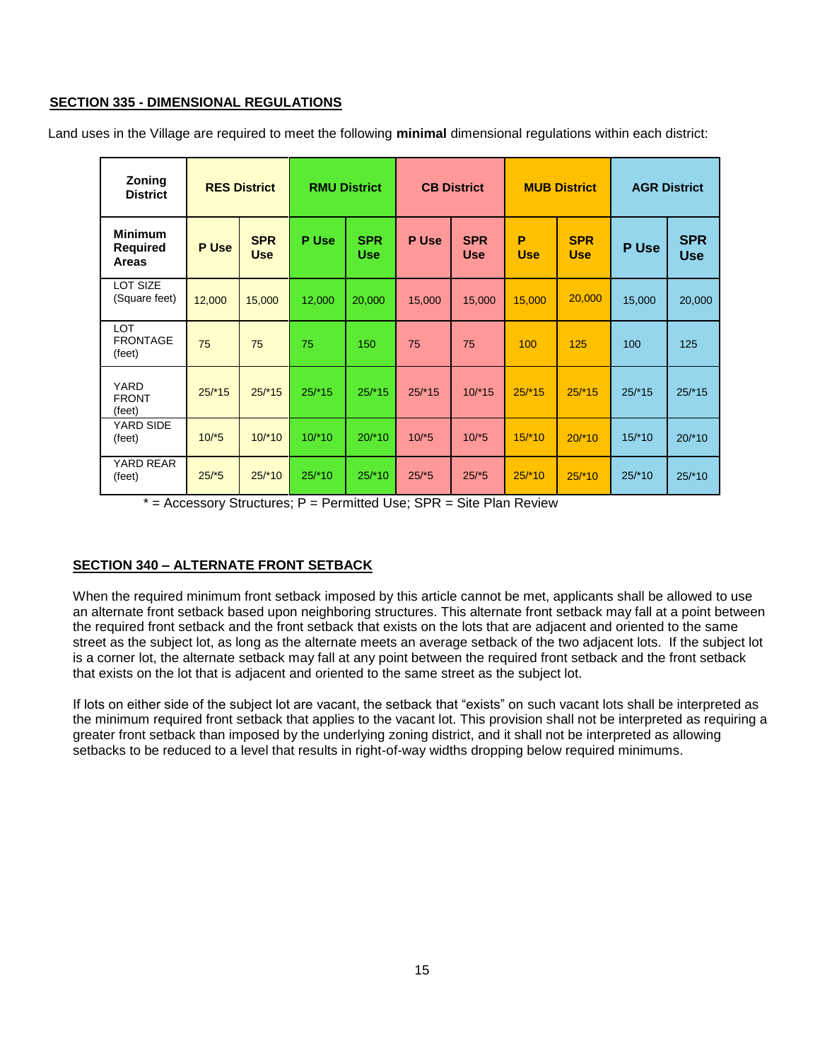## SECTION 335 - DIMENSIONAL REGULATIONS

Land uses in the Village are required to meet the following **minimal** dimensional regulations within each district:

| Zoning District | RES District | | RMU District | | CB District | | MUB District | | AGR District | |
|---|---|---|---|---|---|---|---|---|---|---|
| **Minimum Required Areas** | **P Use** | **SPR Use** | **P Use** | **SPR Use** | **P Use** | **SPR Use** | **P Use** | **SPR Use** | **P Use** | **SPR Use** |
| LOT SIZE (Square feet) | 12,000 | 15,000 | 12,000 | 20,000 | 15,000 | 15,000 | 15,000 | 20,000 | 15,000 | 20,000 |
| LOT FRONTAGE (feet) | 75 | 75 | 75 | 150 | 75 | 75 | 100 | 125 | 100 | 125 |
| YARD FRONT (feet) | 25/*15 | 25/*15 | 25/*15 | 25/*15 | 25/*15 | 10/*15 | 25/*15 | 25/*15 | 25/*15 | 25/*15 |
| YARD SIDE (feet) | 10/*5 | 10/*10 | 10/*10 | 20/*10 | 10/*5 | 10/*5 | 15/*10 | 20/*10 | 15/*10 | 20/*10 |
| YARD REAR (feet) | 25/*5 | 25/*10 | 25/*10 | 25/*10 | 25/*5 | 25/*5 | 25/*10 | 25/*10 | 25/*10 | 25/*10 |

* = Accessory Structures; P = Permitted Use; SPR = Site Plan Review

## SECTION 340 – ALTERNATE FRONT SETBACK

When the required minimum front setback imposed by this article cannot be met, applicants shall be allowed to use an alternate front setback based upon neighboring structures. This alternate front setback may fall at a point between the required front setback and the front setback that exists on the lots that are adjacent and oriented to the same street as the subject lot, as long as the alternate meets an average setback of the two adjacent lots. If the subject lot is a corner lot, the alternate setback may fall at any point between the required front setback and the front setback that exists on the lot that is adjacent and oriented to the same street as the subject lot.

If lots on either side of the subject lot are vacant, the setback that "exists" on such vacant lots shall be interpreted as the minimum required front setback that applies to the vacant lot. This provision shall not be interpreted as requiring a greater front setback than imposed by the underlying zoning district, and it shall not be interpreted as allowing setbacks to be reduced to a level that results in right-of-way widths dropping below required minimums.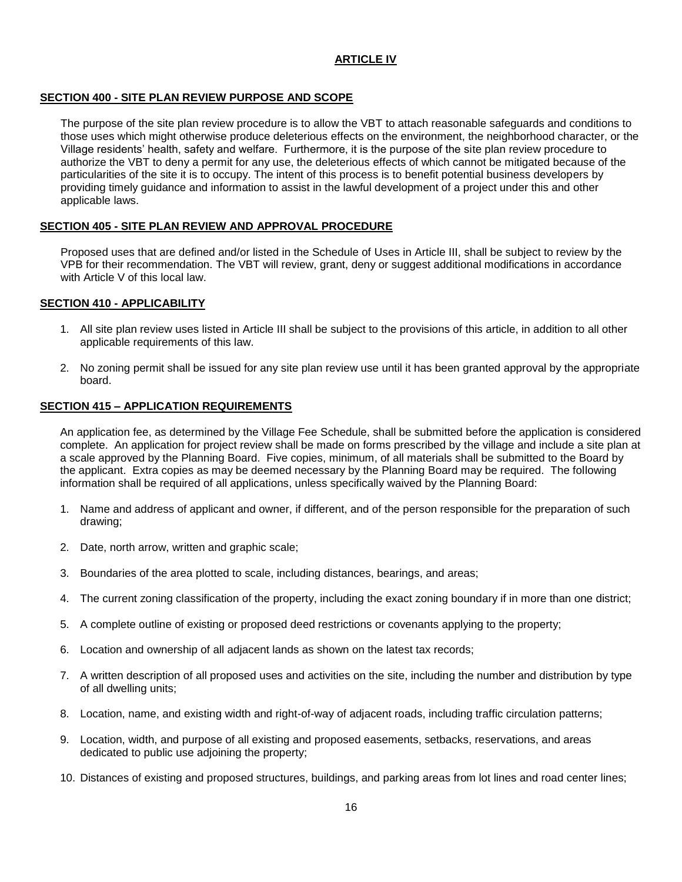## ARTICLE IV

### SECTION 400 - SITE PLAN REVIEW PURPOSE AND SCOPE

The purpose of the site plan review procedure is to allow the VBT to attach reasonable safeguards and conditions to those uses which might otherwise produce deleterious effects on the environment, the neighborhood character, or the Village residents' health, safety and welfare. Furthermore, it is the purpose of the site plan review procedure to authorize the VBT to deny a permit for any use, the deleterious effects of which cannot be mitigated because of the particularities of the site it is to occupy. The intent of this process is to benefit potential business developers by providing timely guidance and information to assist in the lawful development of a project under this and other applicable laws.

### SECTION 405 - SITE PLAN REVIEW AND APPROVAL PROCEDURE

Proposed uses that are defined and/or listed in the Schedule of Uses in Article III, shall be subject to review by the VPB for their recommendation. The VBT will review, grant, deny or suggest additional modifications in accordance with Article V of this local law.

### SECTION 410 - APPLICABILITY

1. All site plan review uses listed in Article III shall be subject to the provisions of this article, in addition to all other applicable requirements of this law.
2. No zoning permit shall be issued for any site plan review use until it has been granted approval by the appropriate board.

### SECTION 415 – APPLICATION REQUIREMENTS

An application fee, as determined by the Village Fee Schedule, shall be submitted before the application is considered complete. An application for project review shall be made on forms prescribed by the village and include a site plan at a scale approved by the Planning Board. Five copies, minimum, of all materials shall be submitted to the Board by the applicant. Extra copies as may be deemed necessary by the Planning Board may be required. The following information shall be required of all applications, unless specifically waived by the Planning Board:

1. Name and address of applicant and owner, if different, and of the person responsible for the preparation of such drawing;
2. Date, north arrow, written and graphic scale;
3. Boundaries of the area plotted to scale, including distances, bearings, and areas;
4. The current zoning classification of the property, including the exact zoning boundary if in more than one district;
5. A complete outline of existing or proposed deed restrictions or covenants applying to the property;
6. Location and ownership of all adjacent lands as shown on the latest tax records;
7. A written description of all proposed uses and activities on the site, including the number and distribution by type of all dwelling units;
8. Location, name, and existing width and right-of-way of adjacent roads, including traffic circulation patterns;
9. Location, width, and purpose of all existing and proposed easements, setbacks, reservations, and areas dedicated to public use adjoining the property;
10. Distances of existing and proposed structures, buildings, and parking areas from lot lines and road center lines;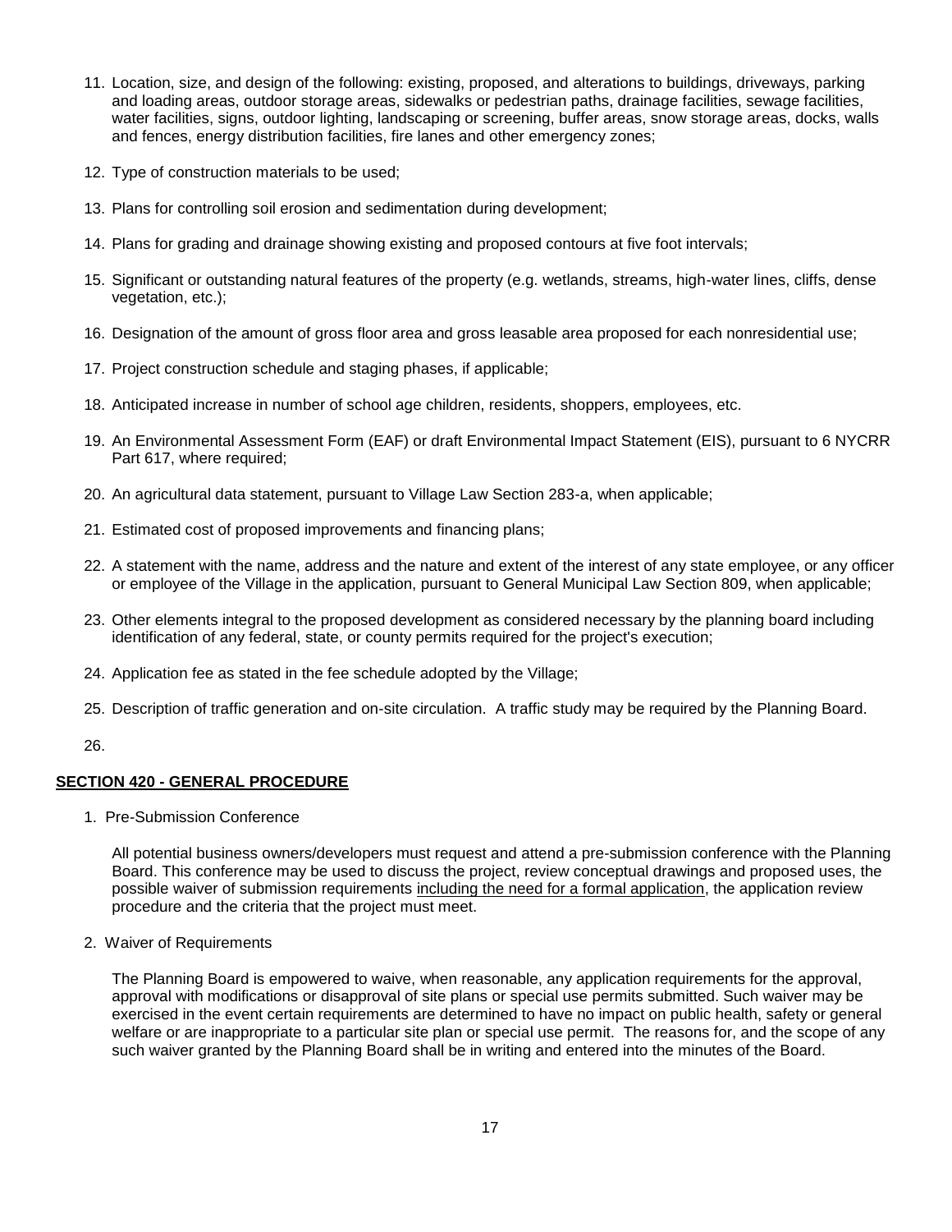11. Location, size, and design of the following: existing, proposed, and alterations to buildings, driveways, parking and loading areas, outdoor storage areas, sidewalks or pedestrian paths, drainage facilities, sewage facilities, water facilities, signs, outdoor lighting, landscaping or screening, buffer areas, snow storage areas, docks, walls and fences, energy distribution facilities, fire lanes and other emergency zones;
12. Type of construction materials to be used;
13. Plans for controlling soil erosion and sedimentation during development;
14. Plans for grading and drainage showing existing and proposed contours at five foot intervals;
15. Significant or outstanding natural features of the property (e.g. wetlands, streams, high-water lines, cliffs, dense vegetation, etc.);
16. Designation of the amount of gross floor area and gross leasable area proposed for each nonresidential use;
17. Project construction schedule and staging phases, if applicable;
18. Anticipated increase in number of school age children, residents, shoppers, employees, etc.
19. An Environmental Assessment Form (EAF) or draft Environmental Impact Statement (EIS), pursuant to 6 NYCRR Part 617, where required;
20. An agricultural data statement, pursuant to Village Law Section 283-a, when applicable;
21. Estimated cost of proposed improvements and financing plans;
22. A statement with the name, address and the nature and extent of the interest of any state employee, or any officer or employee of the Village in the application, pursuant to General Municipal Law Section 809, when applicable;
23. Other elements integral to the proposed development as considered necessary by the planning board including identification of any federal, state, or county permits required for the project's execution;
24. Application fee as stated in the fee schedule adopted by the Village;
25. Description of traffic generation and on-site circulation. A traffic study may be required by the Planning Board.
26.

## SECTION 420 - GENERAL PROCEDURE

1. Pre-Submission Conference

   All potential business owners/developers must request and attend a pre-submission conference with the Planning Board. This conference may be used to discuss the project, review conceptual drawings and proposed uses, the possible waiver of submission requirements including the need for a formal application, the application review procedure and the criteria that the project must meet.

2. Waiver of Requirements

   The Planning Board is empowered to waive, when reasonable, any application requirements for the approval, approval with modifications or disapproval of site plans or special use permits submitted. Such waiver may be exercised in the event certain requirements are determined to have no impact on public health, safety or general welfare or are inappropriate to a particular site plan or special use permit. The reasons for, and the scope of any such waiver granted by the Planning Board shall be in writing and entered into the minutes of the Board.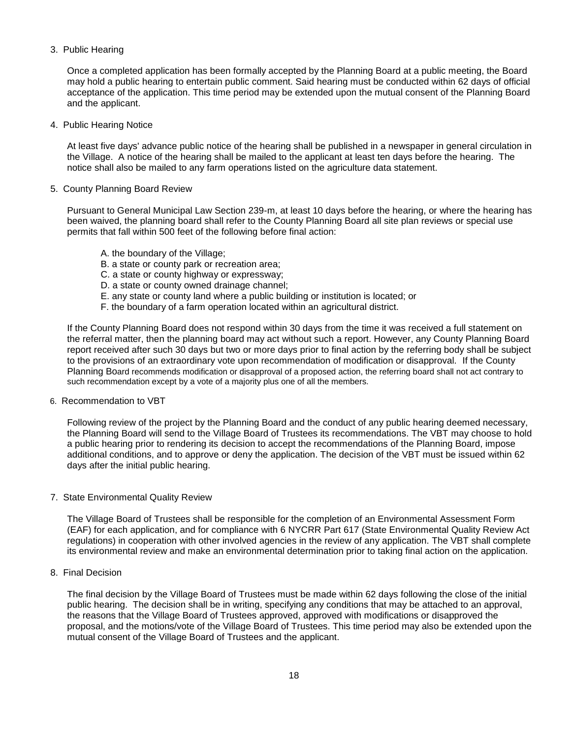3. Public Hearing

   Once a completed application has been formally accepted by the Planning Board at a public meeting, the Board may hold a public hearing to entertain public comment. Said hearing must be conducted within 62 days of official acceptance of the application. This time period may be extended upon the mutual consent of the Planning Board and the applicant.

4. Public Hearing Notice

   At least five days' advance public notice of the hearing shall be published in a newspaper in general circulation in the Village. A notice of the hearing shall be mailed to the applicant at least ten days before the hearing. The notice shall also be mailed to any farm operations listed on the agriculture data statement.

5. County Planning Board Review

   Pursuant to General Municipal Law Section 239-m, at least 10 days before the hearing, or where the hearing has been waived, the planning board shall refer to the County Planning Board all site plan reviews or special use permits that fall within 500 feet of the following before final action:

   A. the boundary of the Village;
   B. a state or county park or recreation area;
   C. a state or county highway or expressway;
   D. a state or county owned drainage channel;
   E. any state or county land where a public building or institution is located; or
   F. the boundary of a farm operation located within an agricultural district.

   If the County Planning Board does not respond within 30 days from the time it was received a full statement on the referral matter, then the planning board may act without such a report. However, any County Planning Board report received after such 30 days but two or more days prior to final action by the referring body shall be subject to the provisions of an extraordinary vote upon recommendation of modification or disapproval. If the County Planning Board recommends modification or disapproval of a proposed action, the referring board shall not act contrary to such recommendation except by a vote of a majority plus one of all the members.

6. Recommendation to VBT

   Following review of the project by the Planning Board and the conduct of any public hearing deemed necessary, the Planning Board will send to the Village Board of Trustees its recommendations. The VBT may choose to hold a public hearing prior to rendering its decision to accept the recommendations of the Planning Board, impose additional conditions, and to approve or deny the application. The decision of the VBT must be issued within 62 days after the initial public hearing.

7. State Environmental Quality Review

   The Village Board of Trustees shall be responsible for the completion of an Environmental Assessment Form (EAF) for each application, and for compliance with 6 NYCRR Part 617 (State Environmental Quality Review Act regulations) in cooperation with other involved agencies in the review of any application. The VBT shall complete its environmental review and make an environmental determination prior to taking final action on the application.

8. Final Decision

   The final decision by the Village Board of Trustees must be made within 62 days following the close of the initial public hearing. The decision shall be in writing, specifying any conditions that may be attached to an approval, the reasons that the Village Board of Trustees approved, approved with modifications or disapproved the proposal, and the motions/vote of the Village Board of Trustees. This time period may also be extended upon the mutual consent of the Village Board of Trustees and the applicant.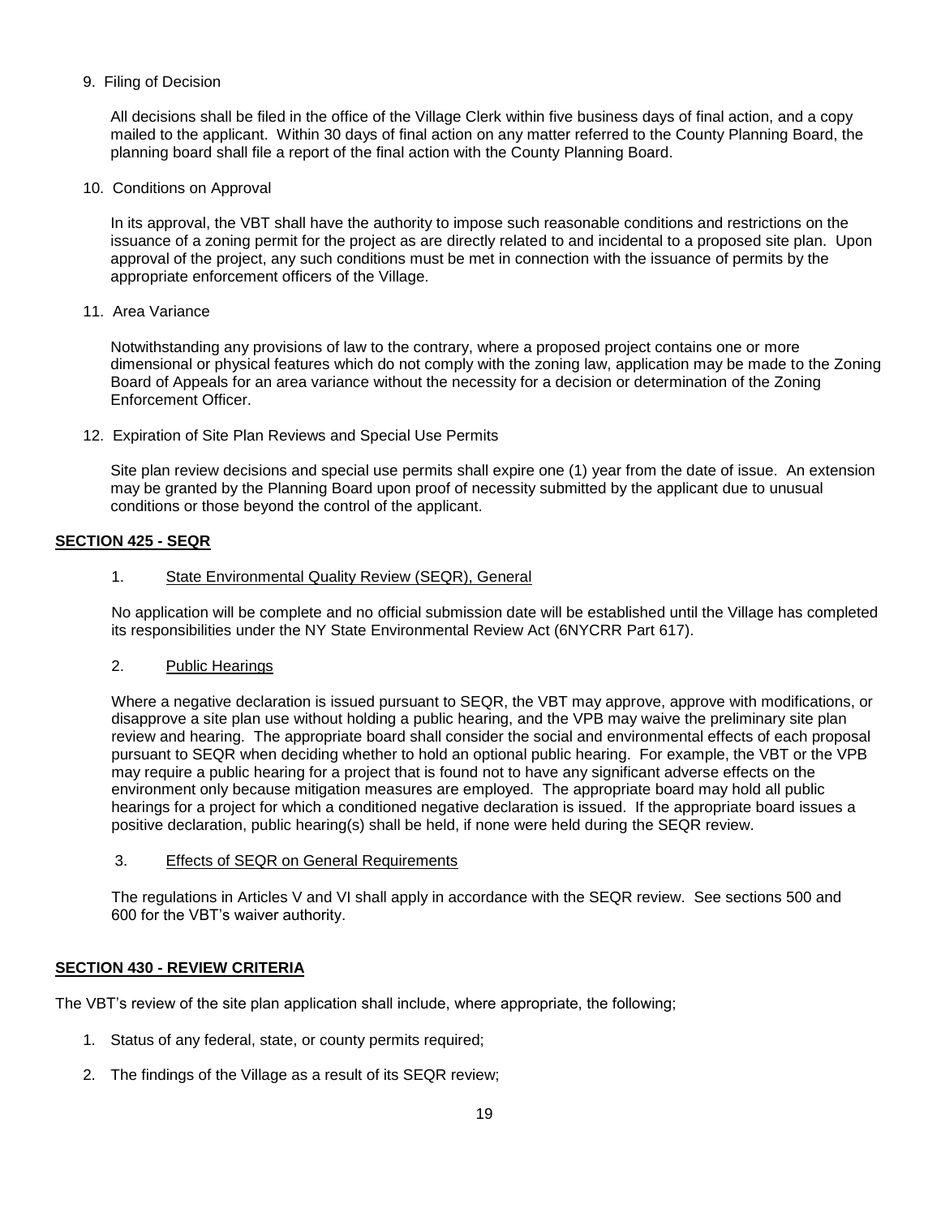9. Filing of Decision

   All decisions shall be filed in the office of the Village Clerk within five business days of final action, and a copy mailed to the applicant. Within 30 days of final action on any matter referred to the County Planning Board, the planning board shall file a report of the final action with the County Planning Board.

10. Conditions on Approval

    In its approval, the VBT shall have the authority to impose such reasonable conditions and restrictions on the issuance of a zoning permit for the project as are directly related to and incidental to a proposed site plan. Upon approval of the project, any such conditions must be met in connection with the issuance of permits by the appropriate enforcement officers of the Village.

11. Area Variance

    Notwithstanding any provisions of law to the contrary, where a proposed project contains one or more dimensional or physical features which do not comply with the zoning law, application may be made to the Zoning Board of Appeals for an area variance without the necessity for a decision or determination of the Zoning Enforcement Officer.

12. Expiration of Site Plan Reviews and Special Use Permits

    Site plan review decisions and special use permits shall expire one (1) year from the date of issue. An extension may be granted by the Planning Board upon proof of necessity submitted by the applicant due to unusual conditions or those beyond the control of the applicant.

## SECTION 425 - SEQR

1. <u>State Environmental Quality Review (SEQR), General</u>

   No application will be complete and no official submission date will be established until the Village has completed its responsibilities under the NY State Environmental Review Act (6NYCRR Part 617).

2. <u>Public Hearings</u>

   Where a negative declaration is issued pursuant to SEQR, the VBT may approve, approve with modifications, or disapprove a site plan use without holding a public hearing, and the VPB may waive the preliminary site plan review and hearing. The appropriate board shall consider the social and environmental effects of each proposal pursuant to SEQR when deciding whether to hold an optional public hearing. For example, the VBT or the VPB may require a public hearing for a project that is found not to have any significant adverse effects on the environment only because mitigation measures are employed. The appropriate board may hold all public hearings for a project for which a conditioned negative declaration is issued. If the appropriate board issues a positive declaration, public hearing(s) shall be held, if none were held during the SEQR review.

3. <u>Effects of SEQR on General Requirements</u>

   The regulations in Articles V and VI shall apply in accordance with the SEQR review. See sections 500 and 600 for the VBT's waiver authority.

## SECTION 430 - REVIEW CRITERIA

The VBT's review of the site plan application shall include, where appropriate, the following;

1. Status of any federal, state, or county permits required;
2. The findings of the Village as a result of its SEQR review;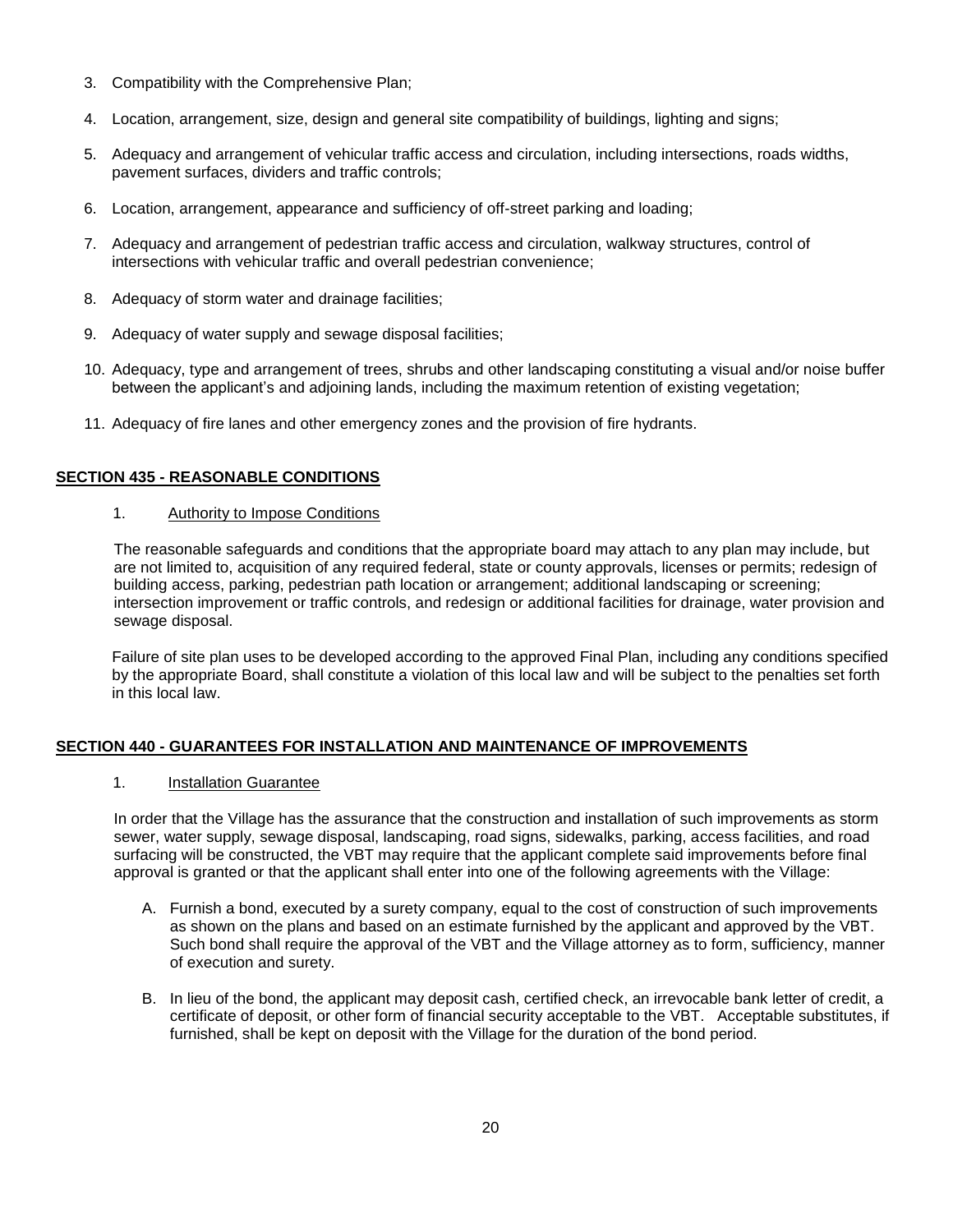3. Compatibility with the Comprehensive Plan;

4. Location, arrangement, size, design and general site compatibility of buildings, lighting and signs;

5. Adequacy and arrangement of vehicular traffic access and circulation, including intersections, roads widths, pavement surfaces, dividers and traffic controls;

6. Location, arrangement, appearance and sufficiency of off-street parking and loading;

7. Adequacy and arrangement of pedestrian traffic access and circulation, walkway structures, control of intersections with vehicular traffic and overall pedestrian convenience;

8. Adequacy of storm water and drainage facilities;

9. Adequacy of water supply and sewage disposal facilities;

10. Adequacy, type and arrangement of trees, shrubs and other landscaping constituting a visual and/or noise buffer between the applicant's and adjoining lands, including the maximum retention of existing vegetation;

11. Adequacy of fire lanes and other emergency zones and the provision of fire hydrants.

## SECTION 435 - REASONABLE CONDITIONS

1. Authority to Impose Conditions

The reasonable safeguards and conditions that the appropriate board may attach to any plan may include, but are not limited to, acquisition of any required federal, state or county approvals, licenses or permits; redesign of building access, parking, pedestrian path location or arrangement; additional landscaping or screening; intersection improvement or traffic controls, and redesign or additional facilities for drainage, water provision and sewage disposal.

Failure of site plan uses to be developed according to the approved Final Plan, including any conditions specified by the appropriate Board, shall constitute a violation of this local law and will be subject to the penalties set forth in this local law.

## SECTION 440 - GUARANTEES FOR INSTALLATION AND MAINTENANCE OF IMPROVEMENTS

1. Installation Guarantee

In order that the Village has the assurance that the construction and installation of such improvements as storm sewer, water supply, sewage disposal, landscaping, road signs, sidewalks, parking, access facilities, and road surfacing will be constructed, the VBT may require that the applicant complete said improvements before final approval is granted or that the applicant shall enter into one of the following agreements with the Village:

A. Furnish a bond, executed by a surety company, equal to the cost of construction of such improvements as shown on the plans and based on an estimate furnished by the applicant and approved by the VBT. Such bond shall require the approval of the VBT and the Village attorney as to form, sufficiency, manner of execution and surety.

B. In lieu of the bond, the applicant may deposit cash, certified check, an irrevocable bank letter of credit, a certificate of deposit, or other form of financial security acceptable to the VBT. Acceptable substitutes, if furnished, shall be kept on deposit with the Village for the duration of the bond period.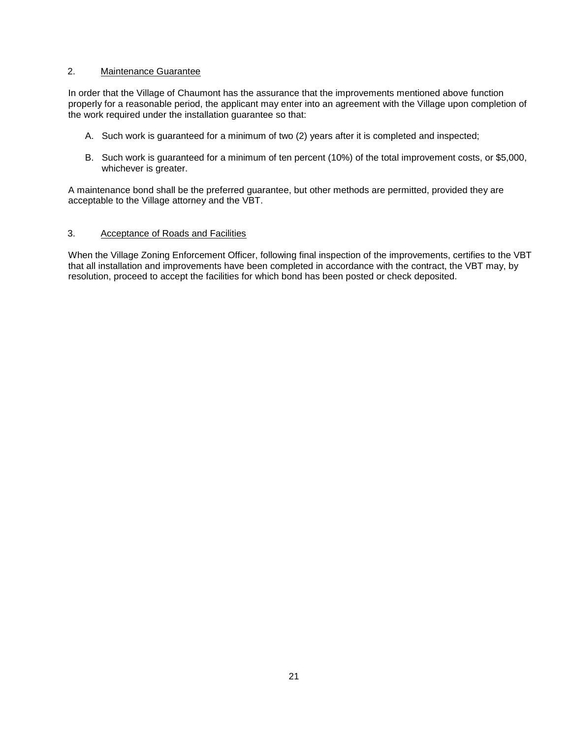2. <u>Maintenance Guarantee</u>

In order that the Village of Chaumont has the assurance that the improvements mentioned above function properly for a reasonable period, the applicant may enter into an agreement with the Village upon completion of the work required under the installation guarantee so that:

A. Such work is guaranteed for a minimum of two (2) years after it is completed and inspected;

B. Such work is guaranteed for a minimum of ten percent (10%) of the total improvement costs, or $5,000, whichever is greater.

A maintenance bond shall be the preferred guarantee, but other methods are permitted, provided they are acceptable to the Village attorney and the VBT.

3. <u>Acceptance of Roads and Facilities</u>

When the Village Zoning Enforcement Officer, following final inspection of the improvements, certifies to the VBT that all installation and improvements have been completed in accordance with the contract, the VBT may, by resolution, proceed to accept the facilities for which bond has been posted or check deposited.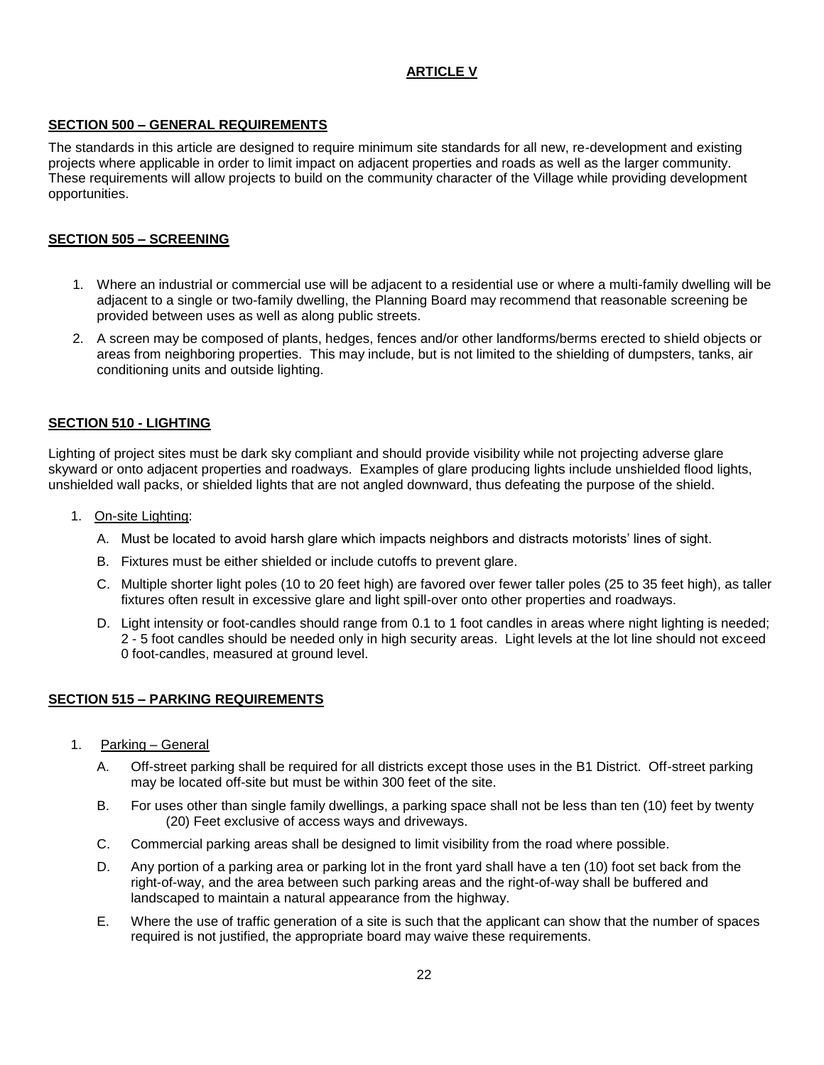## ARTICLE V

### SECTION 500 – GENERAL REQUIREMENTS

The standards in this article are designed to require minimum site standards for all new, re-development and existing projects where applicable in order to limit impact on adjacent properties and roads as well as the larger community. These requirements will allow projects to build on the community character of the Village while providing development opportunities.

### SECTION 505 – SCREENING

1. Where an industrial or commercial use will be adjacent to a residential use or where a multi-family dwelling will be adjacent to a single or two-family dwelling, the Planning Board may recommend that reasonable screening be provided between uses as well as along public streets.
2. A screen may be composed of plants, hedges, fences and/or other landforms/berms erected to shield objects or areas from neighboring properties. This may include, but is not limited to the shielding of dumpsters, tanks, air conditioning units and outside lighting.

### SECTION 510 - LIGHTING

Lighting of project sites must be dark sky compliant and should provide visibility while not projecting adverse glare skyward or onto adjacent properties and roadways. Examples of glare producing lights include unshielded flood lights, unshielded wall packs, or shielded lights that are not angled downward, thus defeating the purpose of the shield.

1. On-site Lighting:
   - A. Must be located to avoid harsh glare which impacts neighbors and distracts motorists' lines of sight.
   - B. Fixtures must be either shielded or include cutoffs to prevent glare.
   - C. Multiple shorter light poles (10 to 20 feet high) are favored over fewer taller poles (25 to 35 feet high), as taller fixtures often result in excessive glare and light spill-over onto other properties and roadways.
   - D. Light intensity or foot-candles should range from 0.1 to 1 foot candles in areas where night lighting is needed; 2 - 5 foot candles should be needed only in high security areas. Light levels at the lot line should not exceed 0 foot-candles, measured at ground level.

### SECTION 515 – PARKING REQUIREMENTS

1. Parking – General
   - A. Off-street parking shall be required for all districts except those uses in the B1 District. Off-street parking may be located off-site but must be within 300 feet of the site.
   - B. For uses other than single family dwellings, a parking space shall not be less than ten (10) feet by twenty (20) Feet exclusive of access ways and driveways.
   - C. Commercial parking areas shall be designed to limit visibility from the road where possible.
   - D. Any portion of a parking area or parking lot in the front yard shall have a ten (10) foot set back from the right-of-way, and the area between such parking areas and the right-of-way shall be buffered and landscaped to maintain a natural appearance from the highway.
   - E. Where the use of traffic generation of a site is such that the applicant can show that the number of spaces required is not justified, the appropriate board may waive these requirements.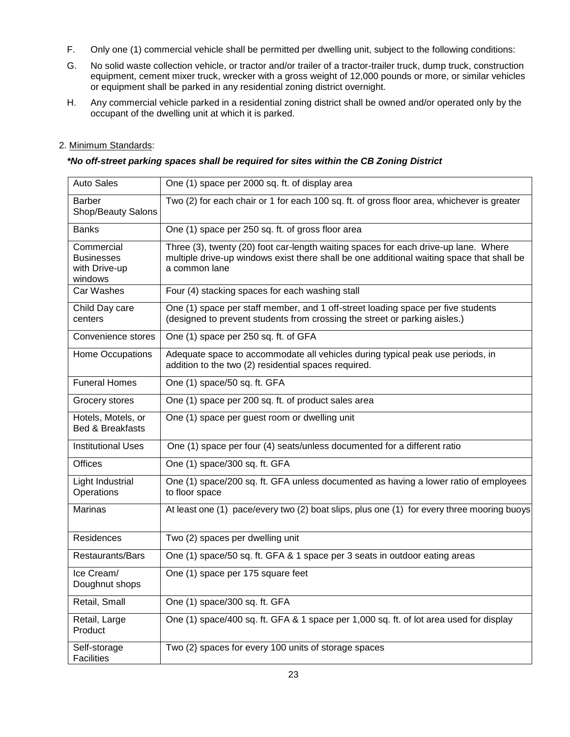F. Only one (1) commercial vehicle shall be permitted per dwelling unit, subject to the following conditions:

G. No solid waste collection vehicle, or tractor and/or trailer of a tractor-trailer truck, dump truck, construction equipment, cement mixer truck, wrecker with a gross weight of 12,000 pounds or more, or similar vehicles or equipment shall be parked in any residential zoning district overnight.

H. Any commercial vehicle parked in a residential zoning district shall be owned and/or operated only by the occupant of the dwelling unit at which it is parked.

2. Minimum Standards:

***No off-street parking spaces shall be required for sites within the CB Zoning District***

| | |
|---|---|
| Auto Sales | One (1) space per 2000 sq. ft. of display area |
| Barber Shop/Beauty Salons | Two (2) for each chair or 1 for each 100 sq. ft. of gross floor area, whichever is greater |
| Banks | One (1) space per 250 sq. ft. of gross floor area |
| Commercial Businesses with Drive-up windows | Three (3), twenty (20) foot car-length waiting spaces for each drive-up lane. Where multiple drive-up windows exist there shall be one additional waiting space that shall be a common lane |
| Car Washes | Four (4) stacking spaces for each washing stall |
| Child Day care centers | One (1) space per staff member, and 1 off-street loading space per five students (designed to prevent students from crossing the street or parking aisles.) |
| Convenience stores | One (1) space per 250 sq. ft. of GFA |
| Home Occupations | Adequate space to accommodate all vehicles during typical peak use periods, in addition to the two (2) residential spaces required. |
| Funeral Homes | One (1) space/50 sq. ft. GFA |
| Grocery stores | One (1) space per 200 sq. ft. of product sales area |
| Hotels, Motels, or Bed & Breakfasts | One (1) space per guest room or dwelling unit |
| Institutional Uses | One (1) space per four (4) seats/unless documented for a different ratio |
| Offices | One (1) space/300 sq. ft. GFA |
| Light Industrial Operations | One (1) space/200 sq. ft. GFA unless documented as having a lower ratio of employees to floor space |
| Marinas | At least one (1) pace/every two (2) boat slips, plus one (1) for every three mooring buoys |
| Residences | Two (2) spaces per dwelling unit |
| Restaurants/Bars | One (1) space/50 sq. ft. GFA & 1 space per 3 seats in outdoor eating areas |
| Ice Cream/ Doughnut shops | One (1) space per 175 square feet |
| Retail, Small | One (1) space/300 sq. ft. GFA |
| Retail, Large Product | One (1) space/400 sq. ft. GFA & 1 space per 1,000 sq. ft. of lot area used for display |
| Self-storage Facilities | Two (2} spaces for every 100 units of storage spaces |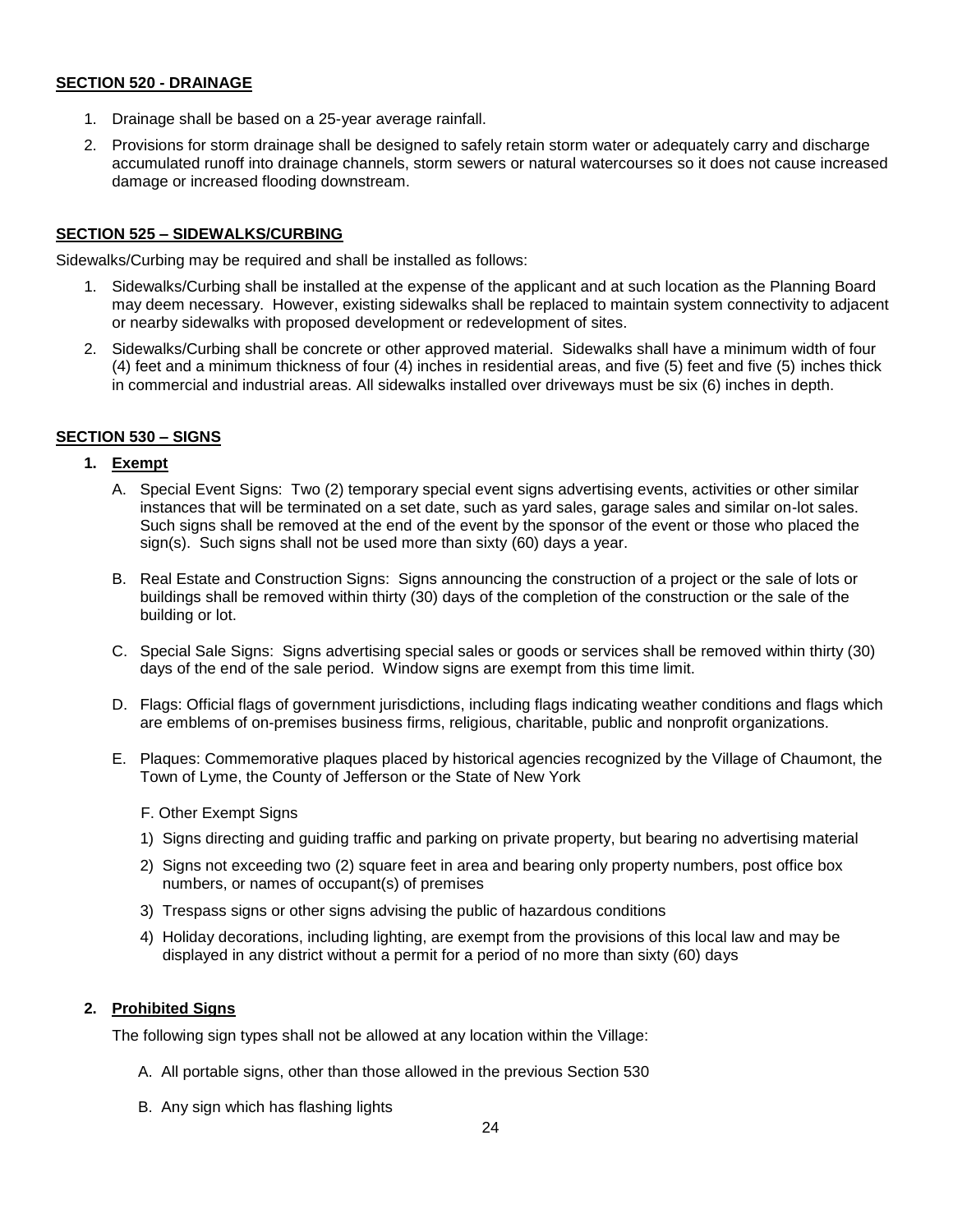## SECTION 520 - DRAINAGE

1. Drainage shall be based on a 25-year average rainfall.
2. Provisions for storm drainage shall be designed to safely retain storm water or adequately carry and discharge accumulated runoff into drainage channels, storm sewers or natural watercourses so it does not cause increased damage or increased flooding downstream.

## SECTION 525 – SIDEWALKS/CURBING

Sidewalks/Curbing may be required and shall be installed as follows:

1. Sidewalks/Curbing shall be installed at the expense of the applicant and at such location as the Planning Board may deem necessary. However, existing sidewalks shall be replaced to maintain system connectivity to adjacent or nearby sidewalks with proposed development or redevelopment of sites.
2. Sidewalks/Curbing shall be concrete or other approved material. Sidewalks shall have a minimum width of four (4) feet and a minimum thickness of four (4) inches in residential areas, and five (5) feet and five (5) inches thick in commercial and industrial areas. All sidewalks installed over driveways must be six (6) inches in depth.

## SECTION 530 – SIGNS

### 1. Exempt

A. Special Event Signs: Two (2) temporary special event signs advertising events, activities or other similar instances that will be terminated on a set date, such as yard sales, garage sales and similar on-lot sales. Such signs shall be removed at the end of the event by the sponsor of the event or those who placed the sign(s). Such signs shall not be used more than sixty (60) days a year.

B. Real Estate and Construction Signs: Signs announcing the construction of a project or the sale of lots or buildings shall be removed within thirty (30) days of the completion of the construction or the sale of the building or lot.

C. Special Sale Signs: Signs advertising special sales or goods or services shall be removed within thirty (30) days of the end of the sale period. Window signs are exempt from this time limit.

D. Flags: Official flags of government jurisdictions, including flags indicating weather conditions and flags which are emblems of on-premises business firms, religious, charitable, public and nonprofit organizations.

E. Plaques: Commemorative plaques placed by historical agencies recognized by the Village of Chaumont, the Town of Lyme, the County of Jefferson or the State of New York

F. Other Exempt Signs

1) Signs directing and guiding traffic and parking on private property, but bearing no advertising material
2) Signs not exceeding two (2) square feet in area and bearing only property numbers, post office box numbers, or names of occupant(s) of premises
3) Trespass signs or other signs advising the public of hazardous conditions
4) Holiday decorations, including lighting, are exempt from the provisions of this local law and may be displayed in any district without a permit for a period of no more than sixty (60) days

### 2. Prohibited Signs

The following sign types shall not be allowed at any location within the Village:

A. All portable signs, other than those allowed in the previous Section 530

B. Any sign which has flashing lights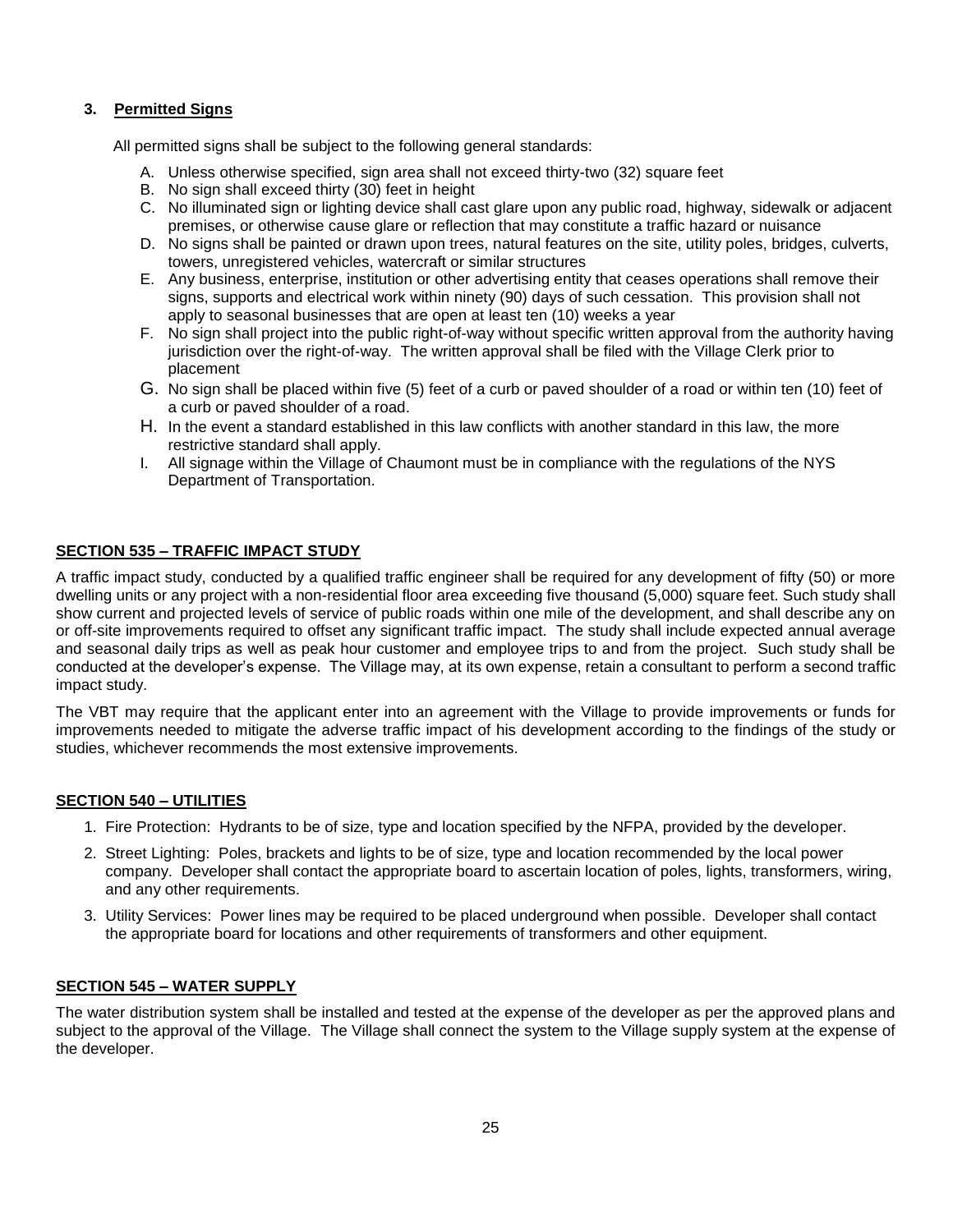### 3. Permitted Signs

All permitted signs shall be subject to the following general standards:

A. Unless otherwise specified, sign area shall not exceed thirty-two (32) square feet
B. No sign shall exceed thirty (30) feet in height
C. No illuminated sign or lighting device shall cast glare upon any public road, highway, sidewalk or adjacent premises, or otherwise cause glare or reflection that may constitute a traffic hazard or nuisance
D. No signs shall be painted or drawn upon trees, natural features on the site, utility poles, bridges, culverts, towers, unregistered vehicles, watercraft or similar structures
E. Any business, enterprise, institution or other advertising entity that ceases operations shall remove their signs, supports and electrical work within ninety (90) days of such cessation. This provision shall not apply to seasonal businesses that are open at least ten (10) weeks a year
F. No sign shall project into the public right-of-way without specific written approval from the authority having jurisdiction over the right-of-way. The written approval shall be filed with the Village Clerk prior to placement
G. No sign shall be placed within five (5) feet of a curb or paved shoulder of a road or within ten (10) feet of a curb or paved shoulder of a road.
H. In the event a standard established in this law conflicts with another standard in this law, the more restrictive standard shall apply.
I. All signage within the Village of Chaumont must be in compliance with the regulations of the NYS Department of Transportation.

## SECTION 535 – TRAFFIC IMPACT STUDY

A traffic impact study, conducted by a qualified traffic engineer shall be required for any development of fifty (50) or more dwelling units or any project with a non-residential floor area exceeding five thousand (5,000) square feet. Such study shall show current and projected levels of service of public roads within one mile of the development, and shall describe any on or off-site improvements required to offset any significant traffic impact. The study shall include expected annual average and seasonal daily trips as well as peak hour customer and employee trips to and from the project. Such study shall be conducted at the developer's expense. The Village may, at its own expense, retain a consultant to perform a second traffic impact study.

The VBT may require that the applicant enter into an agreement with the Village to provide improvements or funds for improvements needed to mitigate the adverse traffic impact of his development according to the findings of the study or studies, whichever recommends the most extensive improvements.

## SECTION 540 – UTILITIES

1. Fire Protection: Hydrants to be of size, type and location specified by the NFPA, provided by the developer.
2. Street Lighting: Poles, brackets and lights to be of size, type and location recommended by the local power company. Developer shall contact the appropriate board to ascertain location of poles, lights, transformers, wiring, and any other requirements.
3. Utility Services: Power lines may be required to be placed underground when possible. Developer shall contact the appropriate board for locations and other requirements of transformers and other equipment.

## SECTION 545 – WATER SUPPLY

The water distribution system shall be installed and tested at the expense of the developer as per the approved plans and subject to the approval of the Village. The Village shall connect the system to the Village supply system at the expense of the developer.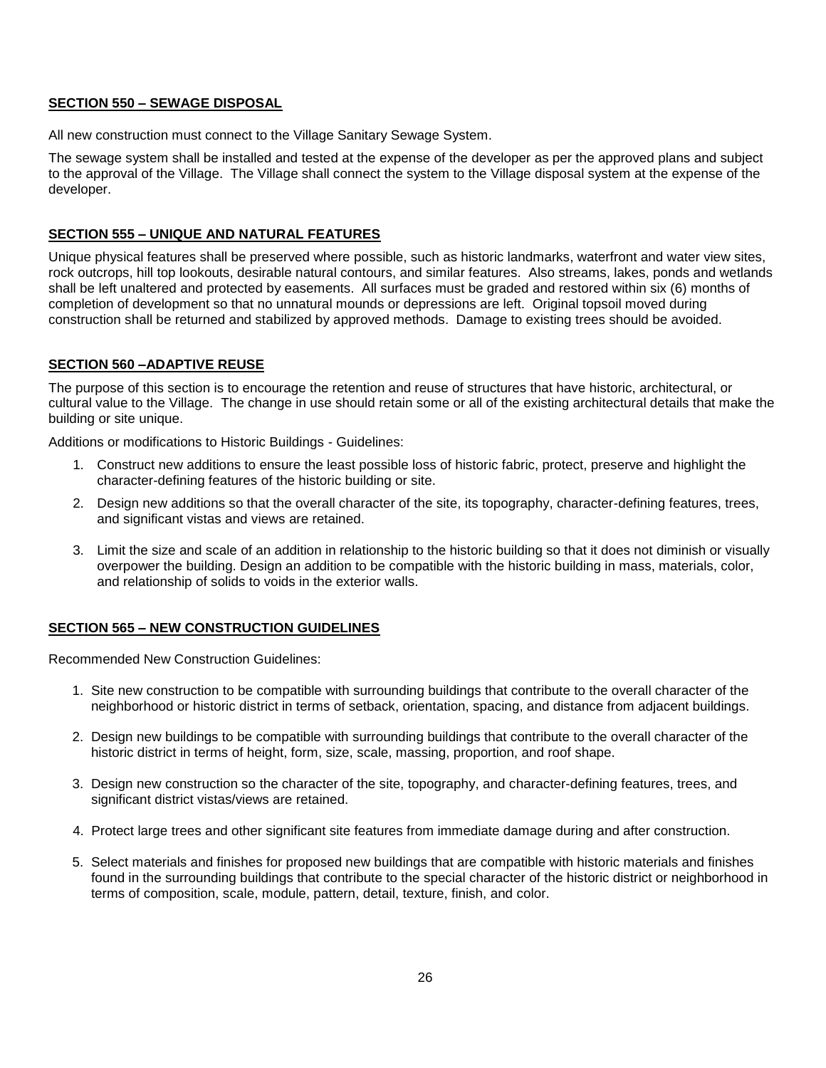## SECTION 550 – SEWAGE DISPOSAL

All new construction must connect to the Village Sanitary Sewage System.

The sewage system shall be installed and tested at the expense of the developer as per the approved plans and subject to the approval of the Village. The Village shall connect the system to the Village disposal system at the expense of the developer.

## SECTION 555 – UNIQUE AND NATURAL FEATURES

Unique physical features shall be preserved where possible, such as historic landmarks, waterfront and water view sites, rock outcrops, hill top lookouts, desirable natural contours, and similar features. Also streams, lakes, ponds and wetlands shall be left unaltered and protected by easements. All surfaces must be graded and restored within six (6) months of completion of development so that no unnatural mounds or depressions are left. Original topsoil moved during construction shall be returned and stabilized by approved methods. Damage to existing trees should be avoided.

## SECTION 560 –ADAPTIVE REUSE

The purpose of this section is to encourage the retention and reuse of structures that have historic, architectural, or cultural value to the Village. The change in use should retain some or all of the existing architectural details that make the building or site unique.

Additions or modifications to Historic Buildings - Guidelines:

1. Construct new additions to ensure the least possible loss of historic fabric, protect, preserve and highlight the character-defining features of the historic building or site.
2. Design new additions so that the overall character of the site, its topography, character-defining features, trees, and significant vistas and views are retained.
3. Limit the size and scale of an addition in relationship to the historic building so that it does not diminish or visually overpower the building. Design an addition to be compatible with the historic building in mass, materials, color, and relationship of solids to voids in the exterior walls.

## SECTION 565 – NEW CONSTRUCTION GUIDELINES

Recommended New Construction Guidelines:

1. Site new construction to be compatible with surrounding buildings that contribute to the overall character of the neighborhood or historic district in terms of setback, orientation, spacing, and distance from adjacent buildings.
2. Design new buildings to be compatible with surrounding buildings that contribute to the overall character of the historic district in terms of height, form, size, scale, massing, proportion, and roof shape.
3. Design new construction so the character of the site, topography, and character-defining features, trees, and significant district vistas/views are retained.
4. Protect large trees and other significant site features from immediate damage during and after construction.
5. Select materials and finishes for proposed new buildings that are compatible with historic materials and finishes found in the surrounding buildings that contribute to the special character of the historic district or neighborhood in terms of composition, scale, module, pattern, detail, texture, finish, and color.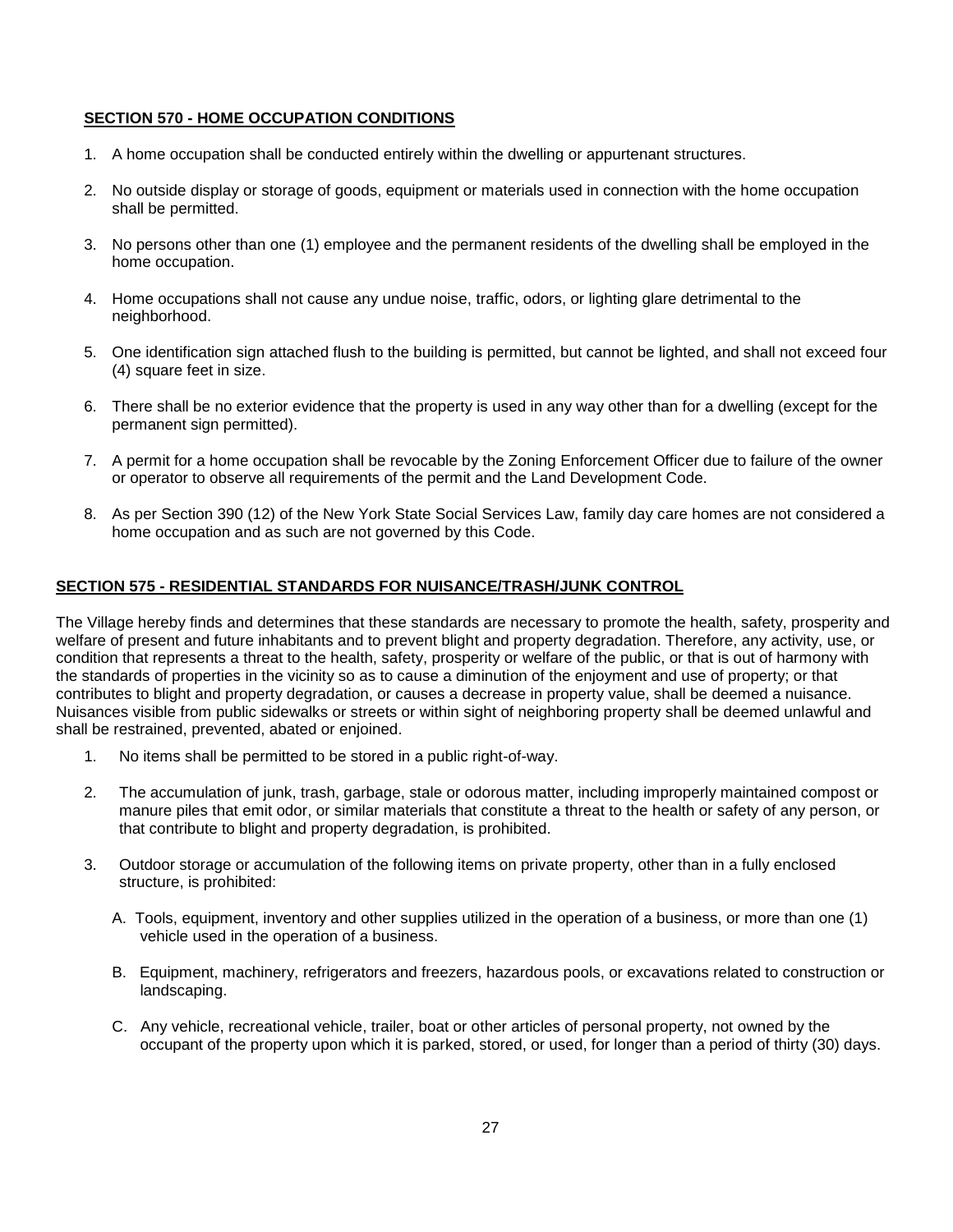## SECTION 570 - HOME OCCUPATION CONDITIONS

1. A home occupation shall be conducted entirely within the dwelling or appurtenant structures.
2. No outside display or storage of goods, equipment or materials used in connection with the home occupation shall be permitted.
3. No persons other than one (1) employee and the permanent residents of the dwelling shall be employed in the home occupation.
4. Home occupations shall not cause any undue noise, traffic, odors, or lighting glare detrimental to the neighborhood.
5. One identification sign attached flush to the building is permitted, but cannot be lighted, and shall not exceed four (4) square feet in size.
6. There shall be no exterior evidence that the property is used in any way other than for a dwelling (except for the permanent sign permitted).
7. A permit for a home occupation shall be revocable by the Zoning Enforcement Officer due to failure of the owner or operator to observe all requirements of the permit and the Land Development Code.
8. As per Section 390 (12) of the New York State Social Services Law, family day care homes are not considered a home occupation and as such are not governed by this Code.

## SECTION 575 - RESIDENTIAL STANDARDS FOR NUISANCE/TRASH/JUNK CONTROL

The Village hereby finds and determines that these standards are necessary to promote the health, safety, prosperity and welfare of present and future inhabitants and to prevent blight and property degradation. Therefore, any activity, use, or condition that represents a threat to the health, safety, prosperity or welfare of the public, or that is out of harmony with the standards of properties in the vicinity so as to cause a diminution of the enjoyment and use of property; or that contributes to blight and property degradation, or causes a decrease in property value, shall be deemed a nuisance. Nuisances visible from public sidewalks or streets or within sight of neighboring property shall be deemed unlawful and shall be restrained, prevented, abated or enjoined.

1. No items shall be permitted to be stored in a public right-of-way.
2. The accumulation of junk, trash, garbage, stale or odorous matter, including improperly maintained compost or manure piles that emit odor, or similar materials that constitute a threat to the health or safety of any person, or that contribute to blight and property degradation, is prohibited.
3. Outdoor storage or accumulation of the following items on private property, other than in a fully enclosed structure, is prohibited:

   A. Tools, equipment, inventory and other supplies utilized in the operation of a business, or more than one (1) vehicle used in the operation of a business.

   B. Equipment, machinery, refrigerators and freezers, hazardous pools, or excavations related to construction or landscaping.

   C. Any vehicle, recreational vehicle, trailer, boat or other articles of personal property, not owned by the occupant of the property upon which it is parked, stored, or used, for longer than a period of thirty (30) days.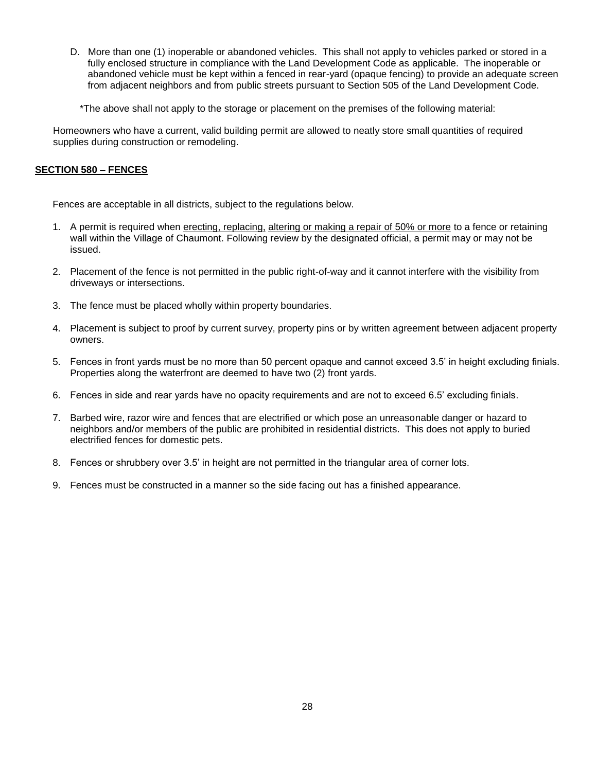D. More than one (1) inoperable or abandoned vehicles. This shall not apply to vehicles parked or stored in a fully enclosed structure in compliance with the Land Development Code as applicable. The inoperable or abandoned vehicle must be kept within a fenced in rear-yard (opaque fencing) to provide an adequate screen from adjacent neighbors and from public streets pursuant to Section 505 of the Land Development Code.

*The above shall not apply to the storage or placement on the premises of the following material:

Homeowners who have a current, valid building permit are allowed to neatly store small quantities of required supplies during construction or remodeling.

## SECTION 580 – FENCES

Fences are acceptable in all districts, subject to the regulations below.

1. A permit is required when erecting, replacing, altering or making a repair of 50% or more to a fence or retaining wall within the Village of Chaumont. Following review by the designated official, a permit may or may not be issued.
2. Placement of the fence is not permitted in the public right-of-way and it cannot interfere with the visibility from driveways or intersections.
3. The fence must be placed wholly within property boundaries.
4. Placement is subject to proof by current survey, property pins or by written agreement between adjacent property owners.
5. Fences in front yards must be no more than 50 percent opaque and cannot exceed 3.5' in height excluding finials. Properties along the waterfront are deemed to have two (2) front yards.
6. Fences in side and rear yards have no opacity requirements and are not to exceed 6.5' excluding finials.
7. Barbed wire, razor wire and fences that are electrified or which pose an unreasonable danger or hazard to neighbors and/or members of the public are prohibited in residential districts. This does not apply to buried electrified fences for domestic pets.
8. Fences or shrubbery over 3.5' in height are not permitted in the triangular area of corner lots.
9. Fences must be constructed in a manner so the side facing out has a finished appearance.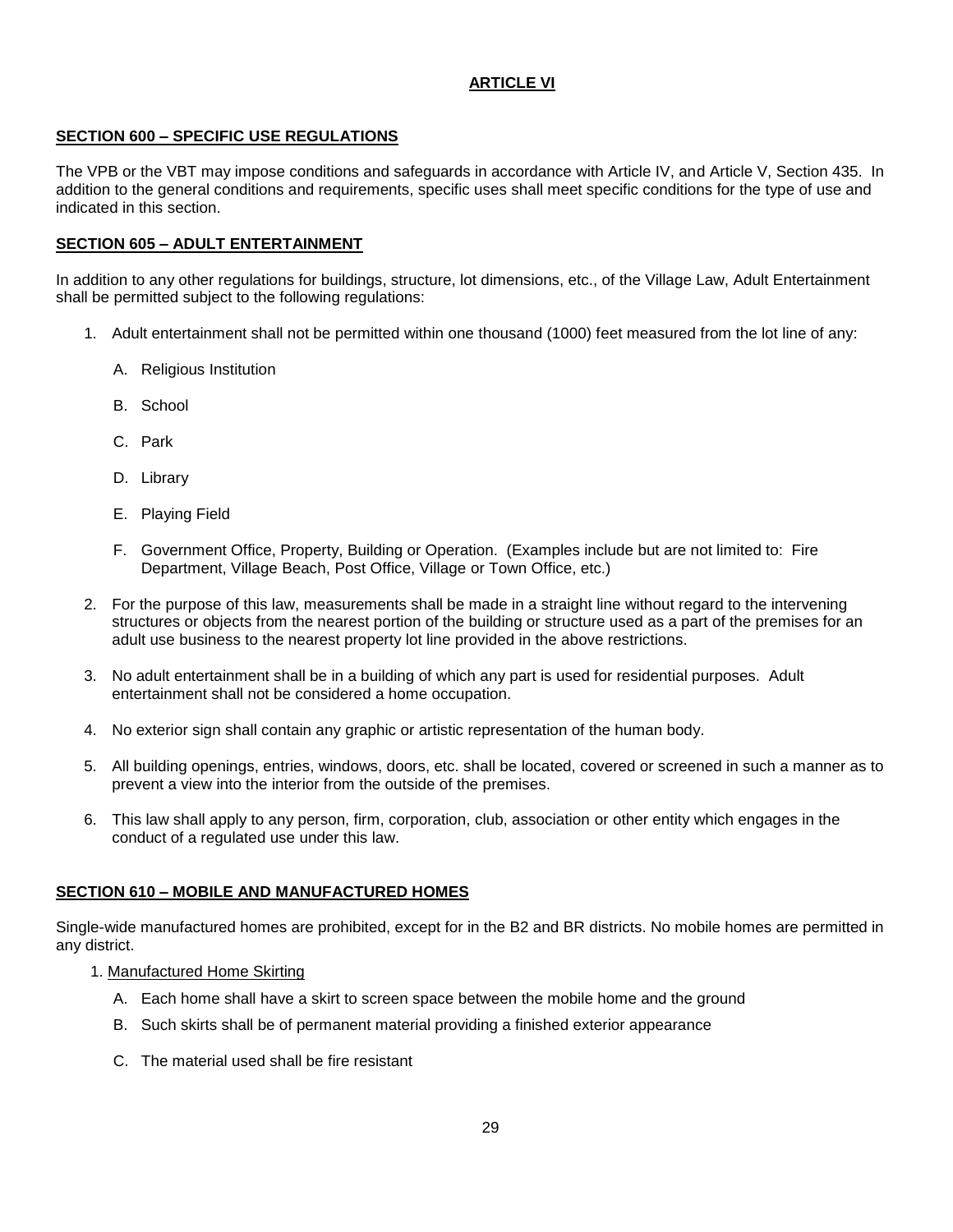## ARTICLE VI

### SECTION 600 – SPECIFIC USE REGULATIONS

The VPB or the VBT may impose conditions and safeguards in accordance with Article IV, and Article V, Section 435. In addition to the general conditions and requirements, specific uses shall meet specific conditions for the type of use and indicated in this section.

### SECTION 605 – ADULT ENTERTAINMENT

In addition to any other regulations for buildings, structure, lot dimensions, etc., of the Village Law, Adult Entertainment shall be permitted subject to the following regulations:

1. Adult entertainment shall not be permitted within one thousand (1000) feet measured from the lot line of any:
   - A. Religious Institution
   - B. School
   - C. Park
   - D. Library
   - E. Playing Field
   - F. Government Office, Property, Building or Operation. (Examples include but are not limited to: Fire Department, Village Beach, Post Office, Village or Town Office, etc.)
2. For the purpose of this law, measurements shall be made in a straight line without regard to the intervening structures or objects from the nearest portion of the building or structure used as a part of the premises for an adult use business to the nearest property lot line provided in the above restrictions.
3. No adult entertainment shall be in a building of which any part is used for residential purposes. Adult entertainment shall not be considered a home occupation.
4. No exterior sign shall contain any graphic or artistic representation of the human body.
5. All building openings, entries, windows, doors, etc. shall be located, covered or screened in such a manner as to prevent a view into the interior from the outside of the premises.
6. This law shall apply to any person, firm, corporation, club, association or other entity which engages in the conduct of a regulated use under this law.

### SECTION 610 – MOBILE AND MANUFACTURED HOMES

Single-wide manufactured homes are prohibited, except for in the B2 and BR districts. No mobile homes are permitted in any district.

1. Manufactured Home Skirting
   - A. Each home shall have a skirt to screen space between the mobile home and the ground
   - B. Such skirts shall be of permanent material providing a finished exterior appearance
   - C. The material used shall be fire resistant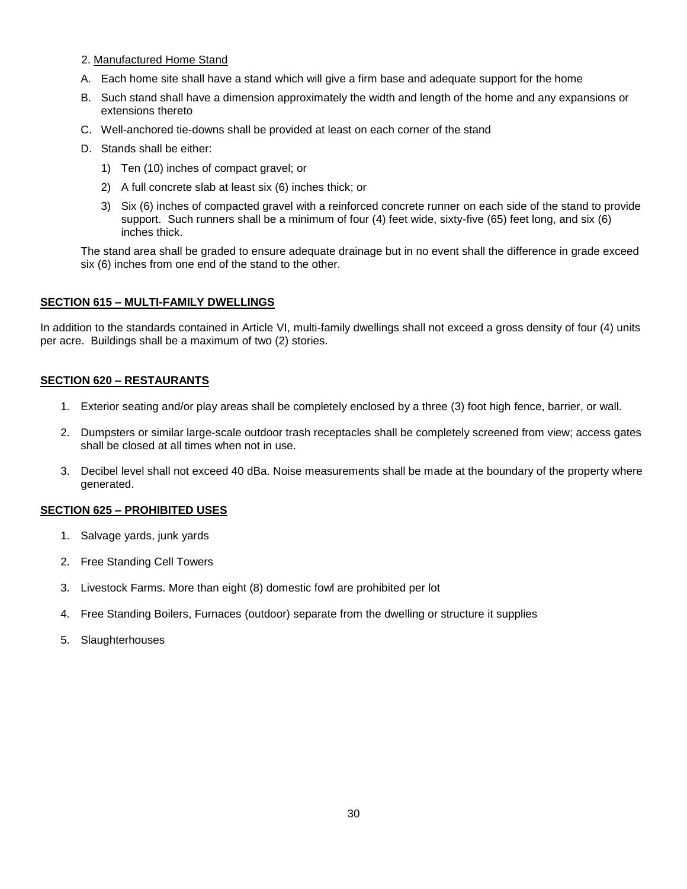2. Manufactured Home Stand

A. Each home site shall have a stand which will give a firm base and adequate support for the home

B. Such stand shall have a dimension approximately the width and length of the home and any expansions or extensions thereto

C. Well-anchored tie-downs shall be provided at least on each corner of the stand

D. Stands shall be either:

   1) Ten (10) inches of compact gravel; or

   2) A full concrete slab at least six (6) inches thick; or

   3) Six (6) inches of compacted gravel with a reinforced concrete runner on each side of the stand to provide support. Such runners shall be a minimum of four (4) feet wide, sixty-five (65) feet long, and six (6) inches thick.

The stand area shall be graded to ensure adequate drainage but in no event shall the difference in grade exceed six (6) inches from one end of the stand to the other.

## SECTION 615 – MULTI-FAMILY DWELLINGS

In addition to the standards contained in Article VI, multi-family dwellings shall not exceed a gross density of four (4) units per acre. Buildings shall be a maximum of two (2) stories.

## SECTION 620 – RESTAURANTS

1. Exterior seating and/or play areas shall be completely enclosed by a three (3) foot high fence, barrier, or wall.

2. Dumpsters or similar large-scale outdoor trash receptacles shall be completely screened from view; access gates shall be closed at all times when not in use.

3. Decibel level shall not exceed 40 dBa. Noise measurements shall be made at the boundary of the property where generated.

## SECTION 625 – PROHIBITED USES

1. Salvage yards, junk yards

2. Free Standing Cell Towers

3. Livestock Farms. More than eight (8) domestic fowl are prohibited per lot

4. Free Standing Boilers, Furnaces (outdoor) separate from the dwelling or structure it supplies

5. Slaughterhouses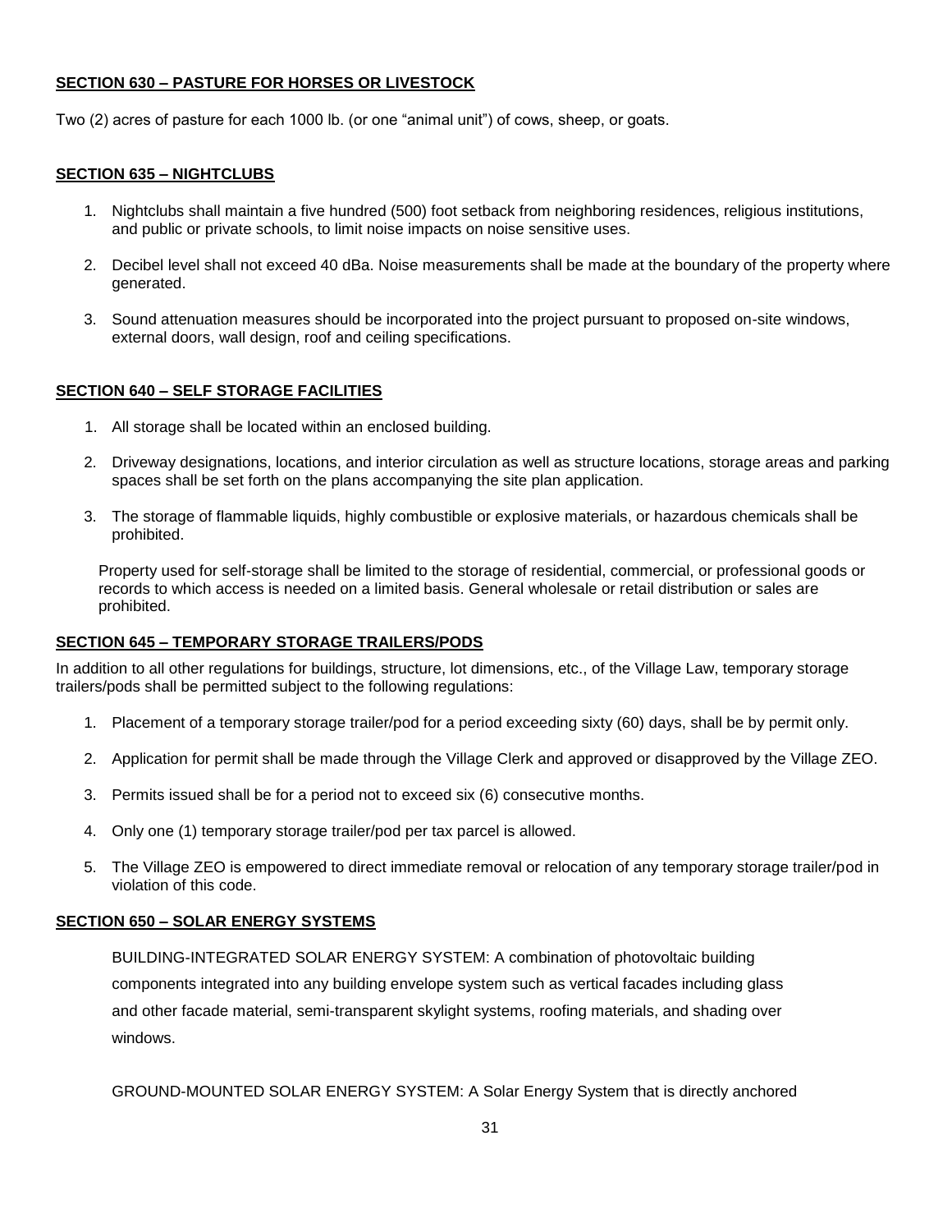**SECTION 630 – PASTURE FOR HORSES OR LIVESTOCK**

Two (2) acres of pasture for each 1000 lb. (or one "animal unit") of cows, sheep, or goats.

**SECTION 635 – NIGHTCLUBS**

1. Nightclubs shall maintain a five hundred (500) foot setback from neighboring residences, religious institutions, and public or private schools, to limit noise impacts on noise sensitive uses.
2. Decibel level shall not exceed 40 dBa. Noise measurements shall be made at the boundary of the property where generated.
3. Sound attenuation measures should be incorporated into the project pursuant to proposed on-site windows, external doors, wall design, roof and ceiling specifications.

**SECTION 640 – SELF STORAGE FACILITIES**

1. All storage shall be located within an enclosed building.
2. Driveway designations, locations, and interior circulation as well as structure locations, storage areas and parking spaces shall be set forth on the plans accompanying the site plan application.
3. The storage of flammable liquids, highly combustible or explosive materials, or hazardous chemicals shall be prohibited.

Property used for self-storage shall be limited to the storage of residential, commercial, or professional goods or records to which access is needed on a limited basis. General wholesale or retail distribution or sales are prohibited.

**SECTION 645 – TEMPORARY STORAGE TRAILERS/PODS**

In addition to all other regulations for buildings, structure, lot dimensions, etc., of the Village Law, temporary storage trailers/pods shall be permitted subject to the following regulations:

1. Placement of a temporary storage trailer/pod for a period exceeding sixty (60) days, shall be by permit only.
2. Application for permit shall be made through the Village Clerk and approved or disapproved by the Village ZEO.
3. Permits issued shall be for a period not to exceed six (6) consecutive months.
4. Only one (1) temporary storage trailer/pod per tax parcel is allowed.
5. The Village ZEO is empowered to direct immediate removal or relocation of any temporary storage trailer/pod in violation of this code.

**SECTION 650 – SOLAR ENERGY SYSTEMS**

BUILDING-INTEGRATED SOLAR ENERGY SYSTEM: A combination of photovoltaic building components integrated into any building envelope system such as vertical facades including glass and other facade material, semi-transparent skylight systems, roofing materials, and shading over windows.

GROUND-MOUNTED SOLAR ENERGY SYSTEM: A Solar Energy System that is directly anchored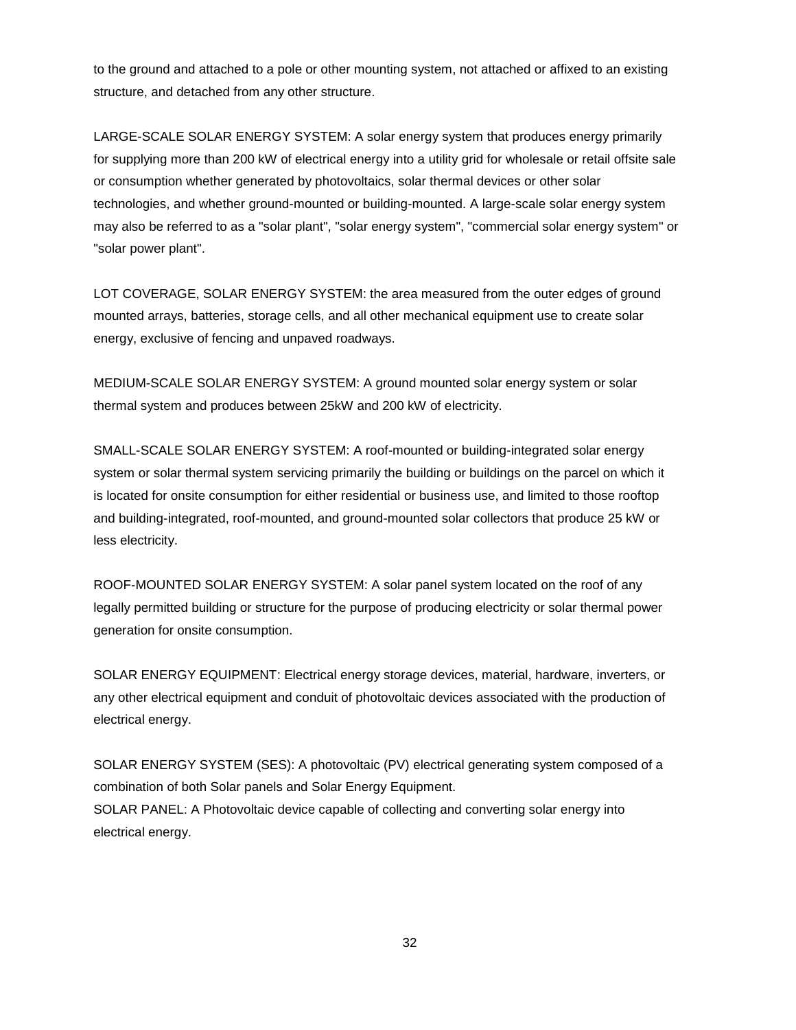to the ground and attached to a pole or other mounting system, not attached or affixed to an existing structure, and detached from any other structure.

LARGE-SCALE SOLAR ENERGY SYSTEM: A solar energy system that produces energy primarily for supplying more than 200 kW of electrical energy into a utility grid for wholesale or retail offsite sale or consumption whether generated by photovoltaics, solar thermal devices or other solar technologies, and whether ground-mounted or building-mounted. A large-scale solar energy system may also be referred to as a "solar plant", "solar energy system", "commercial solar energy system" or "solar power plant".

LOT COVERAGE, SOLAR ENERGY SYSTEM: the area measured from the outer edges of ground mounted arrays, batteries, storage cells, and all other mechanical equipment use to create solar energy, exclusive of fencing and unpaved roadways.

MEDIUM-SCALE SOLAR ENERGY SYSTEM: A ground mounted solar energy system or solar thermal system and produces between 25kW and 200 kW of electricity.

SMALL-SCALE SOLAR ENERGY SYSTEM: A roof-mounted or building-integrated solar energy system or solar thermal system servicing primarily the building or buildings on the parcel on which it is located for onsite consumption for either residential or business use, and limited to those rooftop and building-integrated, roof-mounted, and ground-mounted solar collectors that produce 25 kW or less electricity.

ROOF-MOUNTED SOLAR ENERGY SYSTEM: A solar panel system located on the roof of any legally permitted building or structure for the purpose of producing electricity or solar thermal power generation for onsite consumption.

SOLAR ENERGY EQUIPMENT: Electrical energy storage devices, material, hardware, inverters, or any other electrical equipment and conduit of photovoltaic devices associated with the production of electrical energy.

SOLAR ENERGY SYSTEM (SES): A photovoltaic (PV) electrical generating system composed of a combination of both Solar panels and Solar Energy Equipment.

SOLAR PANEL: A Photovoltaic device capable of collecting and converting solar energy into electrical energy.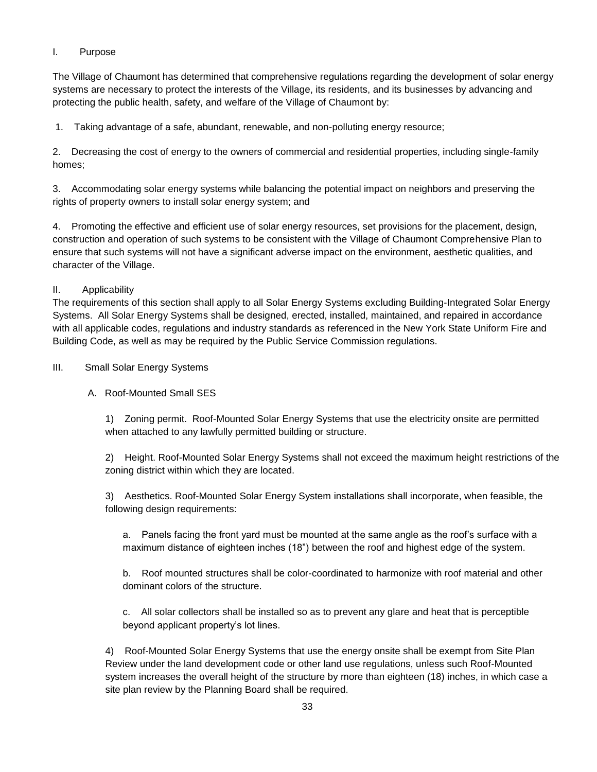## I. Purpose

The Village of Chaumont has determined that comprehensive regulations regarding the development of solar energy systems are necessary to protect the interests of the Village, its residents, and its businesses by advancing and protecting the public health, safety, and welfare of the Village of Chaumont by:

1. Taking advantage of a safe, abundant, renewable, and non-polluting energy resource;

2. Decreasing the cost of energy to the owners of commercial and residential properties, including single-family homes;

3. Accommodating solar energy systems while balancing the potential impact on neighbors and preserving the rights of property owners to install solar energy system; and

4. Promoting the effective and efficient use of solar energy resources, set provisions for the placement, design, construction and operation of such systems to be consistent with the Village of Chaumont Comprehensive Plan to ensure that such systems will not have a significant adverse impact on the environment, aesthetic qualities, and character of the Village.

## II. Applicability

The requirements of this section shall apply to all Solar Energy Systems excluding Building-Integrated Solar Energy Systems. All Solar Energy Systems shall be designed, erected, installed, maintained, and repaired in accordance with all applicable codes, regulations and industry standards as referenced in the New York State Uniform Fire and Building Code, as well as may be required by the Public Service Commission regulations.

## III. Small Solar Energy Systems

### A. Roof-Mounted Small SES

1) Zoning permit. Roof-Mounted Solar Energy Systems that use the electricity onsite are permitted when attached to any lawfully permitted building or structure.

2) Height. Roof-Mounted Solar Energy Systems shall not exceed the maximum height restrictions of the zoning district within which they are located.

3) Aesthetics. Roof-Mounted Solar Energy System installations shall incorporate, when feasible, the following design requirements:

a. Panels facing the front yard must be mounted at the same angle as the roof's surface with a maximum distance of eighteen inches (18") between the roof and highest edge of the system.

b. Roof mounted structures shall be color-coordinated to harmonize with roof material and other dominant colors of the structure.

c. All solar collectors shall be installed so as to prevent any glare and heat that is perceptible beyond applicant property's lot lines.

4) Roof-Mounted Solar Energy Systems that use the energy onsite shall be exempt from Site Plan Review under the land development code or other land use regulations, unless such Roof-Mounted system increases the overall height of the structure by more than eighteen (18) inches, in which case a site plan review by the Planning Board shall be required.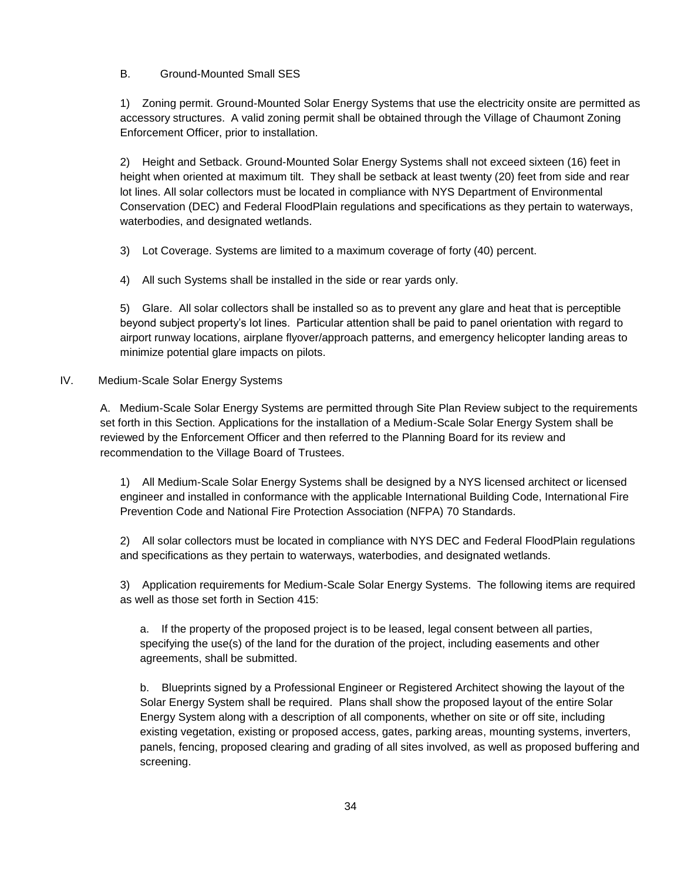B. Ground-Mounted Small SES

1) Zoning permit. Ground-Mounted Solar Energy Systems that use the electricity onsite are permitted as accessory structures. A valid zoning permit shall be obtained through the Village of Chaumont Zoning Enforcement Officer, prior to installation.

2) Height and Setback. Ground-Mounted Solar Energy Systems shall not exceed sixteen (16) feet in height when oriented at maximum tilt. They shall be setback at least twenty (20) feet from side and rear lot lines. All solar collectors must be located in compliance with NYS Department of Environmental Conservation (DEC) and Federal FloodPlain regulations and specifications as they pertain to waterways, waterbodies, and designated wetlands.

3) Lot Coverage. Systems are limited to a maximum coverage of forty (40) percent.

4) All such Systems shall be installed in the side or rear yards only.

5) Glare. All solar collectors shall be installed so as to prevent any glare and heat that is perceptible beyond subject property's lot lines. Particular attention shall be paid to panel orientation with regard to airport runway locations, airplane flyover/approach patterns, and emergency helicopter landing areas to minimize potential glare impacts on pilots.

IV. Medium-Scale Solar Energy Systems

A. Medium-Scale Solar Energy Systems are permitted through Site Plan Review subject to the requirements set forth in this Section. Applications for the installation of a Medium-Scale Solar Energy System shall be reviewed by the Enforcement Officer and then referred to the Planning Board for its review and recommendation to the Village Board of Trustees.

1) All Medium-Scale Solar Energy Systems shall be designed by a NYS licensed architect or licensed engineer and installed in conformance with the applicable International Building Code, International Fire Prevention Code and National Fire Protection Association (NFPA) 70 Standards.

2) All solar collectors must be located in compliance with NYS DEC and Federal FloodPlain regulations and specifications as they pertain to waterways, waterbodies, and designated wetlands.

3) Application requirements for Medium-Scale Solar Energy Systems. The following items are required as well as those set forth in Section 415:

a. If the property of the proposed project is to be leased, legal consent between all parties, specifying the use(s) of the land for the duration of the project, including easements and other agreements, shall be submitted.

b. Blueprints signed by a Professional Engineer or Registered Architect showing the layout of the Solar Energy System shall be required. Plans shall show the proposed layout of the entire Solar Energy System along with a description of all components, whether on site or off site, including existing vegetation, existing or proposed access, gates, parking areas, mounting systems, inverters, panels, fencing, proposed clearing and grading of all sites involved, as well as proposed buffering and screening.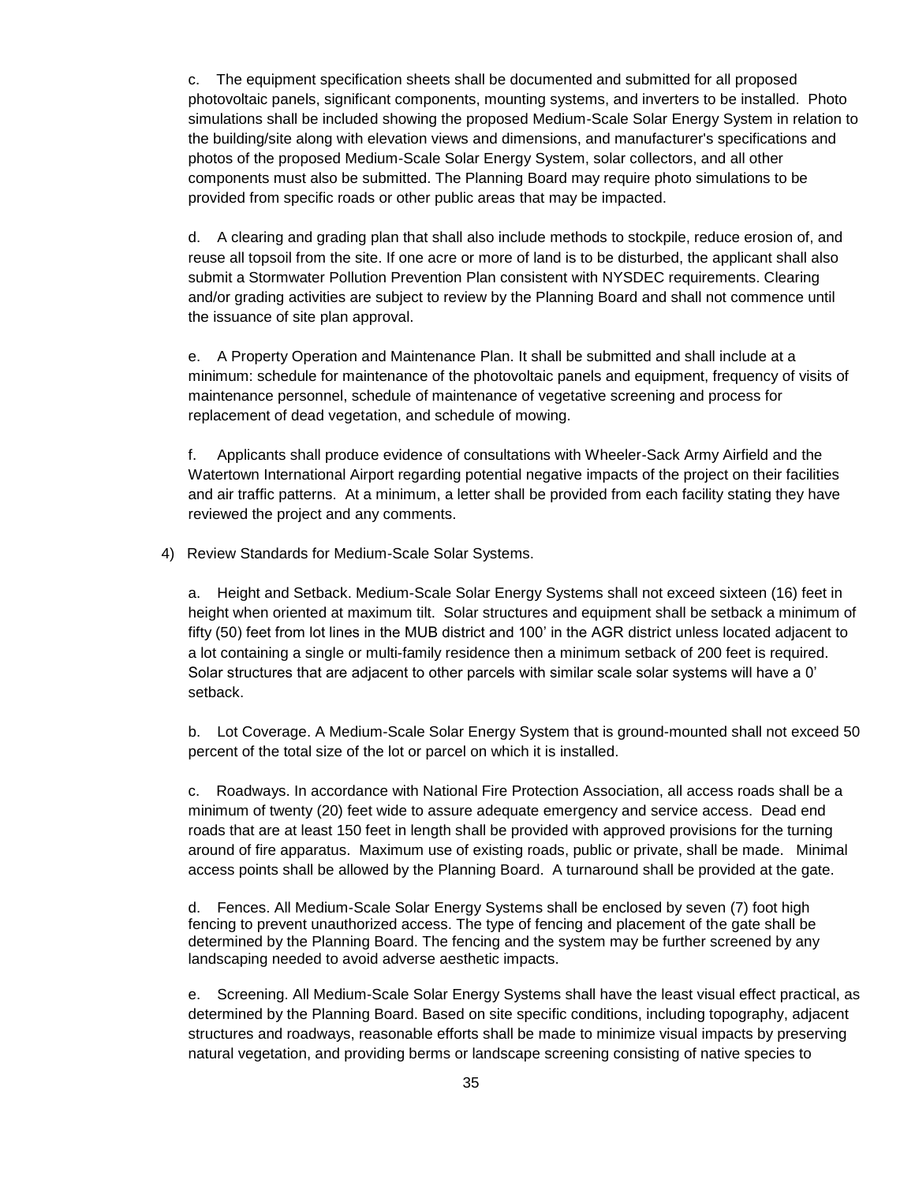c. The equipment specification sheets shall be documented and submitted for all proposed photovoltaic panels, significant components, mounting systems, and inverters to be installed. Photo simulations shall be included showing the proposed Medium-Scale Solar Energy System in relation to the building/site along with elevation views and dimensions, and manufacturer's specifications and photos of the proposed Medium-Scale Solar Energy System, solar collectors, and all other components must also be submitted. The Planning Board may require photo simulations to be provided from specific roads or other public areas that may be impacted.

d. A clearing and grading plan that shall also include methods to stockpile, reduce erosion of, and reuse all topsoil from the site. If one acre or more of land is to be disturbed, the applicant shall also submit a Stormwater Pollution Prevention Plan consistent with NYSDEC requirements. Clearing and/or grading activities are subject to review by the Planning Board and shall not commence until the issuance of site plan approval.

e. A Property Operation and Maintenance Plan. It shall be submitted and shall include at a minimum: schedule for maintenance of the photovoltaic panels and equipment, frequency of visits of maintenance personnel, schedule of maintenance of vegetative screening and process for replacement of dead vegetation, and schedule of mowing.

f. Applicants shall produce evidence of consultations with Wheeler-Sack Army Airfield and the Watertown International Airport regarding potential negative impacts of the project on their facilities and air traffic patterns. At a minimum, a letter shall be provided from each facility stating they have reviewed the project and any comments.

4) Review Standards for Medium-Scale Solar Systems.

a. Height and Setback. Medium-Scale Solar Energy Systems shall not exceed sixteen (16) feet in height when oriented at maximum tilt. Solar structures and equipment shall be setback a minimum of fifty (50) feet from lot lines in the MUB district and 100’ in the AGR district unless located adjacent to a lot containing a single or multi-family residence then a minimum setback of 200 feet is required. Solar structures that are adjacent to other parcels with similar scale solar systems will have a 0’ setback.

b. Lot Coverage. A Medium-Scale Solar Energy System that is ground-mounted shall not exceed 50 percent of the total size of the lot or parcel on which it is installed.

c. Roadways. In accordance with National Fire Protection Association, all access roads shall be a minimum of twenty (20) feet wide to assure adequate emergency and service access. Dead end roads that are at least 150 feet in length shall be provided with approved provisions for the turning around of fire apparatus. Maximum use of existing roads, public or private, shall be made. Minimal access points shall be allowed by the Planning Board. A turnaround shall be provided at the gate.

d. Fences. All Medium-Scale Solar Energy Systems shall be enclosed by seven (7) foot high fencing to prevent unauthorized access. The type of fencing and placement of the gate shall be determined by the Planning Board. The fencing and the system may be further screened by any landscaping needed to avoid adverse aesthetic impacts.

e. Screening. All Medium-Scale Solar Energy Systems shall have the least visual effect practical, as determined by the Planning Board. Based on site specific conditions, including topography, adjacent structures and roadways, reasonable efforts shall be made to minimize visual impacts by preserving natural vegetation, and providing berms or landscape screening consisting of native species to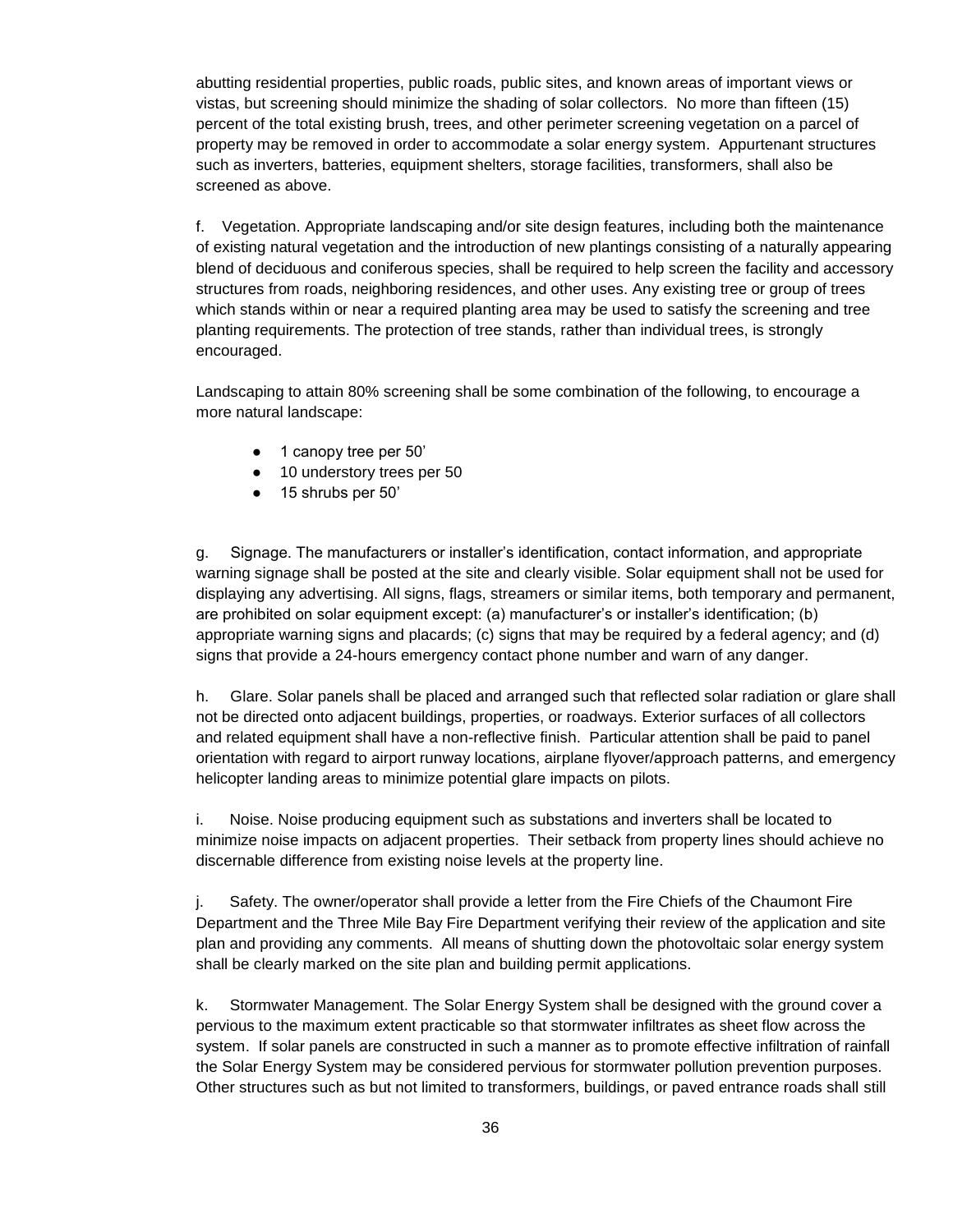abutting residential properties, public roads, public sites, and known areas of important views or vistas, but screening should minimize the shading of solar collectors. No more than fifteen (15) percent of the total existing brush, trees, and other perimeter screening vegetation on a parcel of property may be removed in order to accommodate a solar energy system. Appurtenant structures such as inverters, batteries, equipment shelters, storage facilities, transformers, shall also be screened as above.

f. Vegetation. Appropriate landscaping and/or site design features, including both the maintenance of existing natural vegetation and the introduction of new plantings consisting of a naturally appearing blend of deciduous and coniferous species, shall be required to help screen the facility and accessory structures from roads, neighboring residences, and other uses. Any existing tree or group of trees which stands within or near a required planting area may be used to satisfy the screening and tree planting requirements. The protection of tree stands, rather than individual trees, is strongly encouraged.

Landscaping to attain 80% screening shall be some combination of the following, to encourage a more natural landscape:

- 1 canopy tree per 50'
- 10 understory trees per 50
- 15 shrubs per 50'

g. Signage. The manufacturers or installer's identification, contact information, and appropriate warning signage shall be posted at the site and clearly visible. Solar equipment shall not be used for displaying any advertising. All signs, flags, streamers or similar items, both temporary and permanent, are prohibited on solar equipment except: (a) manufacturer's or installer's identification; (b) appropriate warning signs and placards; (c) signs that may be required by a federal agency; and (d) signs that provide a 24-hours emergency contact phone number and warn of any danger.

h. Glare. Solar panels shall be placed and arranged such that reflected solar radiation or glare shall not be directed onto adjacent buildings, properties, or roadways. Exterior surfaces of all collectors and related equipment shall have a non-reflective finish. Particular attention shall be paid to panel orientation with regard to airport runway locations, airplane flyover/approach patterns, and emergency helicopter landing areas to minimize potential glare impacts on pilots.

i. Noise. Noise producing equipment such as substations and inverters shall be located to minimize noise impacts on adjacent properties. Their setback from property lines should achieve no discernable difference from existing noise levels at the property line.

j. Safety. The owner/operator shall provide a letter from the Fire Chiefs of the Chaumont Fire Department and the Three Mile Bay Fire Department verifying their review of the application and site plan and providing any comments. All means of shutting down the photovoltaic solar energy system shall be clearly marked on the site plan and building permit applications.

k. Stormwater Management. The Solar Energy System shall be designed with the ground cover a pervious to the maximum extent practicable so that stormwater infiltrates as sheet flow across the system. If solar panels are constructed in such a manner as to promote effective infiltration of rainfall the Solar Energy System may be considered pervious for stormwater pollution prevention purposes. Other structures such as but not limited to transformers, buildings, or paved entrance roads shall still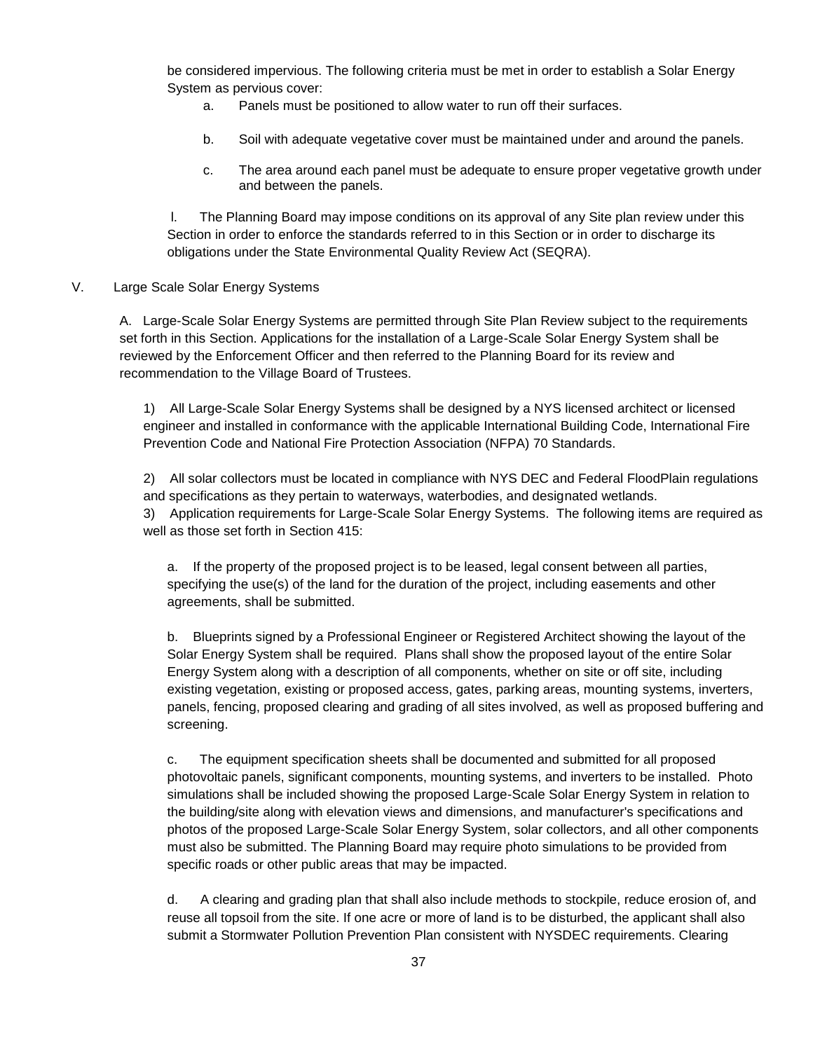be considered impervious. The following criteria must be met in order to establish a Solar Energy System as pervious cover:

a. Panels must be positioned to allow water to run off their surfaces.

b. Soil with adequate vegetative cover must be maintained under and around the panels.

c. The area around each panel must be adequate to ensure proper vegetative growth under and between the panels.

l. The Planning Board may impose conditions on its approval of any Site plan review under this Section in order to enforce the standards referred to in this Section or in order to discharge its obligations under the State Environmental Quality Review Act (SEQRA).

V. Large Scale Solar Energy Systems

A. Large-Scale Solar Energy Systems are permitted through Site Plan Review subject to the requirements set forth in this Section. Applications for the installation of a Large-Scale Solar Energy System shall be reviewed by the Enforcement Officer and then referred to the Planning Board for its review and recommendation to the Village Board of Trustees.

1) All Large-Scale Solar Energy Systems shall be designed by a NYS licensed architect or licensed engineer and installed in conformance with the applicable International Building Code, International Fire Prevention Code and National Fire Protection Association (NFPA) 70 Standards.

2) All solar collectors must be located in compliance with NYS DEC and Federal FloodPlain regulations and specifications as they pertain to waterways, waterbodies, and designated wetlands.

3) Application requirements for Large-Scale Solar Energy Systems. The following items are required as well as those set forth in Section 415:

a. If the property of the proposed project is to be leased, legal consent between all parties, specifying the use(s) of the land for the duration of the project, including easements and other agreements, shall be submitted.

b. Blueprints signed by a Professional Engineer or Registered Architect showing the layout of the Solar Energy System shall be required. Plans shall show the proposed layout of the entire Solar Energy System along with a description of all components, whether on site or off site, including existing vegetation, existing or proposed access, gates, parking areas, mounting systems, inverters, panels, fencing, proposed clearing and grading of all sites involved, as well as proposed buffering and screening.

c. The equipment specification sheets shall be documented and submitted for all proposed photovoltaic panels, significant components, mounting systems, and inverters to be installed. Photo simulations shall be included showing the proposed Large-Scale Solar Energy System in relation to the building/site along with elevation views and dimensions, and manufacturer's specifications and photos of the proposed Large-Scale Solar Energy System, solar collectors, and all other components must also be submitted. The Planning Board may require photo simulations to be provided from specific roads or other public areas that may be impacted.

d. A clearing and grading plan that shall also include methods to stockpile, reduce erosion of, and reuse all topsoil from the site. If one acre or more of land is to be disturbed, the applicant shall also submit a Stormwater Pollution Prevention Plan consistent with NYSDEC requirements. Clearing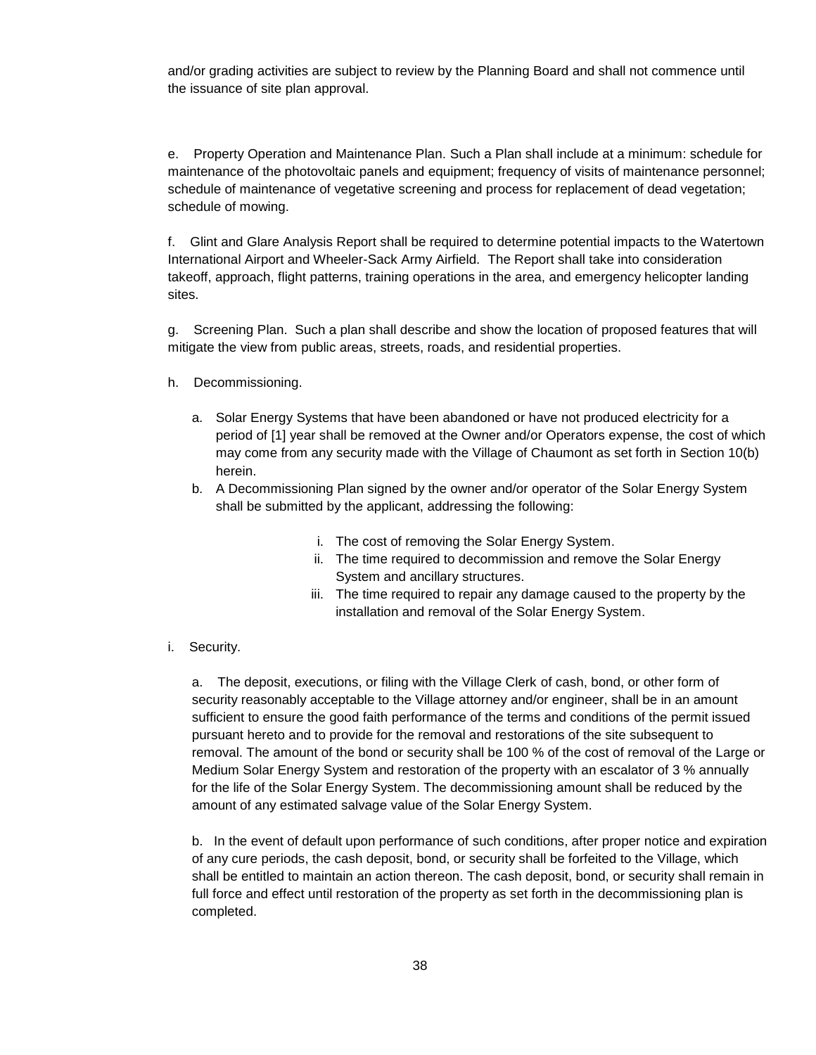and/or grading activities are subject to review by the Planning Board and shall not commence until the issuance of site plan approval.

e. Property Operation and Maintenance Plan. Such a Plan shall include at a minimum: schedule for maintenance of the photovoltaic panels and equipment; frequency of visits of maintenance personnel; schedule of maintenance of vegetative screening and process for replacement of dead vegetation; schedule of mowing.

f. Glint and Glare Analysis Report shall be required to determine potential impacts to the Watertown International Airport and Wheeler-Sack Army Airfield. The Report shall take into consideration takeoff, approach, flight patterns, training operations in the area, and emergency helicopter landing sites.

g. Screening Plan. Such a plan shall describe and show the location of proposed features that will mitigate the view from public areas, streets, roads, and residential properties.

h. Decommissioning.

   a. Solar Energy Systems that have been abandoned or have not produced electricity for a period of [1] year shall be removed at the Owner and/or Operators expense, the cost of which may come from any security made with the Village of Chaumont as set forth in Section 10(b) herein.

   b. A Decommissioning Plan signed by the owner and/or operator of the Solar Energy System shall be submitted by the applicant, addressing the following:

      i. The cost of removing the Solar Energy System.
      ii. The time required to decommission and remove the Solar Energy System and ancillary structures.
      iii. The time required to repair any damage caused to the property by the installation and removal of the Solar Energy System.

i. Security.

   a. The deposit, executions, or filing with the Village Clerk of cash, bond, or other form of security reasonably acceptable to the Village attorney and/or engineer, shall be in an amount sufficient to ensure the good faith performance of the terms and conditions of the permit issued pursuant hereto and to provide for the removal and restorations of the site subsequent to removal. The amount of the bond or security shall be 100 % of the cost of removal of the Large or Medium Solar Energy System and restoration of the property with an escalator of 3 % annually for the life of the Solar Energy System. The decommissioning amount shall be reduced by the amount of any estimated salvage value of the Solar Energy System.

   b. In the event of default upon performance of such conditions, after proper notice and expiration of any cure periods, the cash deposit, bond, or security shall be forfeited to the Village, which shall be entitled to maintain an action thereon. The cash deposit, bond, or security shall remain in full force and effect until restoration of the property as set forth in the decommissioning plan is completed.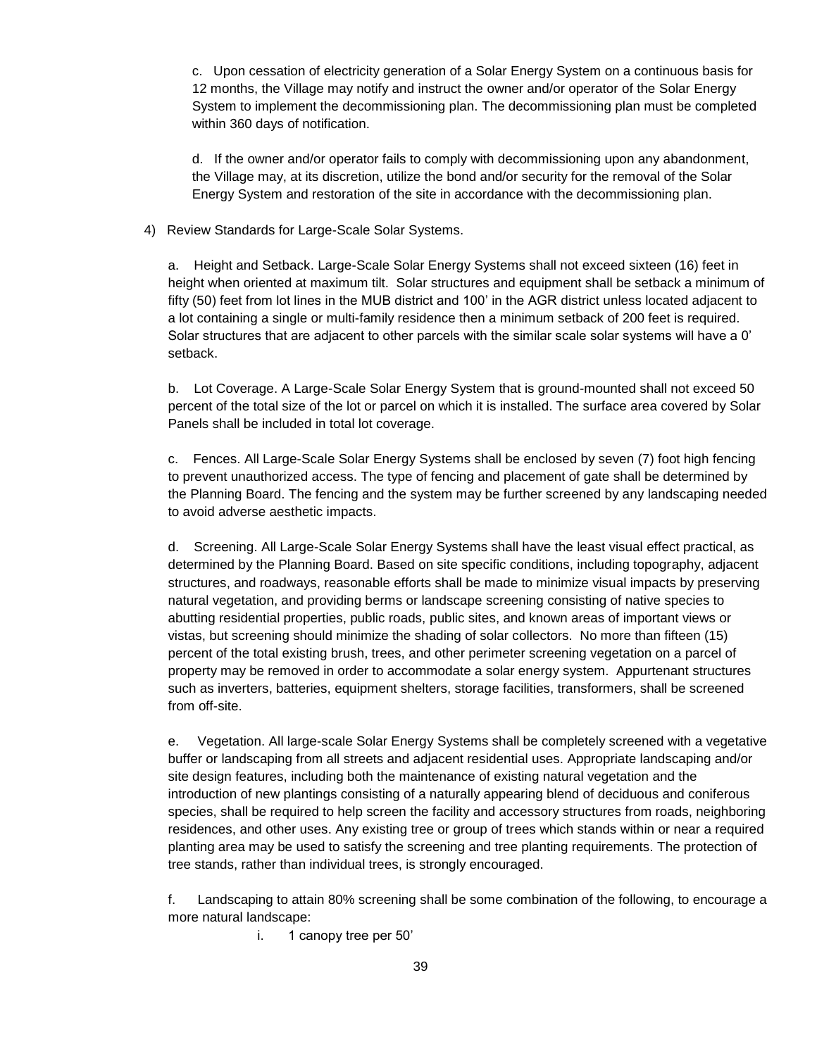c. Upon cessation of electricity generation of a Solar Energy System on a continuous basis for 12 months, the Village may notify and instruct the owner and/or operator of the Solar Energy System to implement the decommissioning plan. The decommissioning plan must be completed within 360 days of notification.

d. If the owner and/or operator fails to comply with decommissioning upon any abandonment, the Village may, at its discretion, utilize the bond and/or security for the removal of the Solar Energy System and restoration of the site in accordance with the decommissioning plan.

4) Review Standards for Large-Scale Solar Systems.

a. Height and Setback. Large-Scale Solar Energy Systems shall not exceed sixteen (16) feet in height when oriented at maximum tilt. Solar structures and equipment shall be setback a minimum of fifty (50) feet from lot lines in the MUB district and 100' in the AGR district unless located adjacent to a lot containing a single or multi-family residence then a minimum setback of 200 feet is required. Solar structures that are adjacent to other parcels with the similar scale solar systems will have a 0' setback.

b. Lot Coverage. A Large-Scale Solar Energy System that is ground-mounted shall not exceed 50 percent of the total size of the lot or parcel on which it is installed. The surface area covered by Solar Panels shall be included in total lot coverage.

c. Fences. All Large-Scale Solar Energy Systems shall be enclosed by seven (7) foot high fencing to prevent unauthorized access. The type of fencing and placement of gate shall be determined by the Planning Board. The fencing and the system may be further screened by any landscaping needed to avoid adverse aesthetic impacts.

d. Screening. All Large-Scale Solar Energy Systems shall have the least visual effect practical, as determined by the Planning Board. Based on site specific conditions, including topography, adjacent structures, and roadways, reasonable efforts shall be made to minimize visual impacts by preserving natural vegetation, and providing berms or landscape screening consisting of native species to abutting residential properties, public roads, public sites, and known areas of important views or vistas, but screening should minimize the shading of solar collectors. No more than fifteen (15) percent of the total existing brush, trees, and other perimeter screening vegetation on a parcel of property may be removed in order to accommodate a solar energy system. Appurtenant structures such as inverters, batteries, equipment shelters, storage facilities, transformers, shall be screened from off-site.

e. Vegetation. All large-scale Solar Energy Systems shall be completely screened with a vegetative buffer or landscaping from all streets and adjacent residential uses. Appropriate landscaping and/or site design features, including both the maintenance of existing natural vegetation and the introduction of new plantings consisting of a naturally appearing blend of deciduous and coniferous species, shall be required to help screen the facility and accessory structures from roads, neighboring residences, and other uses. Any existing tree or group of trees which stands within or near a required planting area may be used to satisfy the screening and tree planting requirements. The protection of tree stands, rather than individual trees, is strongly encouraged.

f. Landscaping to attain 80% screening shall be some combination of the following, to encourage a more natural landscape:

i. 1 canopy tree per 50'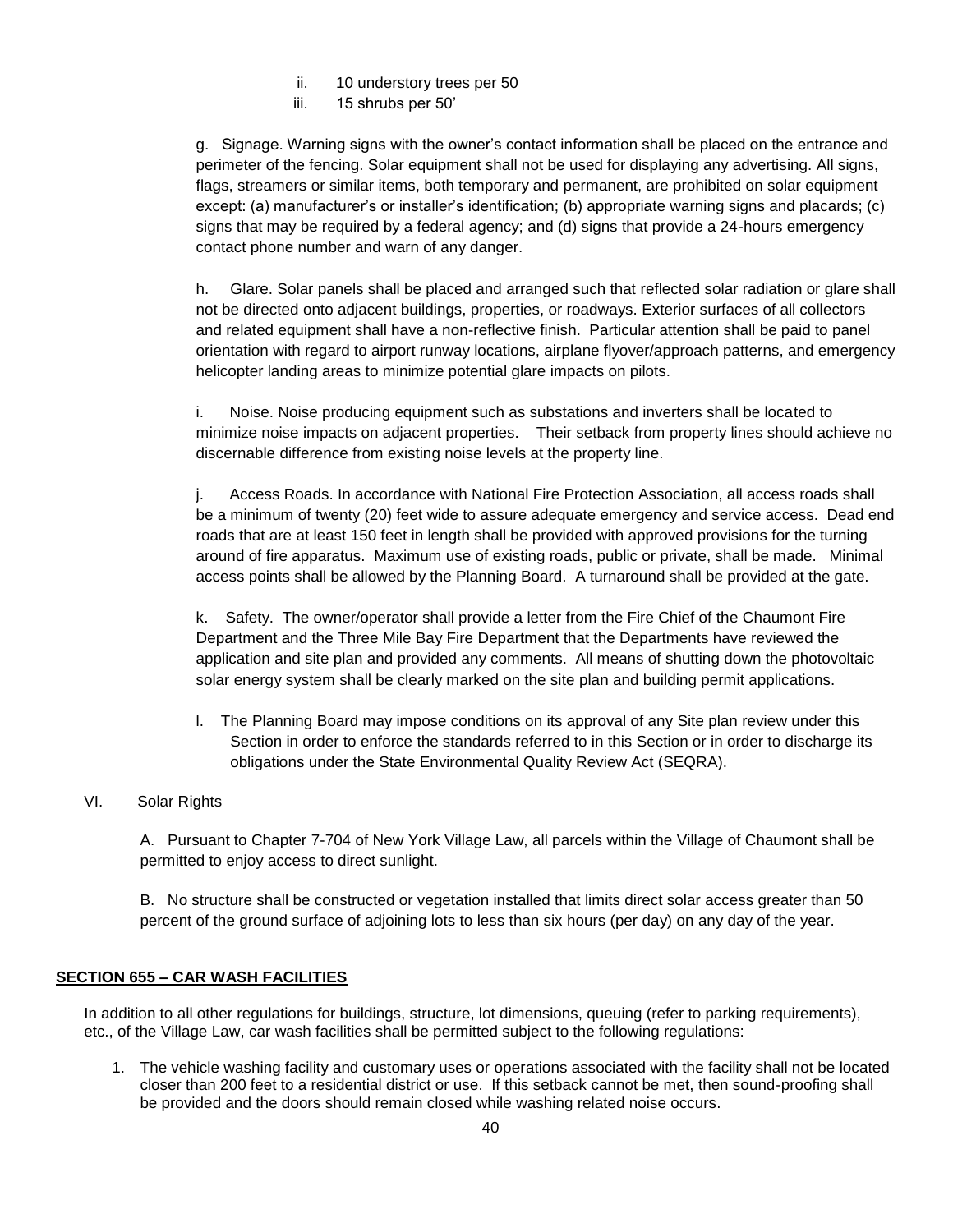ii. 10 understory trees per 50

iii. 15 shrubs per 50'

g. Signage. Warning signs with the owner's contact information shall be placed on the entrance and perimeter of the fencing. Solar equipment shall not be used for displaying any advertising. All signs, flags, streamers or similar items, both temporary and permanent, are prohibited on solar equipment except: (a) manufacturer's or installer's identification; (b) appropriate warning signs and placards; (c) signs that may be required by a federal agency; and (d) signs that provide a 24-hours emergency contact phone number and warn of any danger.

h. Glare. Solar panels shall be placed and arranged such that reflected solar radiation or glare shall not be directed onto adjacent buildings, properties, or roadways. Exterior surfaces of all collectors and related equipment shall have a non-reflective finish. Particular attention shall be paid to panel orientation with regard to airport runway locations, airplane flyover/approach patterns, and emergency helicopter landing areas to minimize potential glare impacts on pilots.

i. Noise. Noise producing equipment such as substations and inverters shall be located to minimize noise impacts on adjacent properties. Their setback from property lines should achieve no discernable difference from existing noise levels at the property line.

j. Access Roads. In accordance with National Fire Protection Association, all access roads shall be a minimum of twenty (20) feet wide to assure adequate emergency and service access. Dead end roads that are at least 150 feet in length shall be provided with approved provisions for the turning around of fire apparatus. Maximum use of existing roads, public or private, shall be made. Minimal access points shall be allowed by the Planning Board. A turnaround shall be provided at the gate.

k. Safety. The owner/operator shall provide a letter from the Fire Chief of the Chaumont Fire Department and the Three Mile Bay Fire Department that the Departments have reviewed the application and site plan and provided any comments. All means of shutting down the photovoltaic solar energy system shall be clearly marked on the site plan and building permit applications.

l. The Planning Board may impose conditions on its approval of any Site plan review under this Section in order to enforce the standards referred to in this Section or in order to discharge its obligations under the State Environmental Quality Review Act (SEQRA).

VI. Solar Rights

A. Pursuant to Chapter 7-704 of New York Village Law, all parcels within the Village of Chaumont shall be permitted to enjoy access to direct sunlight.

B. No structure shall be constructed or vegetation installed that limits direct solar access greater than 50 percent of the ground surface of adjoining lots to less than six hours (per day) on any day of the year.

**SECTION 655 – CAR WASH FACILITIES**

In addition to all other regulations for buildings, structure, lot dimensions, queuing (refer to parking requirements), etc., of the Village Law, car wash facilities shall be permitted subject to the following regulations:

1. The vehicle washing facility and customary uses or operations associated with the facility shall not be located closer than 200 feet to a residential district or use. If this setback cannot be met, then sound-proofing shall be provided and the doors should remain closed while washing related noise occurs.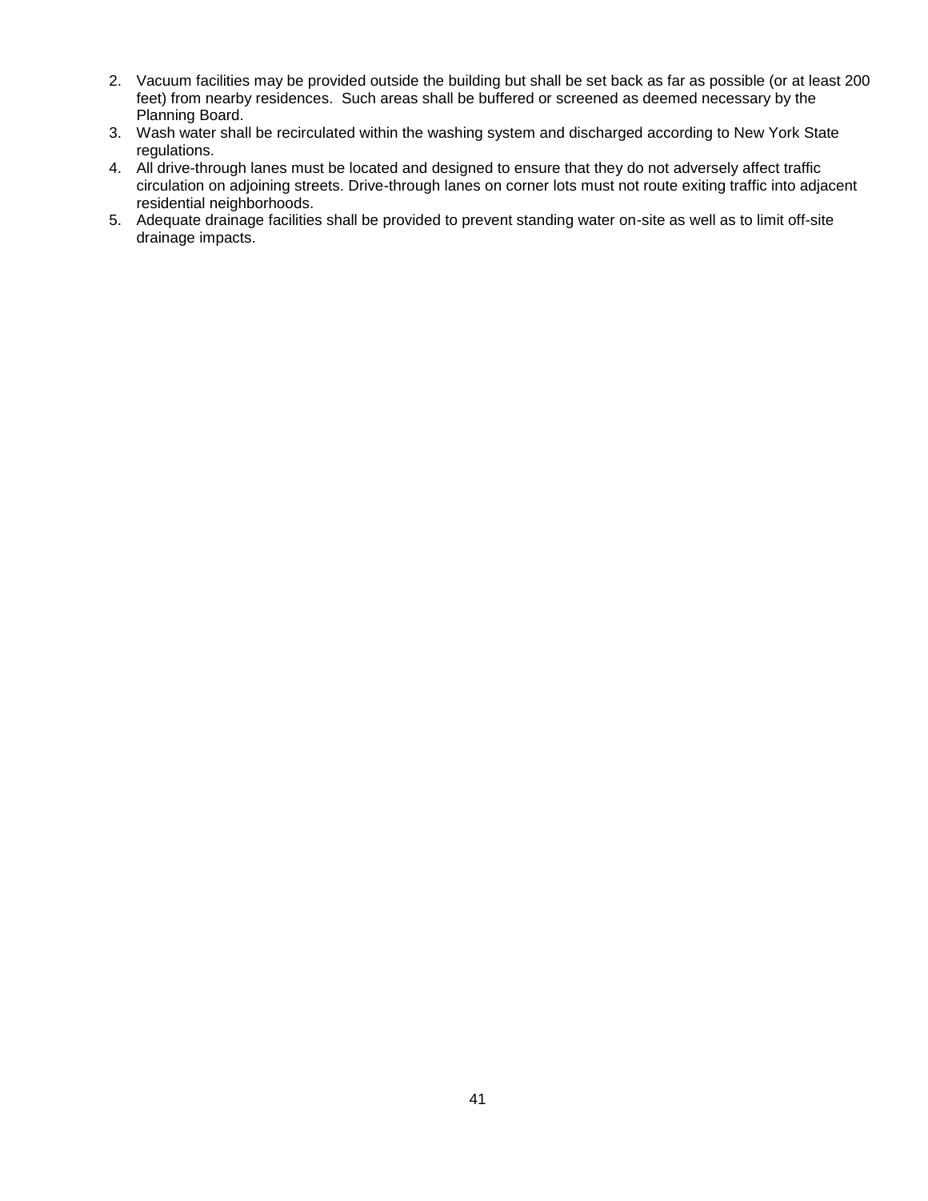2. Vacuum facilities may be provided outside the building but shall be set back as far as possible (or at least 200 feet) from nearby residences. Such areas shall be buffered or screened as deemed necessary by the Planning Board.
3. Wash water shall be recirculated within the washing system and discharged according to New York State regulations.
4. All drive-through lanes must be located and designed to ensure that they do not adversely affect traffic circulation on adjoining streets. Drive-through lanes on corner lots must not route exiting traffic into adjacent residential neighborhoods.
5. Adequate drainage facilities shall be provided to prevent standing water on-site as well as to limit off-site drainage impacts.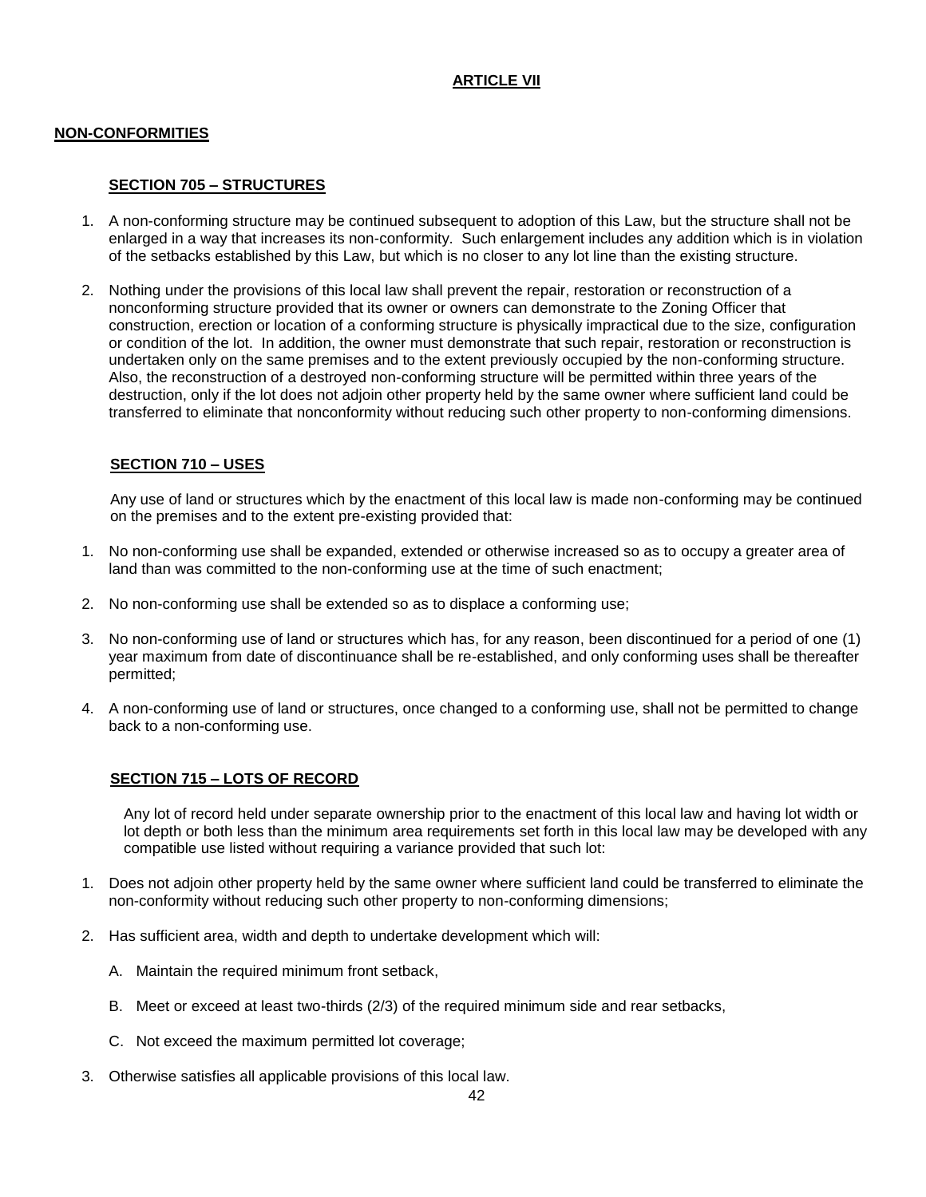# ARTICLE VII

## NON-CONFORMITIES

### SECTION 705 – STRUCTURES

1. A non-conforming structure may be continued subsequent to adoption of this Law, but the structure shall not be enlarged in a way that increases its non-conformity. Such enlargement includes any addition which is in violation of the setbacks established by this Law, but which is no closer to any lot line than the existing structure.

2. Nothing under the provisions of this local law shall prevent the repair, restoration or reconstruction of a nonconforming structure provided that its owner or owners can demonstrate to the Zoning Officer that construction, erection or location of a conforming structure is physically impractical due to the size, configuration or condition of the lot. In addition, the owner must demonstrate that such repair, restoration or reconstruction is undertaken only on the same premises and to the extent previously occupied by the non-conforming structure. Also, the reconstruction of a destroyed non-conforming structure will be permitted within three years of the destruction, only if the lot does not adjoin other property held by the same owner where sufficient land could be transferred to eliminate that nonconformity without reducing such other property to non-conforming dimensions.

### SECTION 710 – USES

Any use of land or structures which by the enactment of this local law is made non-conforming may be continued on the premises and to the extent pre-existing provided that:

1. No non-conforming use shall be expanded, extended or otherwise increased so as to occupy a greater area of land than was committed to the non-conforming use at the time of such enactment;

2. No non-conforming use shall be extended so as to displace a conforming use;

3. No non-conforming use of land or structures which has, for any reason, been discontinued for a period of one (1) year maximum from date of discontinuance shall be re-established, and only conforming uses shall be thereafter permitted;

4. A non-conforming use of land or structures, once changed to a conforming use, shall not be permitted to change back to a non-conforming use.

### SECTION 715 – LOTS OF RECORD

Any lot of record held under separate ownership prior to the enactment of this local law and having lot width or lot depth or both less than the minimum area requirements set forth in this local law may be developed with any compatible use listed without requiring a variance provided that such lot:

1. Does not adjoin other property held by the same owner where sufficient land could be transferred to eliminate the non-conformity without reducing such other property to non-conforming dimensions;

2. Has sufficient area, width and depth to undertake development which will:

   A. Maintain the required minimum front setback,

   B. Meet or exceed at least two-thirds (2/3) of the required minimum side and rear setbacks,

   C. Not exceed the maximum permitted lot coverage;

3. Otherwise satisfies all applicable provisions of this local law.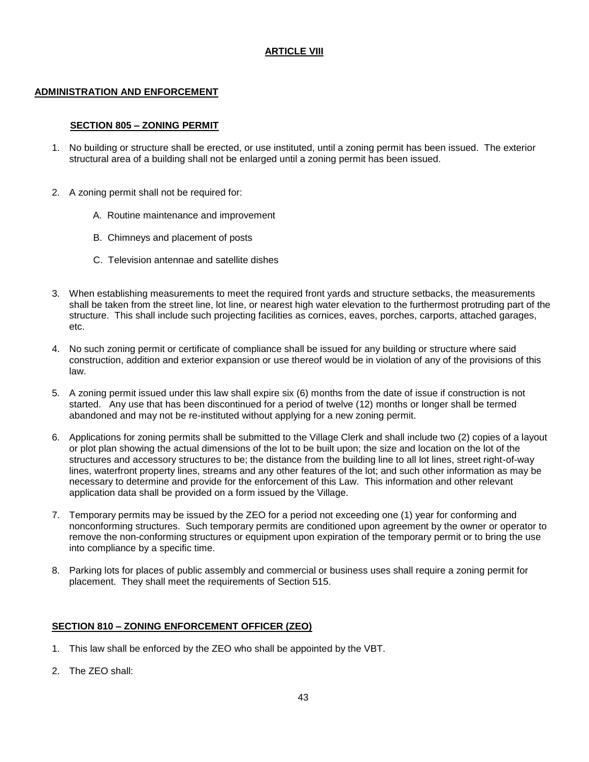# ARTICLE VIII

## ADMINISTRATION AND ENFORCEMENT

### SECTION 805 – ZONING PERMIT

1. No building or structure shall be erected, or use instituted, until a zoning permit has been issued. The exterior structural area of a building shall not be enlarged until a zoning permit has been issued.

2. A zoning permit shall not be required for:

   A. Routine maintenance and improvement

   B. Chimneys and placement of posts

   C. Television antennae and satellite dishes

3. When establishing measurements to meet the required front yards and structure setbacks, the measurements shall be taken from the street line, lot line, or nearest high water elevation to the furthermost protruding part of the structure. This shall include such projecting facilities as cornices, eaves, porches, carports, attached garages, etc.

4. No such zoning permit or certificate of compliance shall be issued for any building or structure where said construction, addition and exterior expansion or use thereof would be in violation of any of the provisions of this law.

5. A zoning permit issued under this law shall expire six (6) months from the date of issue if construction is not started. Any use that has been discontinued for a period of twelve (12) months or longer shall be termed abandoned and may not be re-instituted without applying for a new zoning permit.

6. Applications for zoning permits shall be submitted to the Village Clerk and shall include two (2) copies of a layout or plot plan showing the actual dimensions of the lot to be built upon; the size and location on the lot of the structures and accessory structures to be; the distance from the building line to all lot lines, street right-of-way lines, waterfront property lines, streams and any other features of the lot; and such other information as may be necessary to determine and provide for the enforcement of this Law. This information and other relevant application data shall be provided on a form issued by the Village.

7. Temporary permits may be issued by the ZEO for a period not exceeding one (1) year for conforming and nonconforming structures. Such temporary permits are conditioned upon agreement by the owner or operator to remove the non-conforming structures or equipment upon expiration of the temporary permit or to bring the use into compliance by a specific time.

8. Parking lots for places of public assembly and commercial or business uses shall require a zoning permit for placement. They shall meet the requirements of Section 515.

### SECTION 810 – ZONING ENFORCEMENT OFFICER (ZEO)

1. This law shall be enforced by the ZEO who shall be appointed by the VBT.

2. The ZEO shall: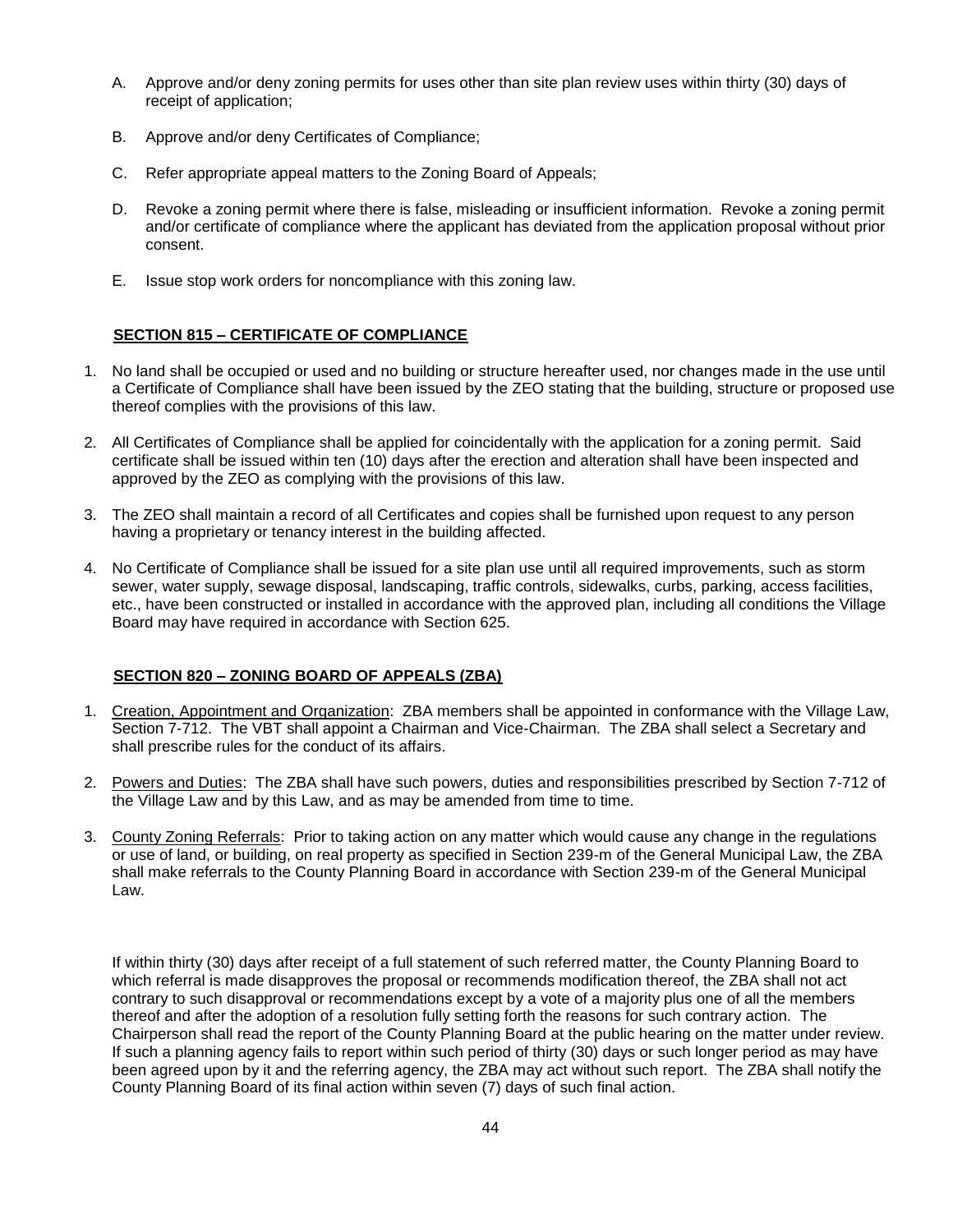A. Approve and/or deny zoning permits for uses other than site plan review uses within thirty (30) days of receipt of application;

B. Approve and/or deny Certificates of Compliance;

C. Refer appropriate appeal matters to the Zoning Board of Appeals;

D. Revoke a zoning permit where there is false, misleading or insufficient information. Revoke a zoning permit and/or certificate of compliance where the applicant has deviated from the application proposal without prior consent.

E. Issue stop work orders for noncompliance with this zoning law.

## SECTION 815 – CERTIFICATE OF COMPLIANCE

1. No land shall be occupied or used and no building or structure hereafter used, nor changes made in the use until a Certificate of Compliance shall have been issued by the ZEO stating that the building, structure or proposed use thereof complies with the provisions of this law.

2. All Certificates of Compliance shall be applied for coincidentally with the application for a zoning permit. Said certificate shall be issued within ten (10) days after the erection and alteration shall have been inspected and approved by the ZEO as complying with the provisions of this law.

3. The ZEO shall maintain a record of all Certificates and copies shall be furnished upon request to any person having a proprietary or tenancy interest in the building affected.

4. No Certificate of Compliance shall be issued for a site plan use until all required improvements, such as storm sewer, water supply, sewage disposal, landscaping, traffic controls, sidewalks, curbs, parking, access facilities, etc., have been constructed or installed in accordance with the approved plan, including all conditions the Village Board may have required in accordance with Section 625.

## SECTION 820 – ZONING BOARD OF APPEALS (ZBA)

1. Creation, Appointment and Organization: ZBA members shall be appointed in conformance with the Village Law, Section 7-712. The VBT shall appoint a Chairman and Vice-Chairman. The ZBA shall select a Secretary and shall prescribe rules for the conduct of its affairs.

2. Powers and Duties: The ZBA shall have such powers, duties and responsibilities prescribed by Section 7-712 of the Village Law and by this Law, and as may be amended from time to time.

3. County Zoning Referrals: Prior to taking action on any matter which would cause any change in the regulations or use of land, or building, on real property as specified in Section 239-m of the General Municipal Law, the ZBA shall make referrals to the County Planning Board in accordance with Section 239-m of the General Municipal Law.

   If within thirty (30) days after receipt of a full statement of such referred matter, the County Planning Board to which referral is made disapproves the proposal or recommends modification thereof, the ZBA shall not act contrary to such disapproval or recommendations except by a vote of a majority plus one of all the members thereof and after the adoption of a resolution fully setting forth the reasons for such contrary action. The Chairperson shall read the report of the County Planning Board at the public hearing on the matter under review. If such a planning agency fails to report within such period of thirty (30) days or such longer period as may have been agreed upon by it and the referring agency, the ZBA may act without such report. The ZBA shall notify the County Planning Board of its final action within seven (7) days of such final action.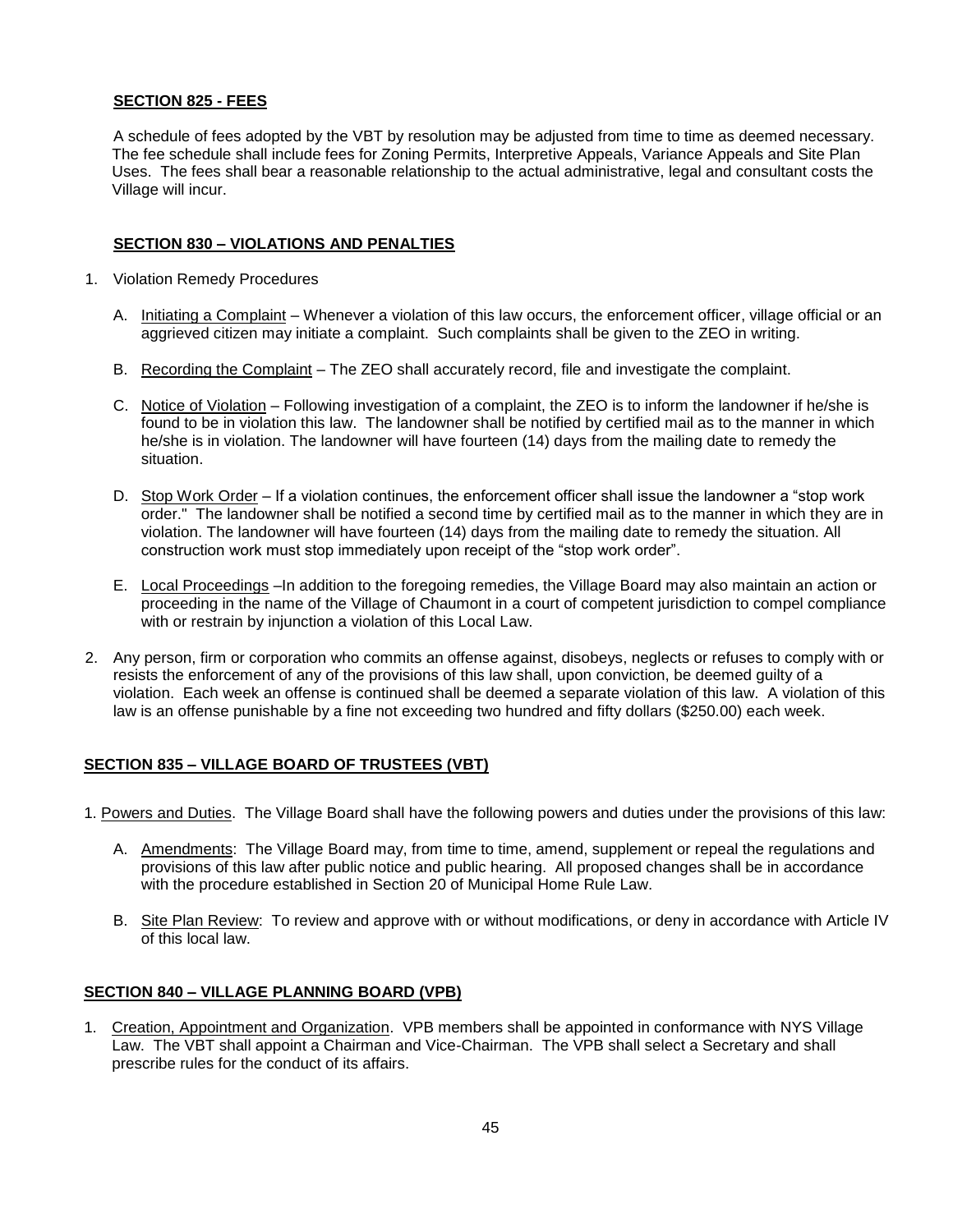## SECTION 825 - FEES

A schedule of fees adopted by the VBT by resolution may be adjusted from time to time as deemed necessary. The fee schedule shall include fees for Zoning Permits, Interpretive Appeals, Variance Appeals and Site Plan Uses. The fees shall bear a reasonable relationship to the actual administrative, legal and consultant costs the Village will incur.

## SECTION 830 – VIOLATIONS AND PENALTIES

1. Violation Remedy Procedures

   A. Initiating a Complaint – Whenever a violation of this law occurs, the enforcement officer, village official or an aggrieved citizen may initiate a complaint. Such complaints shall be given to the ZEO in writing.

   B. Recording the Complaint – The ZEO shall accurately record, file and investigate the complaint.

   C. Notice of Violation – Following investigation of a complaint, the ZEO is to inform the landowner if he/she is found to be in violation this law. The landowner shall be notified by certified mail as to the manner in which he/she is in violation. The landowner will have fourteen (14) days from the mailing date to remedy the situation.

   D. Stop Work Order – If a violation continues, the enforcement officer shall issue the landowner a "stop work order." The landowner shall be notified a second time by certified mail as to the manner in which they are in violation. The landowner will have fourteen (14) days from the mailing date to remedy the situation. All construction work must stop immediately upon receipt of the "stop work order".

   E. Local Proceedings –In addition to the foregoing remedies, the Village Board may also maintain an action or proceeding in the name of the Village of Chaumont in a court of competent jurisdiction to compel compliance with or restrain by injunction a violation of this Local Law.

2. Any person, firm or corporation who commits an offense against, disobeys, neglects or refuses to comply with or resists the enforcement of any of the provisions of this law shall, upon conviction, be deemed guilty of a violation. Each week an offense is continued shall be deemed a separate violation of this law. A violation of this law is an offense punishable by a fine not exceeding two hundred and fifty dollars ($250.00) each week.

## SECTION 835 – VILLAGE BOARD OF TRUSTEES (VBT)

1. Powers and Duties. The Village Board shall have the following powers and duties under the provisions of this law:

   A. Amendments: The Village Board may, from time to time, amend, supplement or repeal the regulations and provisions of this law after public notice and public hearing. All proposed changes shall be in accordance with the procedure established in Section 20 of Municipal Home Rule Law.

   B. Site Plan Review: To review and approve with or without modifications, or deny in accordance with Article IV of this local law.

## SECTION 840 – VILLAGE PLANNING BOARD (VPB)

1. Creation, Appointment and Organization. VPB members shall be appointed in conformance with NYS Village Law. The VBT shall appoint a Chairman and Vice-Chairman. The VPB shall select a Secretary and shall prescribe rules for the conduct of its affairs.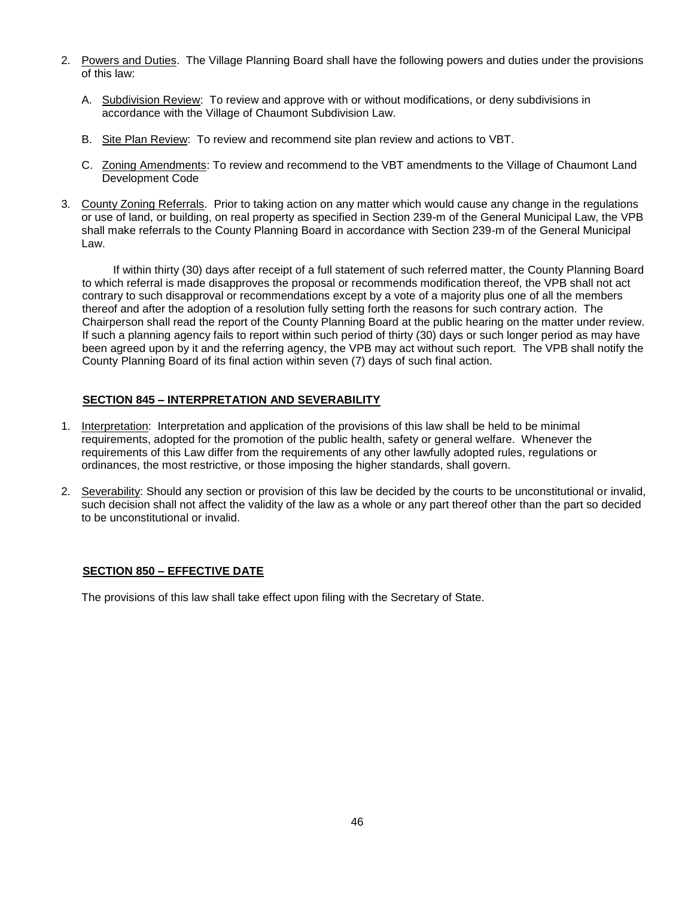2. Powers and Duties. The Village Planning Board shall have the following powers and duties under the provisions of this law:

   A. Subdivision Review: To review and approve with or without modifications, or deny subdivisions in accordance with the Village of Chaumont Subdivision Law.

   B. Site Plan Review: To review and recommend site plan review and actions to VBT.

   C. Zoning Amendments: To review and recommend to the VBT amendments to the Village of Chaumont Land Development Code

3. County Zoning Referrals. Prior to taking action on any matter which would cause any change in the regulations or use of land, or building, on real property as specified in Section 239-m of the General Municipal Law, the VPB shall make referrals to the County Planning Board in accordance with Section 239-m of the General Municipal Law.

   If within thirty (30) days after receipt of a full statement of such referred matter, the County Planning Board to which referral is made disapproves the proposal or recommends modification thereof, the VPB shall not act contrary to such disapproval or recommendations except by a vote of a majority plus one of all the members thereof and after the adoption of a resolution fully setting forth the reasons for such contrary action. The Chairperson shall read the report of the County Planning Board at the public hearing on the matter under review. If such a planning agency fails to report within such period of thirty (30) days or such longer period as may have been agreed upon by it and the referring agency, the VPB may act without such report. The VPB shall notify the County Planning Board of its final action within seven (7) days of such final action.

## SECTION 845 – INTERPRETATION AND SEVERABILITY

1. Interpretation: Interpretation and application of the provisions of this law shall be held to be minimal requirements, adopted for the promotion of the public health, safety or general welfare. Whenever the requirements of this Law differ from the requirements of any other lawfully adopted rules, regulations or ordinances, the most restrictive, or those imposing the higher standards, shall govern.

2. Severability: Should any section or provision of this law be decided by the courts to be unconstitutional or invalid, such decision shall not affect the validity of the law as a whole or any part thereof other than the part so decided to be unconstitutional or invalid.

## SECTION 850 – EFFECTIVE DATE

The provisions of this law shall take effect upon filing with the Secretary of State.